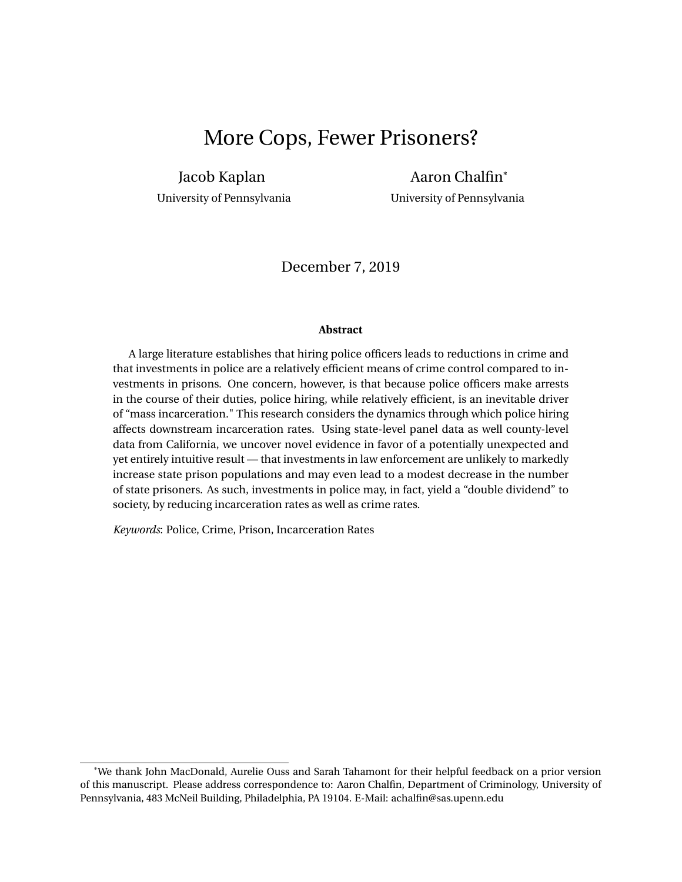# More Cops, Fewer Prisoners?

Jacob Kaplan
University of Pennsylvania

Aaron Chalfin*
University of Pennsylvania

December 7, 2019

**Abstract**

A large literature establishes that hiring police officers leads to reductions in crime and that investments in police are a relatively efficient means of crime control compared to investments in prisons. One concern, however, is that because police officers make arrests in the course of their duties, police hiring, while relatively efficient, is an inevitable driver of "mass incarceration." This research considers the dynamics through which police hiring affects downstream incarceration rates. Using state-level panel data as well county-level data from California, we uncover novel evidence in favor of a potentially unexpected and yet entirely intuitive result — that investments in law enforcement are unlikely to markedly increase state prison populations and may even lead to a modest decrease in the number of state prisoners. As such, investments in police may, in fact, yield a "double dividend" to society, by reducing incarceration rates as well as crime rates.

*Keywords*: Police, Crime, Prison, Incarceration Rates

*We thank John MacDonald, Aurelie Ouss and Sarah Tahamont for their helpful feedback on a prior version of this manuscript. Please address correspondence to: Aaron Chalfin, Department of Criminology, University of Pennsylvania, 483 McNeil Building, Philadelphia, PA 19104. E-Mail: achalfin@sas.upenn.edu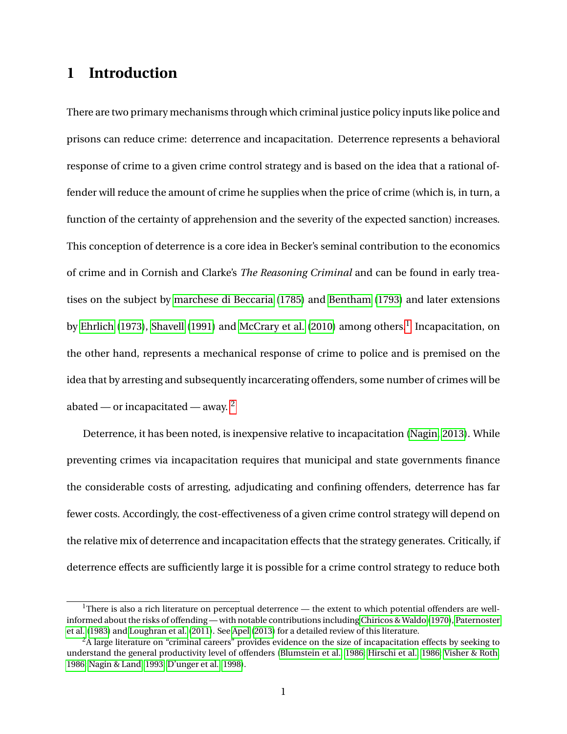# 1 Introduction

There are two primary mechanisms through which criminal justice policy inputs like police and prisons can reduce crime: deterrence and incapacitation. Deterrence represents a behavioral response of crime to a given crime control strategy and is based on the idea that a rational offender will reduce the amount of crime he supplies when the price of crime (which is, in turn, a function of the certainty of apprehension and the severity of the expected sanction) increases. This conception of deterrence is a core idea in Becker's seminal contribution to the economics of crime and in Cornish and Clarke's *The Reasoning Criminal* and can be found in early treatises on the subject by marchese di Beccaria (1785) and Bentham (1793) and later extensions by Ehrlich (1973), Shavell (1991) and McCrary et al. (2010) among others.[1] Incapacitation, on the other hand, represents a mechanical response of crime to police and is premised on the idea that by arresting and subsequently incarcerating offenders, some number of crimes will be abated — or incapacitated — away.[2]

Deterrence, it has been noted, is inexpensive relative to incapacitation (Nagin, 2013). While preventing crimes via incapacitation requires that municipal and state governments finance the considerable costs of arresting, adjudicating and confining offenders, deterrence has far fewer costs. Accordingly, the cost-effectiveness of a given crime control strategy will depend on the relative mix of deterrence and incapacitation effects that the strategy generates. Critically, if deterrence effects are sufficiently large it is possible for a crime control strategy to reduce both

[1]There is also a rich literature on perceptual deterrence — the extent to which potential offenders are well-informed about the risks of offending — with notable contributions including Chiricos & Waldo (1970), Paternoster et al. (1983) and Loughran et al. (2011). See Apel (2013) for a detailed review of this literature.

[2]A large literature on "criminal careers" provides evidence on the size of incapacitation effects by seeking to understand the general productivity level of offenders (Blumstein et al., 1986; Hirschi et al., 1986; Visher & Roth, 1986; Nagin & Land, 1993; D'unger et al., 1998).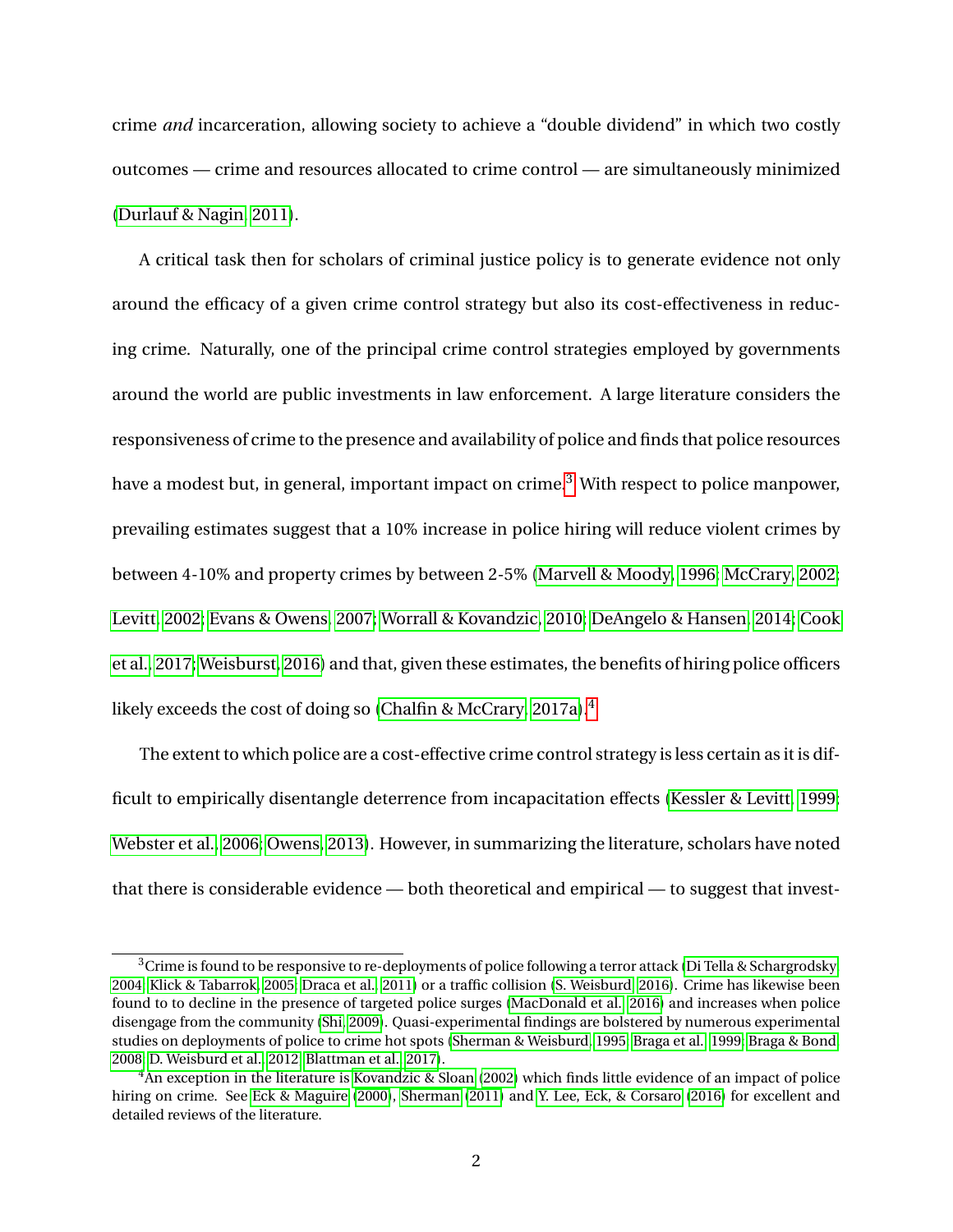crime *and* incarceration, allowing society to achieve a "double dividend" in which two costly outcomes — crime and resources allocated to crime control — are simultaneously minimized (Durlauf & Nagin, 2011).

A critical task then for scholars of criminal justice policy is to generate evidence not only around the efficacy of a given crime control strategy but also its cost-effectiveness in reducing crime. Naturally, one of the principal crime control strategies employed by governments around the world are public investments in law enforcement. A large literature considers the responsiveness of crime to the presence and availability of police and finds that police resources have a modest but, in general, important impact on crime.[3] With respect to police manpower, prevailing estimates suggest that a 10% increase in police hiring will reduce violent crimes by between 4-10% and property crimes by between 2-5% (Marvell & Moody, 1996; McCrary, 2002; Levitt, 2002; Evans & Owens, 2007; Worrall & Kovandzic, 2010; DeAngelo & Hansen, 2014; Cook et al., 2017; Weisburst, 2016) and that, given these estimates, the benefits of hiring police officers likely exceeds the cost of doing so (Chalfin & McCrary, 2017a).[4]

The extent to which police are a cost-effective crime control strategy is less certain as it is difficult to empirically disentangle deterrence from incapacitation effects (Kessler & Levitt, 1999; Webster et al., 2006; Owens, 2013). However, in summarizing the literature, scholars have noted that there is considerable evidence — both theoretical and empirical — to suggest that invest-

[3] Crime is found to be responsive to re-deployments of police following a terror attack (Di Tella & Schargrodsky, 2004; Klick & Tabarrok, 2005; Draca et al., 2011) or a traffic collision (S. Weisburd, 2016). Crime has likewise been found to to decline in the presence of targeted police surges (MacDonald et al., 2016) and increases when police disengage from the community (Shi, 2009). Quasi-experimental findings are bolstered by numerous experimental studies on deployments of police to crime hot spots (Sherman & Weisburd, 1995; Braga et al., 1999; Braga & Bond, 2008; D. Weisburd et al., 2012; Blattman et al., 2017).

[4] An exception in the literature is Kovandzic & Sloan (2002) which finds little evidence of an impact of police hiring on crime. See Eck & Maguire (2000), Sherman (2011) and Y. Lee, Eck, & Corsaro (2016) for excellent and detailed reviews of the literature.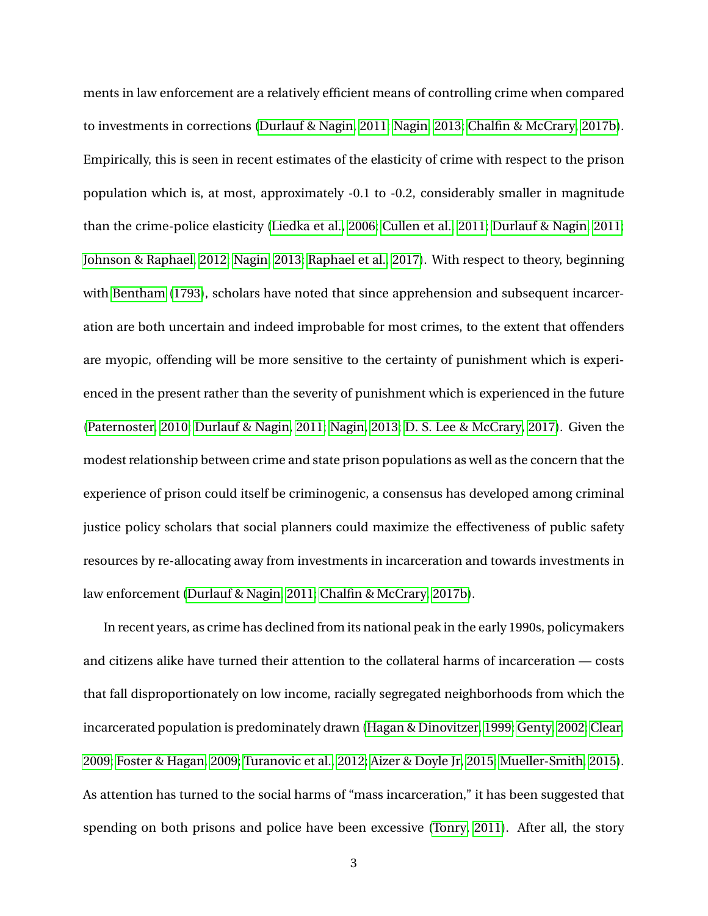ments in law enforcement are a relatively efficient means of controlling crime when compared to investments in corrections (Durlauf & Nagin, 2011; Nagin, 2013; Chalfin & McCrary, 2017b). Empirically, this is seen in recent estimates of the elasticity of crime with respect to the prison population which is, at most, approximately -0.1 to -0.2, considerably smaller in magnitude than the crime-police elasticity (Liedka et al., 2006; Cullen et al., 2011; Durlauf & Nagin, 2011; Johnson & Raphael, 2012; Nagin, 2013; Raphael et al., 2017). With respect to theory, beginning with Bentham (1793), scholars have noted that since apprehension and subsequent incarceration are both uncertain and indeed improbable for most crimes, to the extent that offenders are myopic, offending will be more sensitive to the certainty of punishment which is experienced in the present rather than the severity of punishment which is experienced in the future (Paternoster, 2010; Durlauf & Nagin, 2011; Nagin, 2013; D. S. Lee & McCrary, 2017). Given the modest relationship between crime and state prison populations as well as the concern that the experience of prison could itself be criminogenic, a consensus has developed among criminal justice policy scholars that social planners could maximize the effectiveness of public safety resources by re-allocating away from investments in incarceration and towards investments in law enforcement (Durlauf & Nagin, 2011; Chalfin & McCrary, 2017b).

In recent years, as crime has declined from its national peak in the early 1990s, policymakers and citizens alike have turned their attention to the collateral harms of incarceration — costs that fall disproportionately on low income, racially segregated neighborhoods from which the incarcerated population is predominately drawn (Hagan & Dinovitzer, 1999; Genty, 2002; Clear, 2009; Foster & Hagan, 2009; Turanovic et al., 2012; Aizer & Doyle Jr, 2015; Mueller-Smith, 2015). As attention has turned to the social harms of "mass incarceration," it has been suggested that spending on both prisons and police have been excessive (Tonry, 2011). After all, the story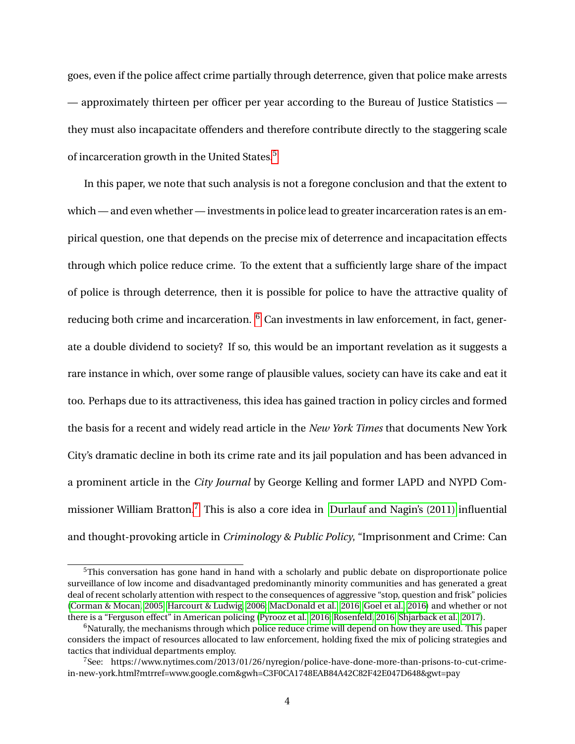goes, even if the police affect crime partially through deterrence, given that police make arrests — approximately thirteen per officer per year according to the Bureau of Justice Statistics — they must also incapacitate offenders and therefore contribute directly to the staggering scale of incarceration growth in the United States.[5]

In this paper, we note that such analysis is not a foregone conclusion and that the extent to which — and even whether — investments in police lead to greater incarceration rates is an empirical question, one that depends on the precise mix of deterrence and incapacitation effects through which police reduce crime. To the extent that a sufficiently large share of the impact of police is through deterrence, then it is possible for police to have the attractive quality of reducing both crime and incarceration. [6] Can investments in law enforcement, in fact, generate a double dividend to society? If so, this would be an important revelation as it suggests a rare instance in which, over some range of plausible values, society can have its cake and eat it too. Perhaps due to its attractiveness, this idea has gained traction in policy circles and formed the basis for a recent and widely read article in the *New York Times* that documents New York City's dramatic decline in both its crime rate and its jail population and has been advanced in a prominent article in the *City Journal* by George Kelling and former LAPD and NYPD Commissioner William Bratton.[7] This is also a core idea in Durlauf and Nagin's (2011) influential and thought-provoking article in *Criminology & Public Policy*, "Imprisonment and Crime: Can

[5] This conversation has gone hand in hand with a scholarly and public debate on disproportionate police surveillance of low income and disadvantaged predominantly minority communities and has generated a great deal of recent scholarly attention with respect to the consequences of aggressive "stop, question and frisk" policies (Corman & Mocan, 2005; Harcourt & Ludwig, 2006; MacDonald et al., 2016; Goel et al., 2016) and whether or not there is a "Ferguson effect" in American policing (Pyrooz et al., 2016; Rosenfeld, 2016; Shjarback et al., 2017).

[6] Naturally, the mechanisms through which police reduce crime will depend on how they are used. This paper considers the impact of resources allocated to law enforcement, holding fixed the mix of policing strategies and tactics that individual departments employ.

[7] See: https://www.nytimes.com/2013/01/26/nyregion/police-have-done-more-than-prisons-to-cut-crime-in-new-york.html?mtrref=www.google.com&gwh=C3F0CA1748EAB84A42C82F42E047D648&gwt=pay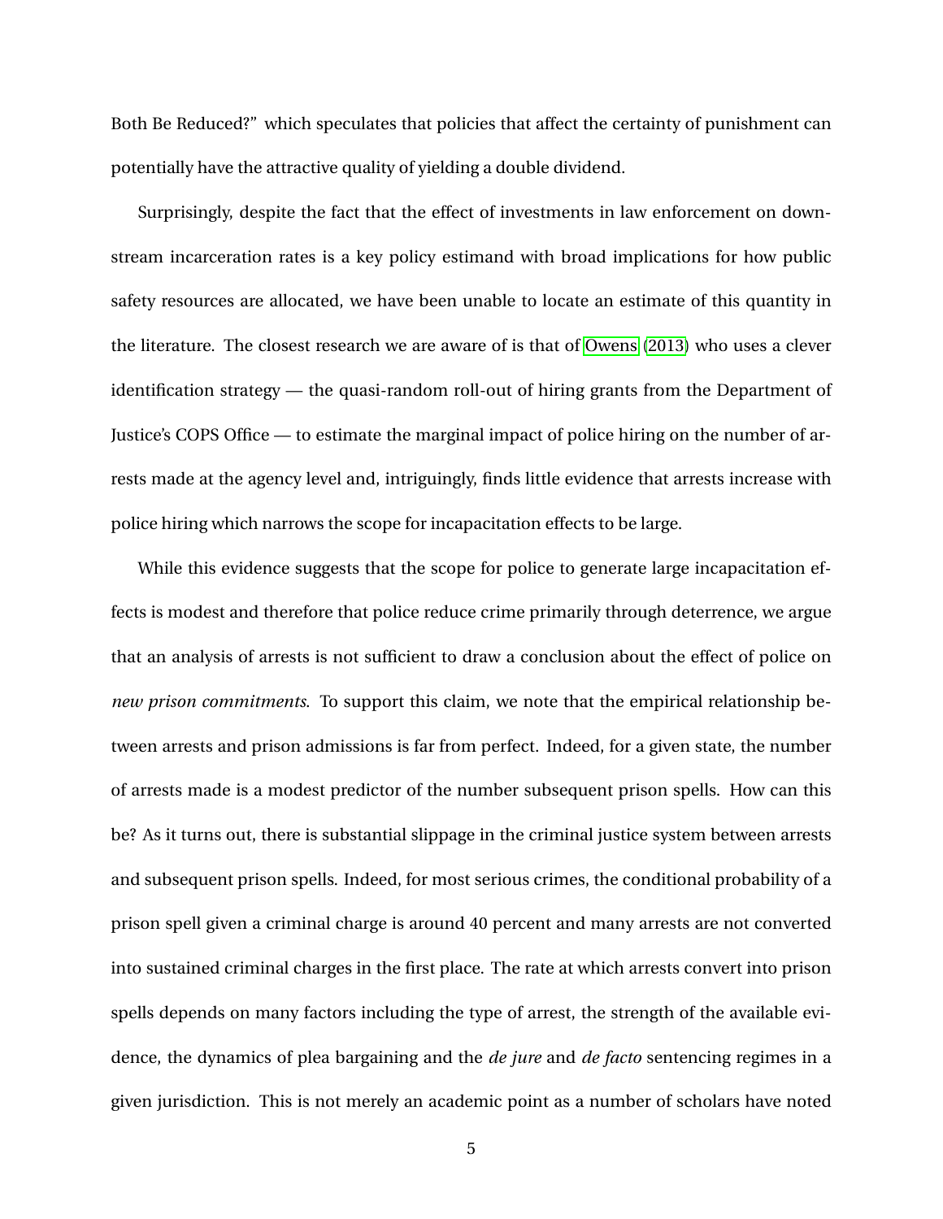Both Be Reduced?" which speculates that policies that affect the certainty of punishment can potentially have the attractive quality of yielding a double dividend.

Surprisingly, despite the fact that the effect of investments in law enforcement on downstream incarceration rates is a key policy estimand with broad implications for how public safety resources are allocated, we have been unable to locate an estimate of this quantity in the literature. The closest research we are aware of is that of Owens (2013) who uses a clever identification strategy — the quasi-random roll-out of hiring grants from the Department of Justice's COPS Office — to estimate the marginal impact of police hiring on the number of arrests made at the agency level and, intriguingly, finds little evidence that arrests increase with police hiring which narrows the scope for incapacitation effects to be large.

While this evidence suggests that the scope for police to generate large incapacitation effects is modest and therefore that police reduce crime primarily through deterrence, we argue that an analysis of arrests is not sufficient to draw a conclusion about the effect of police on *new prison commitments*. To support this claim, we note that the empirical relationship between arrests and prison admissions is far from perfect. Indeed, for a given state, the number of arrests made is a modest predictor of the number subsequent prison spells. How can this be? As it turns out, there is substantial slippage in the criminal justice system between arrests and subsequent prison spells. Indeed, for most serious crimes, the conditional probability of a prison spell given a criminal charge is around 40 percent and many arrests are not converted into sustained criminal charges in the first place. The rate at which arrests convert into prison spells depends on many factors including the type of arrest, the strength of the available evidence, the dynamics of plea bargaining and the *de jure* and *de facto* sentencing regimes in a given jurisdiction. This is not merely an academic point as a number of scholars have noted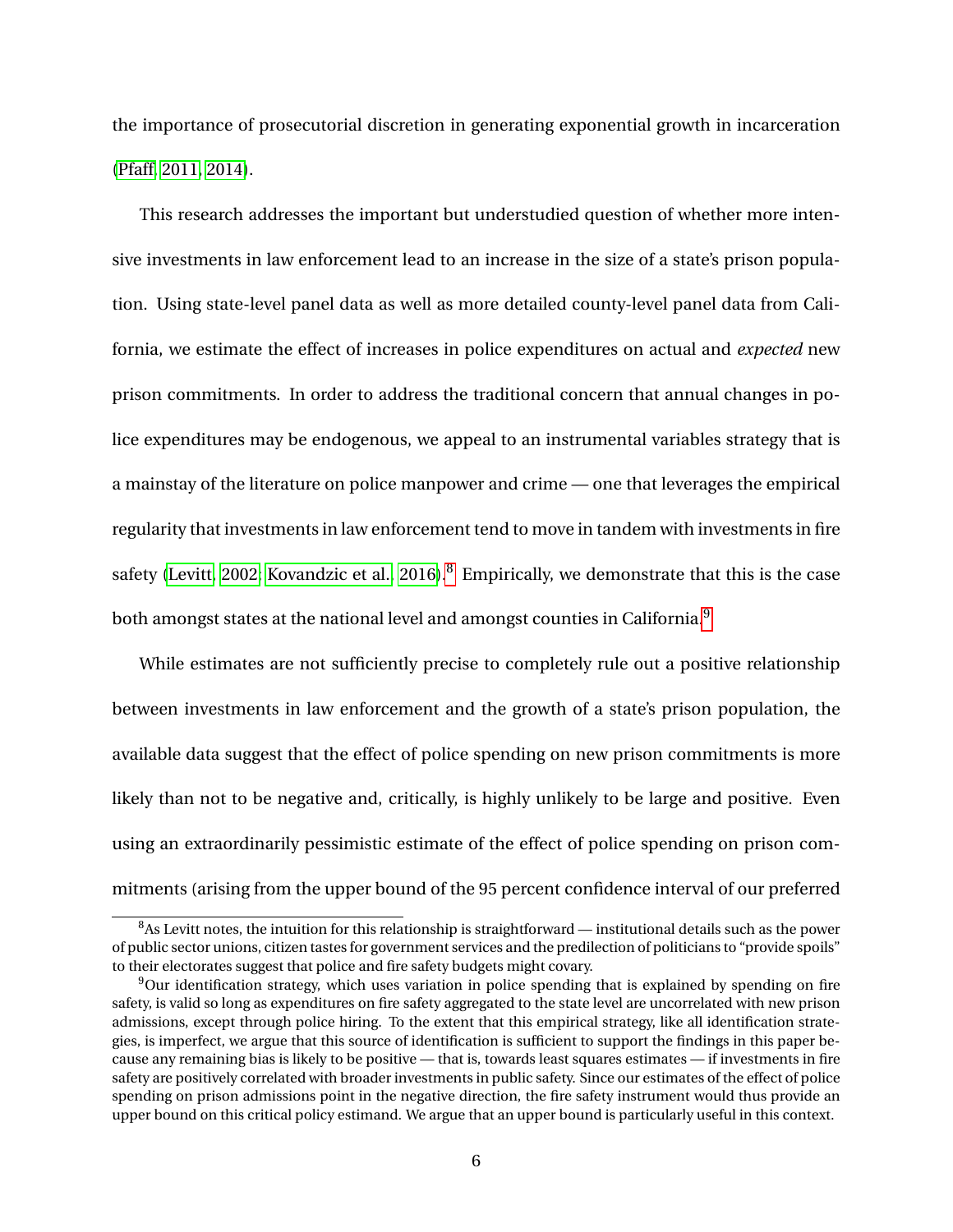the importance of prosecutorial discretion in generating exponential growth in incarceration (Pfaff, 2011, 2014).

This research addresses the important but understudied question of whether more intensive investments in law enforcement lead to an increase in the size of a state's prison population. Using state-level panel data as well as more detailed county-level panel data from California, we estimate the effect of increases in police expenditures on actual and *expected* new prison commitments. In order to address the traditional concern that annual changes in police expenditures may be endogenous, we appeal to an instrumental variables strategy that is a mainstay of the literature on police manpower and crime — one that leverages the empirical regularity that investments in law enforcement tend to move in tandem with investments in fire safety (Levitt, 2002; Kovandzic et al., 2016).[8] Empirically, we demonstrate that this is the case both amongst states at the national level and amongst counties in California.[9]

While estimates are not sufficiently precise to completely rule out a positive relationship between investments in law enforcement and the growth of a state's prison population, the available data suggest that the effect of police spending on new prison commitments is more likely than not to be negative and, critically, is highly unlikely to be large and positive. Even using an extraordinarily pessimistic estimate of the effect of police spending on prison commitments (arising from the upper bound of the 95 percent confidence interval of our preferred

[8] As Levitt notes, the intuition for this relationship is straightforward — institutional details such as the power of public sector unions, citizen tastes for government services and the predilection of politicians to "provide spoils" to their electorates suggest that police and fire safety budgets might covary.

[9] Our identification strategy, which uses variation in police spending that is explained by spending on fire safety, is valid so long as expenditures on fire safety aggregated to the state level are uncorrelated with new prison admissions, except through police hiring. To the extent that this empirical strategy, like all identification strategies, is imperfect, we argue that this source of identification is sufficient to support the findings in this paper because any remaining bias is likely to be positive — that is, towards least squares estimates — if investments in fire safety are positively correlated with broader investments in public safety. Since our estimates of the effect of police spending on prison admissions point in the negative direction, the fire safety instrument would thus provide an upper bound on this critical policy estimand. We argue that an upper bound is particularly useful in this context.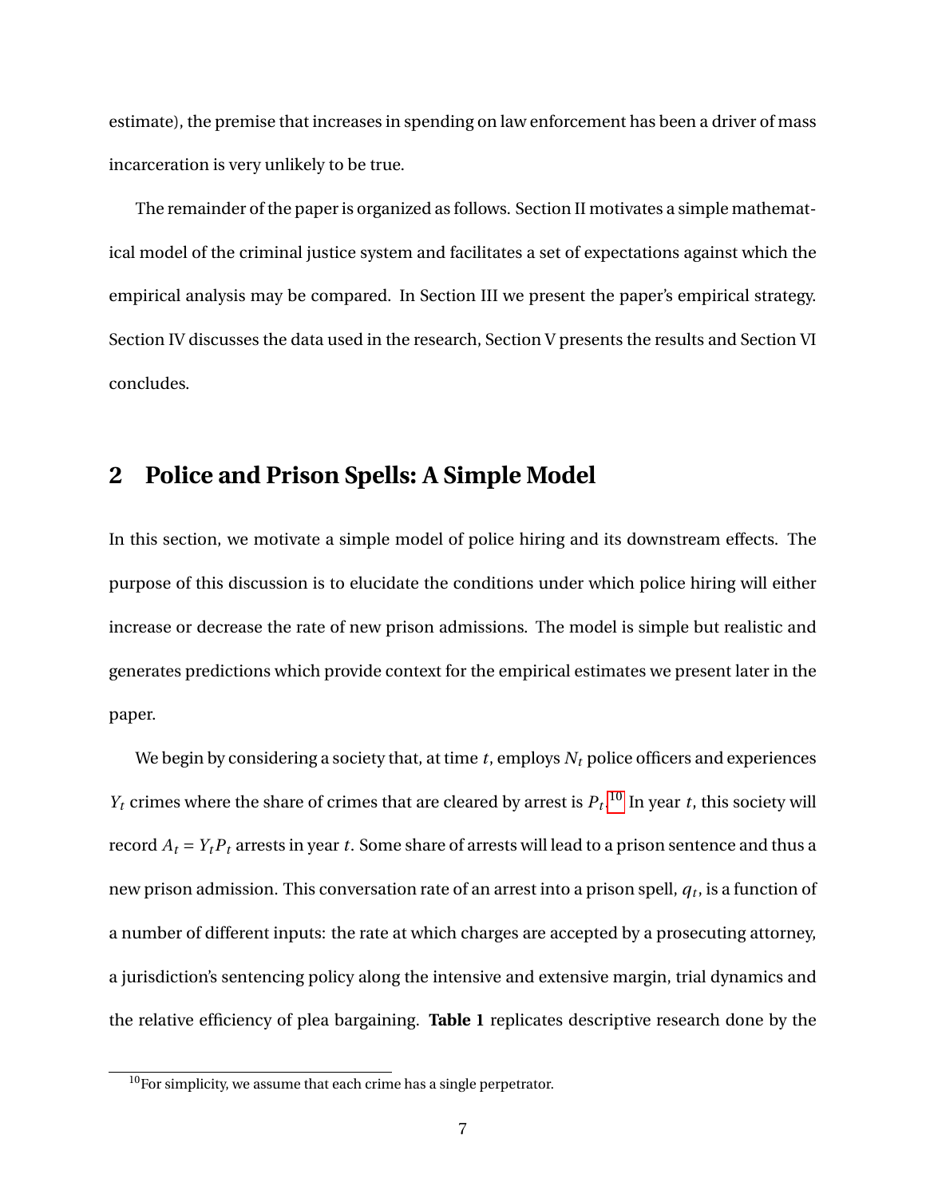estimate), the premise that increases in spending on law enforcement has been a driver of mass incarceration is very unlikely to be true.

The remainder of the paper is organized as follows. Section II motivates a simple mathematical model of the criminal justice system and facilitates a set of expectations against which the empirical analysis may be compared. In Section III we present the paper's empirical strategy. Section IV discusses the data used in the research, Section V presents the results and Section VI concludes.

## 2 Police and Prison Spells: A Simple Model

In this section, we motivate a simple model of police hiring and its downstream effects. The purpose of this discussion is to elucidate the conditions under which police hiring will either increase or decrease the rate of new prison admissions. The model is simple but realistic and generates predictions which provide context for the empirical estimates we present later in the paper.

We begin by considering a society that, at time $t$, employs $N_t$ police officers and experiences $Y_t$ crimes where the share of crimes that are cleared by arrest is $P_t$.[10] In year $t$, this society will record $A_t = Y_t P_t$ arrests in year $t$. Some share of arrests will lead to a prison sentence and thus a new prison admission. This conversation rate of an arrest into a prison spell, $q_t$, is a function of a number of different inputs: the rate at which charges are accepted by a prosecuting attorney, a jurisdiction's sentencing policy along the intensive and extensive margin, trial dynamics and the relative efficiency of plea bargaining. **Table 1** replicates descriptive research done by the

[10] For simplicity, we assume that each crime has a single perpetrator.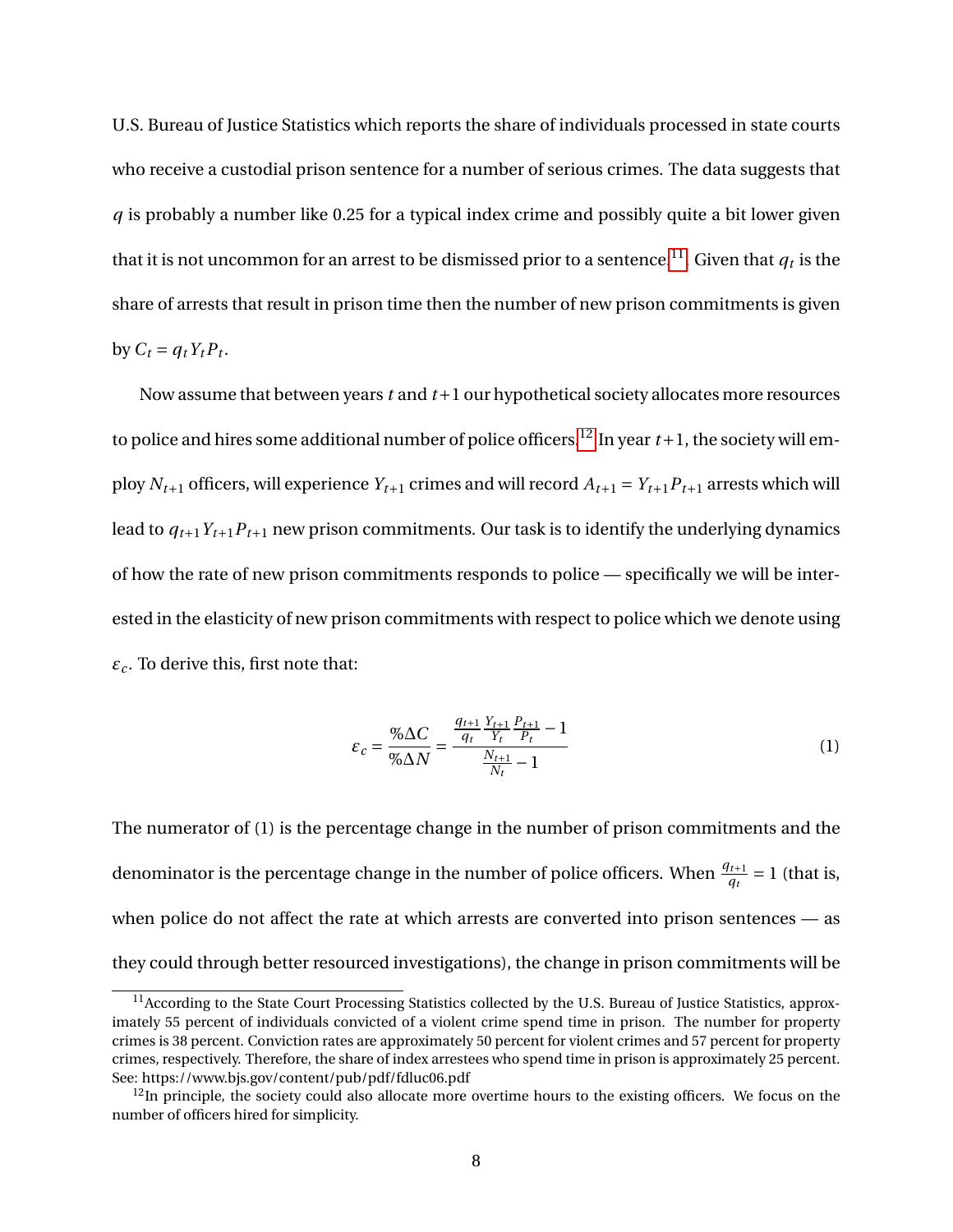U.S. Bureau of Justice Statistics which reports the share of individuals processed in state courts who receive a custodial prison sentence for a number of serious crimes. The data suggests that $q$ is probably a number like 0.25 for a typical index crime and possibly quite a bit lower given that it is not uncommon for an arrest to be dismissed prior to a sentence.[11] Given that $q_t$ is the share of arrests that result in prison time then the number of new prison commitments is given by $C_t = q_t Y_t P_t$.

Now assume that between years $t$ and $t+1$ our hypothetical society allocates more resources to police and hires some additional number of police officers.[12] In year $t+1$, the society will employ $N_{t+1}$ officers, will experience $Y_{t+1}$ crimes and will record $A_{t+1} = Y_{t+1} P_{t+1}$ arrests which will lead to $q_{t+1} Y_{t+1} P_{t+1}$ new prison commitments. Our task is to identify the underlying dynamics of how the rate of new prison commitments responds to police — specifically we will be interested in the elasticity of new prison commitments with respect to police which we denote using $\varepsilon_c$. To derive this, first note that:

$$\varepsilon_c = \frac{\%\Delta C}{\%\Delta N} = \frac{\frac{q_{t+1}}{q_t} \frac{Y_{t+1}}{Y_t} \frac{P_{t+1}}{P_t} - 1}{\frac{N_{t+1}}{N_t} - 1} \tag{1}$$

The numerator of (1) is the percentage change in the number of prison commitments and the denominator is the percentage change in the number of police officers. When $\frac{q_{t+1}}{q_t} = 1$ (that is, when police do not affect the rate at which arrests are converted into prison sentences — as they could through better resourced investigations), the change in prison commitments will be

[11] According to the State Court Processing Statistics collected by the U.S. Bureau of Justice Statistics, approximately 55 percent of individuals convicted of a violent crime spend time in prison. The number for property crimes is 38 percent. Conviction rates are approximately 50 percent for violent crimes and 57 percent for property crimes, respectively. Therefore, the share of index arrestees who spend time in prison is approximately 25 percent. See: https://www.bjs.gov/content/pub/pdf/fdluc06.pdf

[12] In principle, the society could also allocate more overtime hours to the existing officers. We focus on the number of officers hired for simplicity.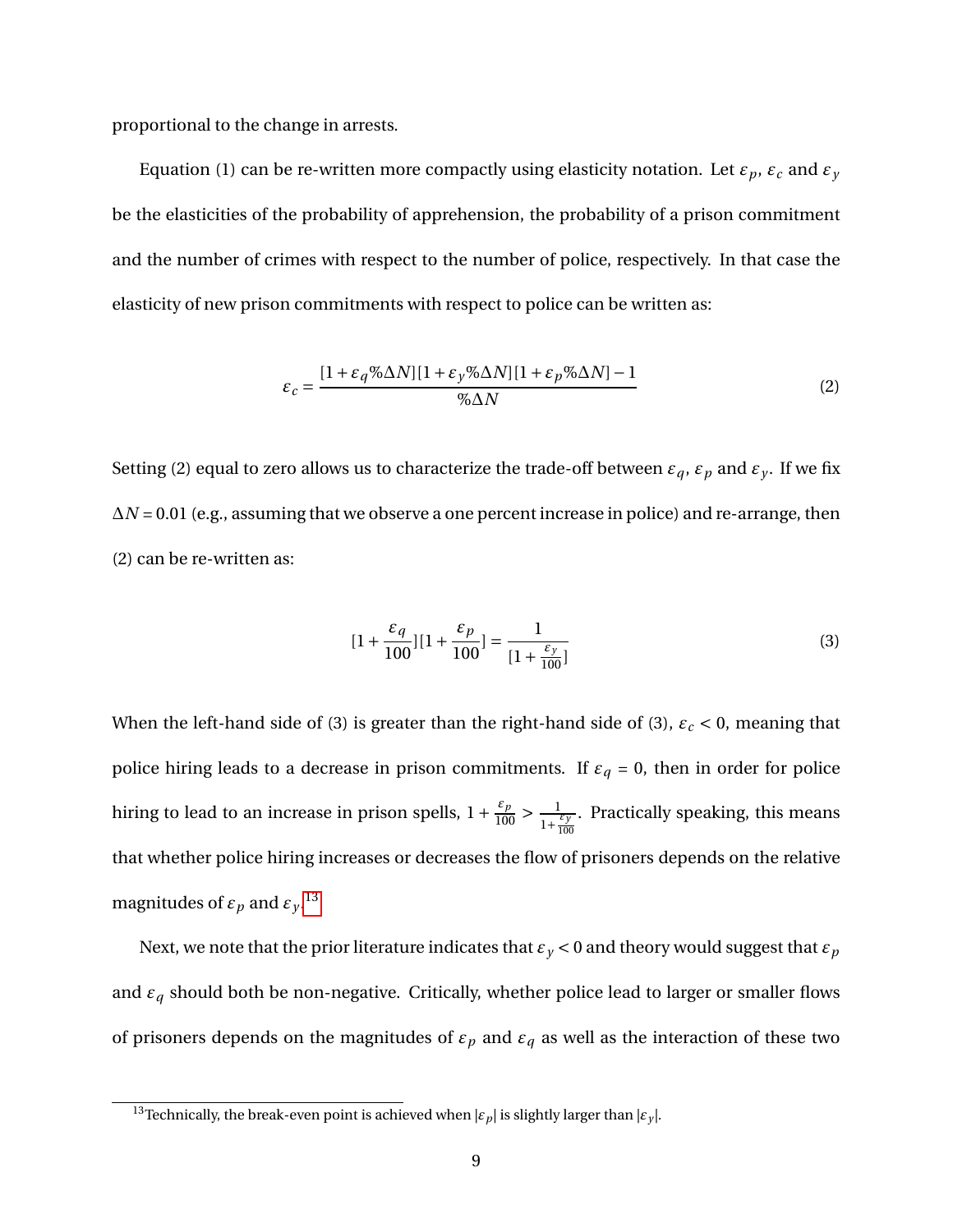proportional to the change in arrests.

Equation (1) can be re-written more compactly using elasticity notation. Let $\varepsilon_p$, $\varepsilon_c$ and $\varepsilon_y$ be the elasticities of the probability of apprehension, the probability of a prison commitment and the number of crimes with respect to the number of police, respectively. In that case the elasticity of new prison commitments with respect to police can be written as:

$$\varepsilon_c = \frac{[1+\varepsilon_q\%\Delta N][1+\varepsilon_y\%\Delta N][1+\varepsilon_p\%\Delta N]-1}{\%\Delta N} \tag{2}$$

Setting (2) equal to zero allows us to characterize the trade-off between $\varepsilon_q$, $\varepsilon_p$ and $\varepsilon_y$. If we fix $\Delta N = 0.01$ (e.g., assuming that we observe a one percent increase in police) and re-arrange, then (2) can be re-written as:

$$[1+\frac{\varepsilon_q}{100}][1+\frac{\varepsilon_p}{100}] = \frac{1}{[1+\frac{\varepsilon_y}{100}]} \tag{3}$$

When the left-hand side of (3) is greater than the right-hand side of (3), $\varepsilon_c < 0$, meaning that police hiring leads to a decrease in prison commitments. If $\varepsilon_q = 0$, then in order for police hiring to lead to an increase in prison spells, $1+\frac{\varepsilon_p}{100} > \frac{1}{1+\frac{\varepsilon_y}{100}}$. Practically speaking, this means that whether police hiring increases or decreases the flow of prisoners depends on the relative magnitudes of $\varepsilon_p$ and $\varepsilon_y$.[13]

Next, we note that the prior literature indicates that $\varepsilon_y < 0$ and theory would suggest that $\varepsilon_p$ and $\varepsilon_q$ should both be non-negative. Critically, whether police lead to larger or smaller flows of prisoners depends on the magnitudes of $\varepsilon_p$ and $\varepsilon_q$ as well as the interaction of these two

[13] Technically, the break-even point is achieved when $|\varepsilon_p|$ is slightly larger than $|\varepsilon_y|$.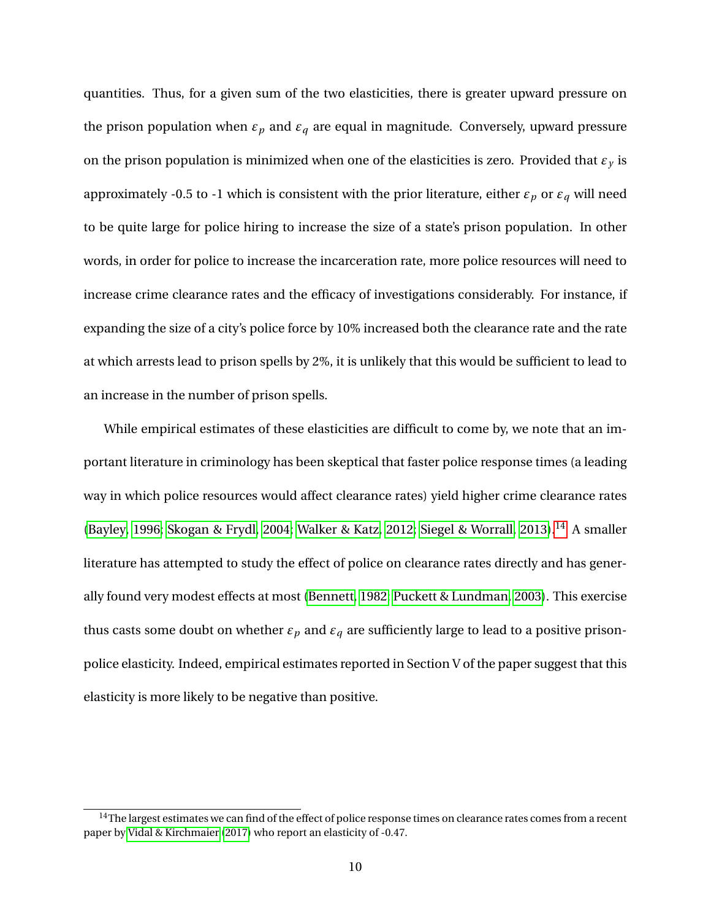quantities. Thus, for a given sum of the two elasticities, there is greater upward pressure on the prison population when $\varepsilon_p$ and $\varepsilon_q$ are equal in magnitude. Conversely, upward pressure on the prison population is minimized when one of the elasticities is zero. Provided that $\varepsilon_y$ is approximately -0.5 to -1 which is consistent with the prior literature, either $\varepsilon_p$ or $\varepsilon_q$ will need to be quite large for police hiring to increase the size of a state's prison population. In other words, in order for police to increase the incarceration rate, more police resources will need to increase crime clearance rates and the efficacy of investigations considerably. For instance, if expanding the size of a city's police force by 10% increased both the clearance rate and the rate at which arrests lead to prison spells by 2%, it is unlikely that this would be sufficient to lead to an increase in the number of prison spells.

While empirical estimates of these elasticities are difficult to come by, we note that an important literature in criminology has been skeptical that faster police response times (a leading way in which police resources would affect clearance rates) yield higher crime clearance rates (Bayley, 1996; Skogan & Frydl, 2004; Walker & Katz, 2012; Siegel & Worrall, 2013).[14] A smaller literature has attempted to study the effect of police on clearance rates directly and has generally found very modest effects at most (Bennett, 1982; Puckett & Lundman, 2003). This exercise thus casts some doubt on whether $\varepsilon_p$ and $\varepsilon_q$ are sufficiently large to lead to a positive prison-police elasticity. Indeed, empirical estimates reported in Section V of the paper suggest that this elasticity is more likely to be negative than positive.

[14] The largest estimates we can find of the effect of police response times on clearance rates comes from a recent paper by Vidal & Kirchmaier (2017) who report an elasticity of -0.47.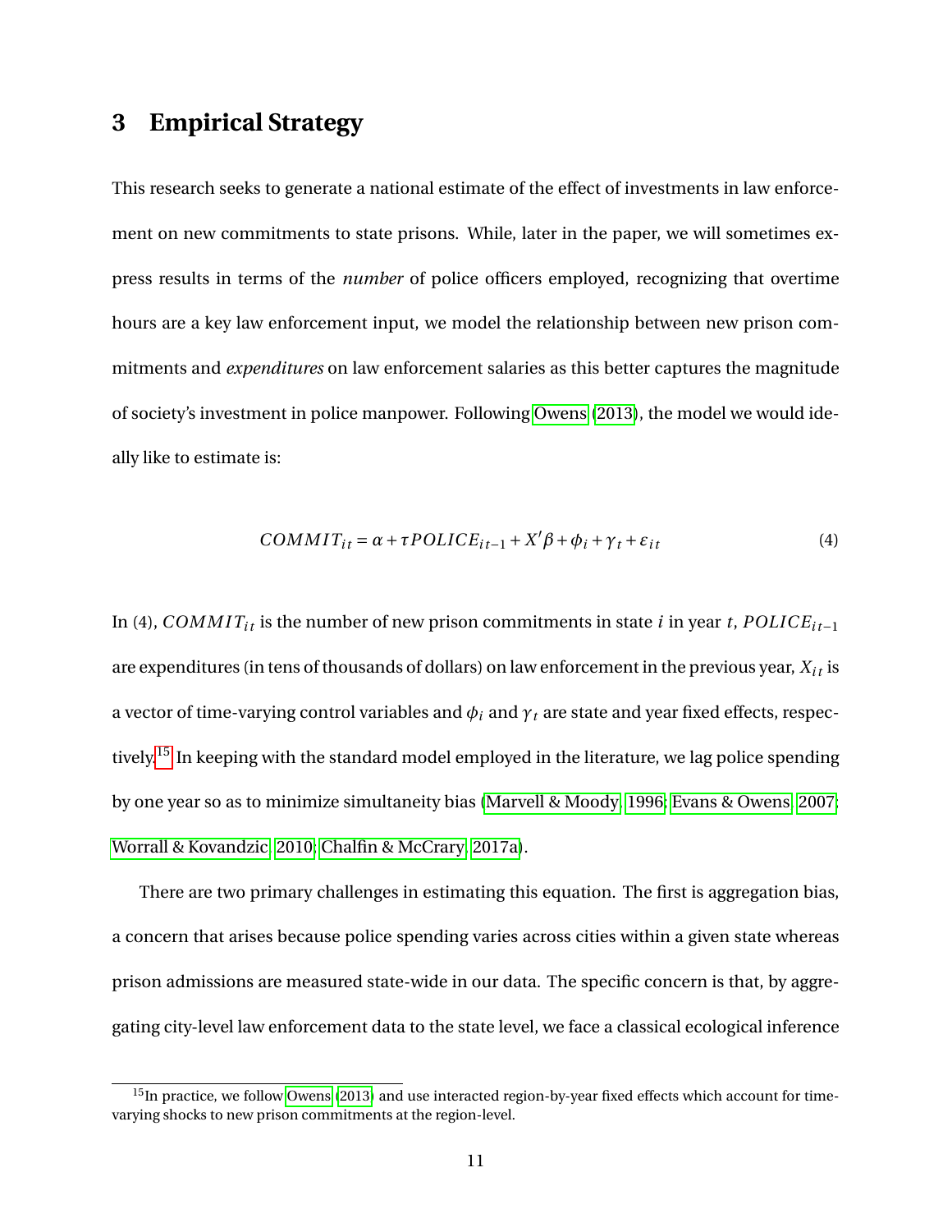# 3 Empirical Strategy

This research seeks to generate a national estimate of the effect of investments in law enforcement on new commitments to state prisons. While, later in the paper, we will sometimes express results in terms of the *number* of police officers employed, recognizing that overtime hours are a key law enforcement input, we model the relationship between new prison commitments and *expenditures* on law enforcement salaries as this better captures the magnitude of society's investment in police manpower. Following Owens (2013), the model we would ideally like to estimate is:

$$COMMIT_{it} = \alpha + \tau POLICE_{it-1} + X'\beta + \phi_i + \gamma_t + \varepsilon_{it} \tag{4}$$

In (4), $COMMIT_{it}$ is the number of new prison commitments in state $i$ in year $t$, $POLICE_{it-1}$ are expenditures (in tens of thousands of dollars) on law enforcement in the previous year, $X_{it}$ is a vector of time-varying control variables and $\phi_i$ and $\gamma_t$ are state and year fixed effects, respectively.[15] In keeping with the standard model employed in the literature, we lag police spending by one year so as to minimize simultaneity bias (Marvell & Moody, 1996; Evans & Owens, 2007; Worrall & Kovandzic, 2010; Chalfin & McCrary, 2017a).

There are two primary challenges in estimating this equation. The first is aggregation bias, a concern that arises because police spending varies across cities within a given state whereas prison admissions are measured state-wide in our data. The specific concern is that, by aggregating city-level law enforcement data to the state level, we face a classical ecological inference

[15] In practice, we follow Owens (2013) and use interacted region-by-year fixed effects which account for time-varying shocks to new prison commitments at the region-level.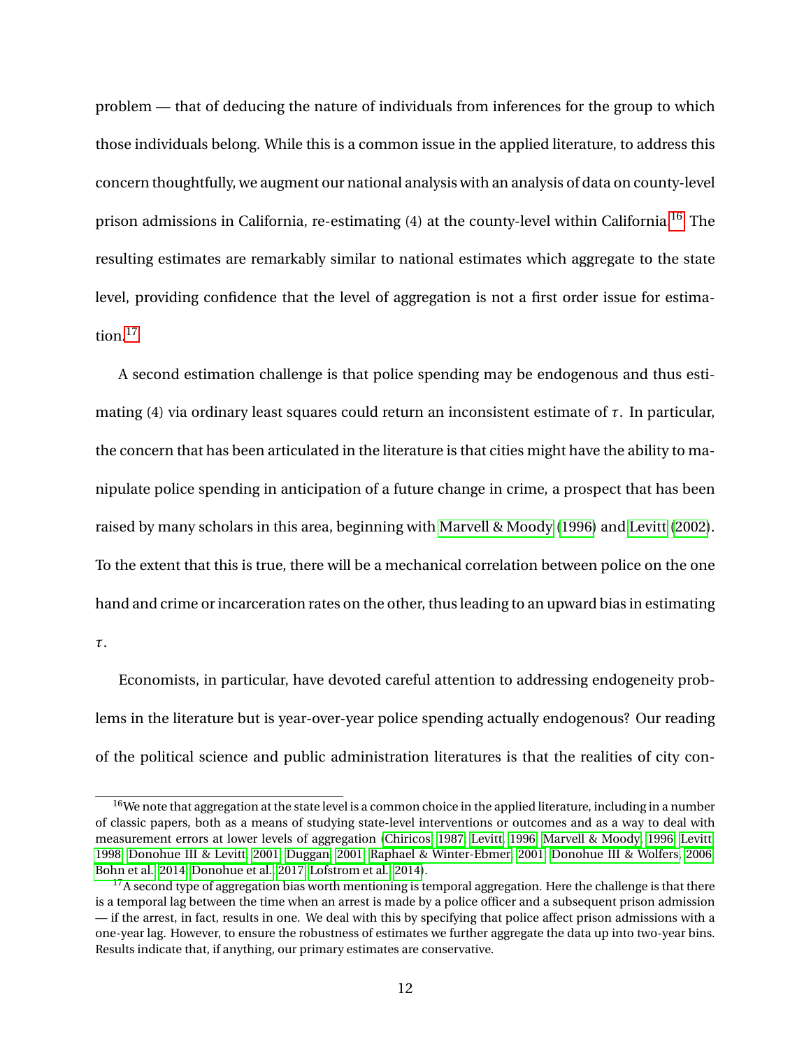problem — that of deducing the nature of individuals from inferences for the group to which those individuals belong. While this is a common issue in the applied literature, to address this concern thoughtfully, we augment our national analysis with an analysis of data on county-level prison admissions in California, re-estimating (4) at the county-level within California.[16] The resulting estimates are remarkably similar to national estimates which aggregate to the state level, providing confidence that the level of aggregation is not a first order issue for estimation.[17]

A second estimation challenge is that police spending may be endogenous and thus estimating (4) via ordinary least squares could return an inconsistent estimate of $\tau$. In particular, the concern that has been articulated in the literature is that cities might have the ability to manipulate police spending in anticipation of a future change in crime, a prospect that has been raised by many scholars in this area, beginning with Marvell & Moody (1996) and Levitt (2002). To the extent that this is true, there will be a mechanical correlation between police on the one hand and crime or incarceration rates on the other, thus leading to an upward bias in estimating $\tau$.

Economists, in particular, have devoted careful attention to addressing endogeneity problems in the literature but is year-over-year police spending actually endogenous? Our reading of the political science and public administration literatures is that the realities of city con-

---

[16] We note that aggregation at the state level is a common choice in the applied literature, including in a number of classic papers, both as a means of studying state-level interventions or outcomes and as a way to deal with measurement errors at lower levels of aggregation (Chiricos, 1987; Levitt, 1996; Marvell & Moody, 1996; Levitt, 1998; Donohue III & Levitt, 2001; Duggan, 2001; Raphael & Winter-Ebmer, 2001; Donohue III & Wolfers, 2006; Bohn et al., 2014; Donohue et al., 2017; Lofstrom et al., 2014).

[17] A second type of aggregation bias worth mentioning is temporal aggregation. Here the challenge is that there is a temporal lag between the time when an arrest is made by a police officer and a subsequent prison admission — if the arrest, in fact, results in one. We deal with this by specifying that police affect prison admissions with a one-year lag. However, to ensure the robustness of estimates we further aggregate the data up into two-year bins. Results indicate that, if anything, our primary estimates are conservative.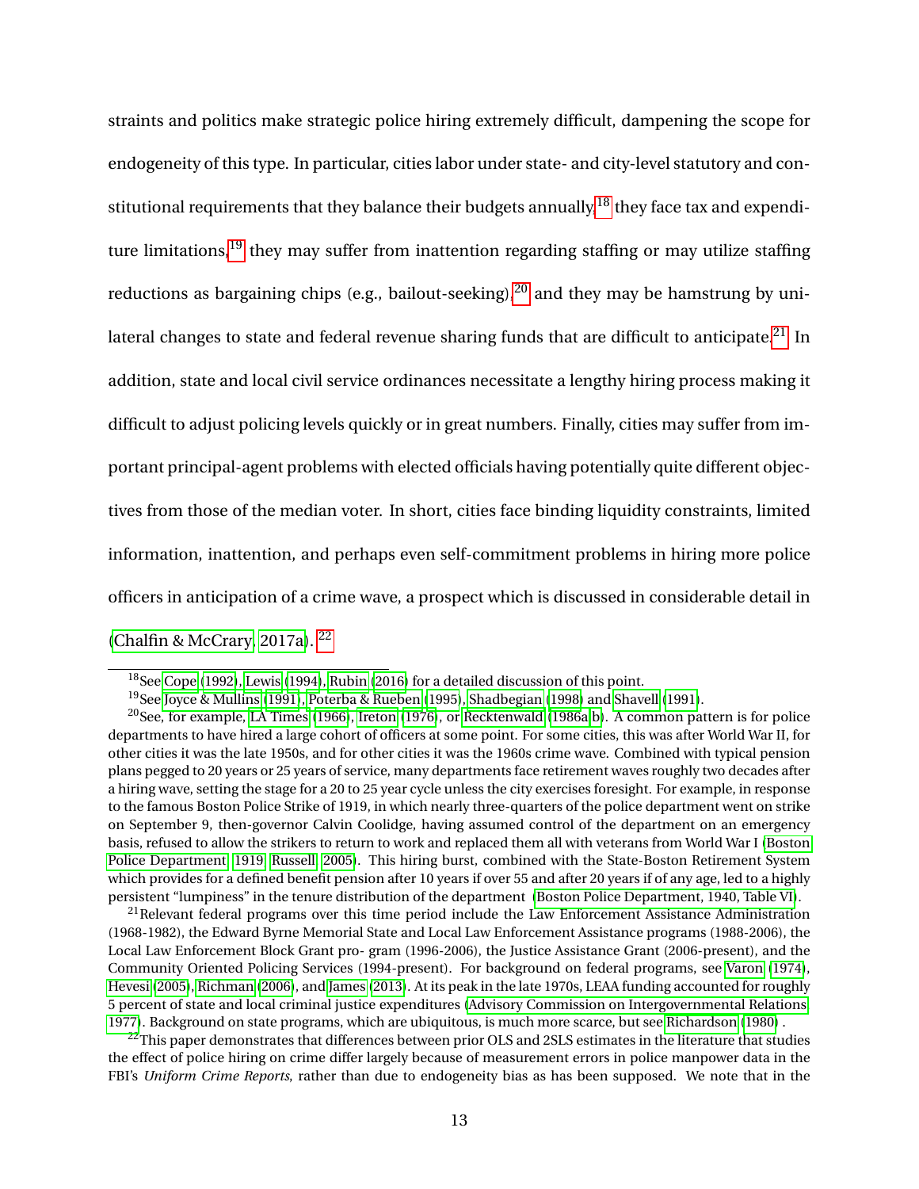straints and politics make strategic police hiring extremely difficult, dampening the scope for endogeneity of this type. In particular, cities labor under state- and city-level statutory and constitutional requirements that they balance their budgets annually,[18] they face tax and expenditure limitations,[19] they may suffer from inattention regarding staffing or may utilize staffing reductions as bargaining chips (e.g., bailout-seeking),[20] and they may be hamstrung by unilateral changes to state and federal revenue sharing funds that are difficult to anticipate.[21] In addition, state and local civil service ordinances necessitate a lengthy hiring process making it difficult to adjust policing levels quickly or in great numbers. Finally, cities may suffer from important principal-agent problems with elected officials having potentially quite different objectives from those of the median voter. In short, cities face binding liquidity constraints, limited information, inattention, and perhaps even self-commitment problems in hiring more police officers in anticipation of a crime wave, a prospect which is discussed in considerable detail in (Chalfin & McCrary, 2017a). [22]

[18] See Cope (1992), Lewis (1994), Rubin (2016) for a detailed discussion of this point.

[19] See Joyce & Mullins (1991), Poterba & Rueben (1995), Shadbegian (1998) and Shavell (1991).

[20] See, for example, LA Times (1966), Ireton (1976), or Recktenwald (1986a,b). A common pattern is for police departments to have hired a large cohort of officers at some point. For some cities, this was after World War II, for other cities it was the late 1950s, and for other cities it was the 1960s crime wave. Combined with typical pension plans pegged to 20 years or 25 years of service, many departments face retirement waves roughly two decades after a hiring wave, setting the stage for a 20 to 25 year cycle unless the city exercises foresight. For example, in response to the famous Boston Police Strike of 1919, in which nearly three-quarters of the police department went on strike on September 9, then-governor Calvin Coolidge, having assumed control of the department on an emergency basis, refused to allow the strikers to return to work and replaced them all with veterans from World War I (Boston Police Department, 1919; Russell, 2005). This hiring burst, combined with the State-Boston Retirement System which provides for a defined benefit pension after 10 years if over 55 and after 20 years if of any age, led to a highly persistent "lumpiness" in the tenure distribution of the department (Boston Police Department, 1940, Table VI).

[21] Relevant federal programs over this time period include the Law Enforcement Assistance Administration (1968-1982), the Edward Byrne Memorial State and Local Law Enforcement Assistance programs (1988-2006), the Local Law Enforcement Block Grant pro- gram (1996-2006), the Justice Assistance Grant (2006-present), and the Community Oriented Policing Services (1994-present). For background on federal programs, see Varon (1974), Hevesi (2005), Richman (2006), and James (2013). At its peak in the late 1970s, LEAA funding accounted for roughly 5 percent of state and local criminal justice expenditures (Advisory Commission on Intergovernmental Relations, 1977). Background on state programs, which are ubiquitous, is much more scarce, but see Richardson (1980) .

[22] This paper demonstrates that differences between prior OLS and 2SLS estimates in the literature that studies the effect of police hiring on crime differ largely because of measurement errors in police manpower data in the FBI's *Uniform Crime Reports*, rather than due to endogeneity bias as has been supposed. We note that in the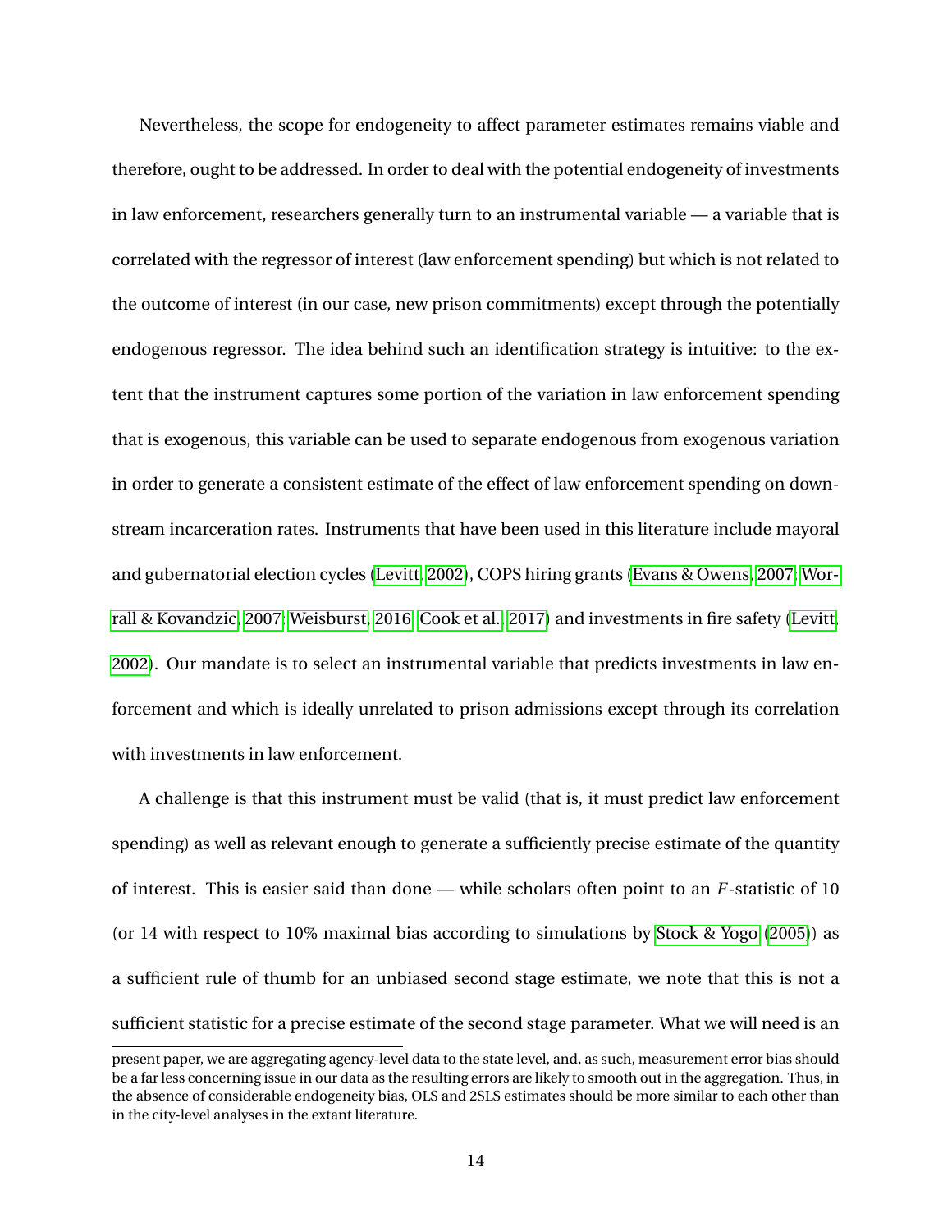Nevertheless, the scope for endogeneity to affect parameter estimates remains viable and therefore, ought to be addressed. In order to deal with the potential endogeneity of investments in law enforcement, researchers generally turn to an instrumental variable — a variable that is correlated with the regressor of interest (law enforcement spending) but which is not related to the outcome of interest (in our case, new prison commitments) except through the potentially endogenous regressor. The idea behind such an identification strategy is intuitive: to the extent that the instrument captures some portion of the variation in law enforcement spending that is exogenous, this variable can be used to separate endogenous from exogenous variation in order to generate a consistent estimate of the effect of law enforcement spending on downstream incarceration rates. Instruments that have been used in this literature include mayoral and gubernatorial election cycles (Levitt, 2002), COPS hiring grants (Evans & Owens, 2007; Worrall & Kovandzic, 2007; Weisburst, 2016; Cook et al., 2017) and investments in fire safety (Levitt, 2002). Our mandate is to select an instrumental variable that predicts investments in law enforcement and which is ideally unrelated to prison admissions except through its correlation with investments in law enforcement.

A challenge is that this instrument must be valid (that is, it must predict law enforcement spending) as well as relevant enough to generate a sufficiently precise estimate of the quantity of interest. This is easier said than done — while scholars often point to an $F$-statistic of 10 (or 14 with respect to 10% maximal bias according to simulations by Stock & Yogo (2005)) as a sufficient rule of thumb for an unbiased second stage estimate, we note that this is not a sufficient statistic for a precise estimate of the second stage parameter. What we will need is an

present paper, we are aggregating agency-level data to the state level, and, as such, measurement error bias should be a far less concerning issue in our data as the resulting errors are likely to smooth out in the aggregation. Thus, in the absence of considerable endogeneity bias, OLS and 2SLS estimates should be more similar to each other than in the city-level analyses in the extant literature.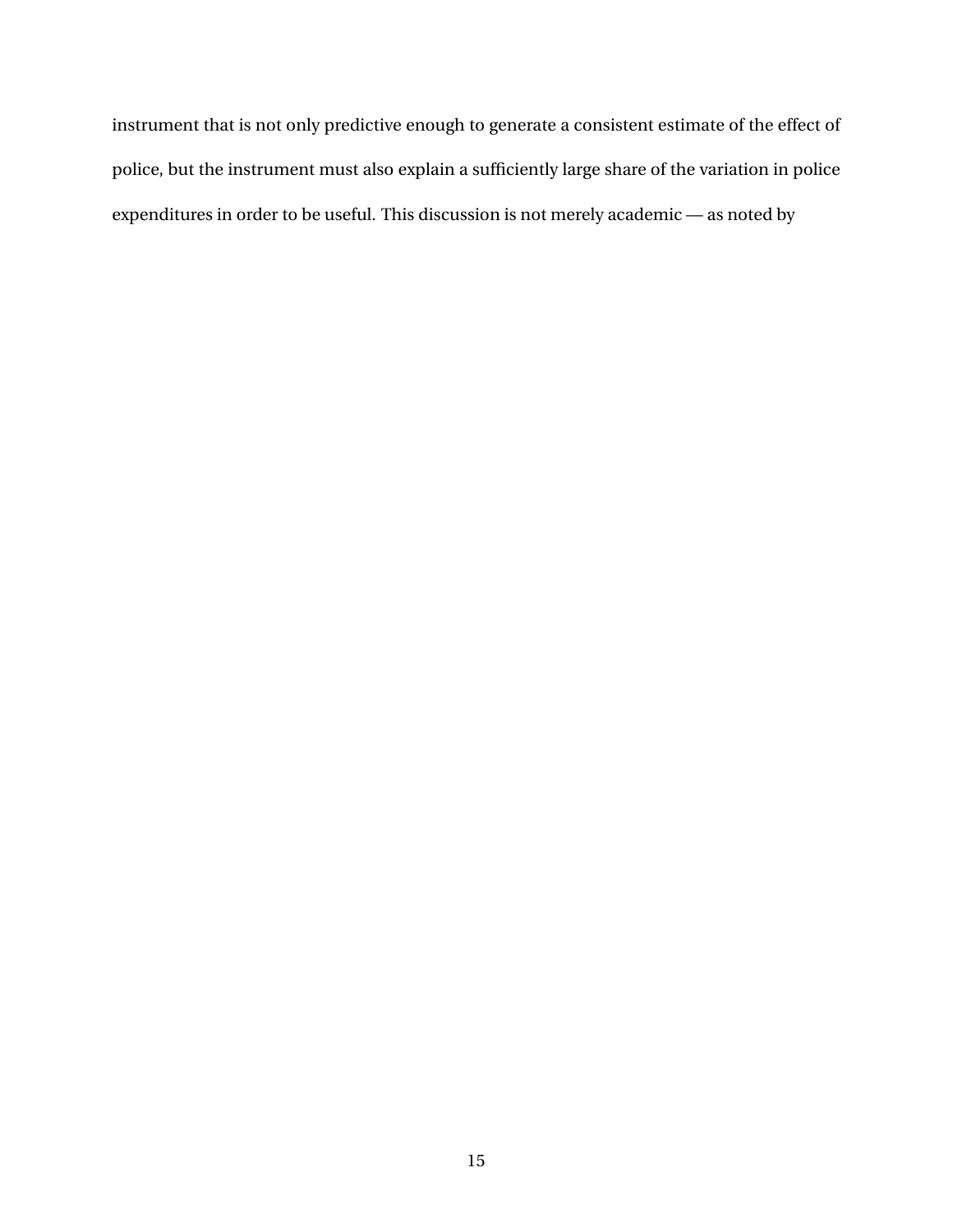instrument that is not only predictive enough to generate a consistent estimate of the effect of police, but the instrument must also explain a sufficiently large share of the variation in police expenditures in order to be useful. This discussion is not merely academic — as noted by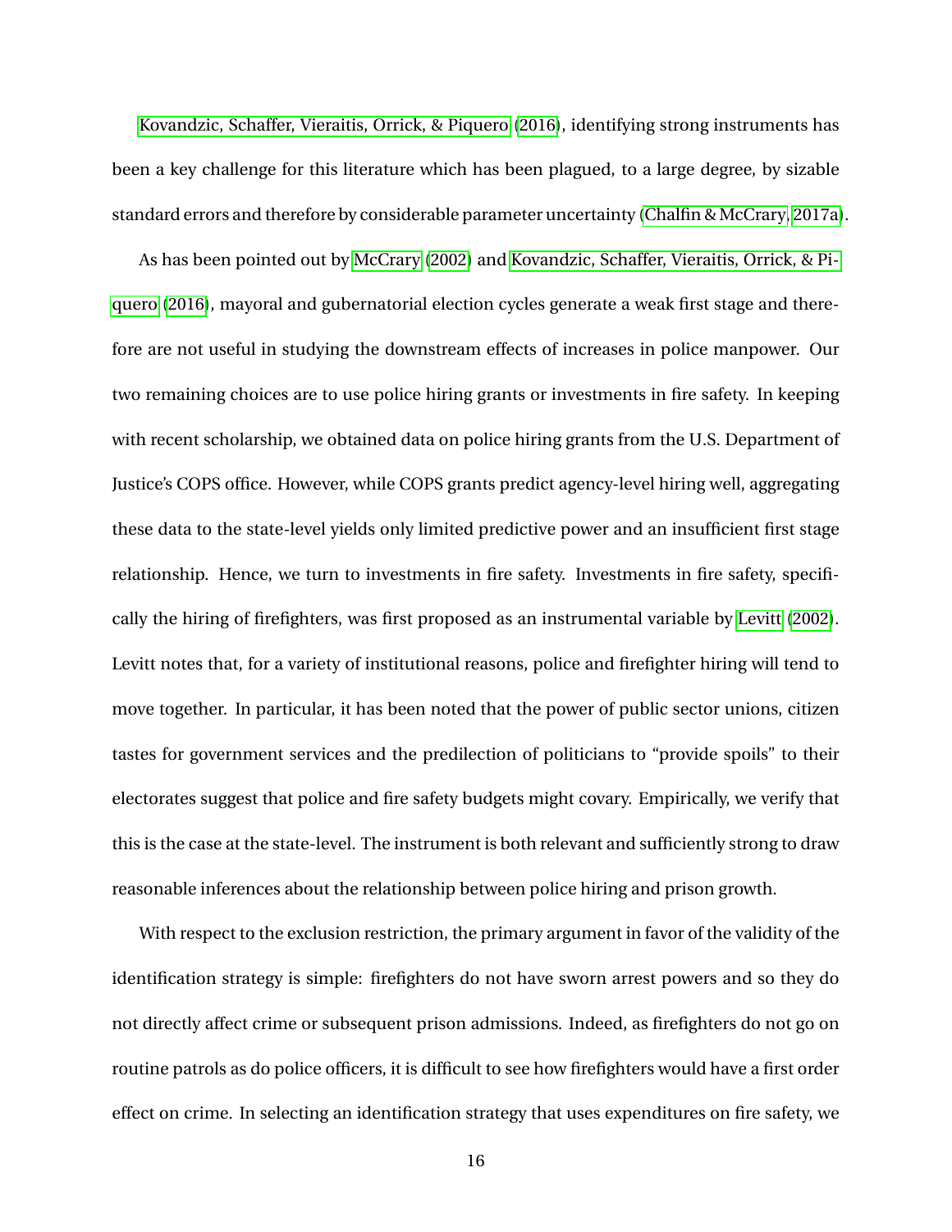Kovandzic, Schaffer, Vieraitis, Orrick, & Piquero (2016), identifying strong instruments has been a key challenge for this literature which has been plagued, to a large degree, by sizable standard errors and therefore by considerable parameter uncertainty (Chalfin & McCrary, 2017a).

As has been pointed out by McCrary (2002) and Kovandzic, Schaffer, Vieraitis, Orrick, & Piquero (2016), mayoral and gubernatorial election cycles generate a weak first stage and therefore are not useful in studying the downstream effects of increases in police manpower. Our two remaining choices are to use police hiring grants or investments in fire safety. In keeping with recent scholarship, we obtained data on police hiring grants from the U.S. Department of Justice's COPS office. However, while COPS grants predict agency-level hiring well, aggregating these data to the state-level yields only limited predictive power and an insufficient first stage relationship. Hence, we turn to investments in fire safety. Investments in fire safety, specifically the hiring of firefighters, was first proposed as an instrumental variable by Levitt (2002). Levitt notes that, for a variety of institutional reasons, police and firefighter hiring will tend to move together. In particular, it has been noted that the power of public sector unions, citizen tastes for government services and the predilection of politicians to "provide spoils" to their electorates suggest that police and fire safety budgets might covary. Empirically, we verify that this is the case at the state-level. The instrument is both relevant and sufficiently strong to draw reasonable inferences about the relationship between police hiring and prison growth.

With respect to the exclusion restriction, the primary argument in favor of the validity of the identification strategy is simple: firefighters do not have sworn arrest powers and so they do not directly affect crime or subsequent prison admissions. Indeed, as firefighters do not go on routine patrols as do police officers, it is difficult to see how firefighters would have a first order effect on crime. In selecting an identification strategy that uses expenditures on fire safety, we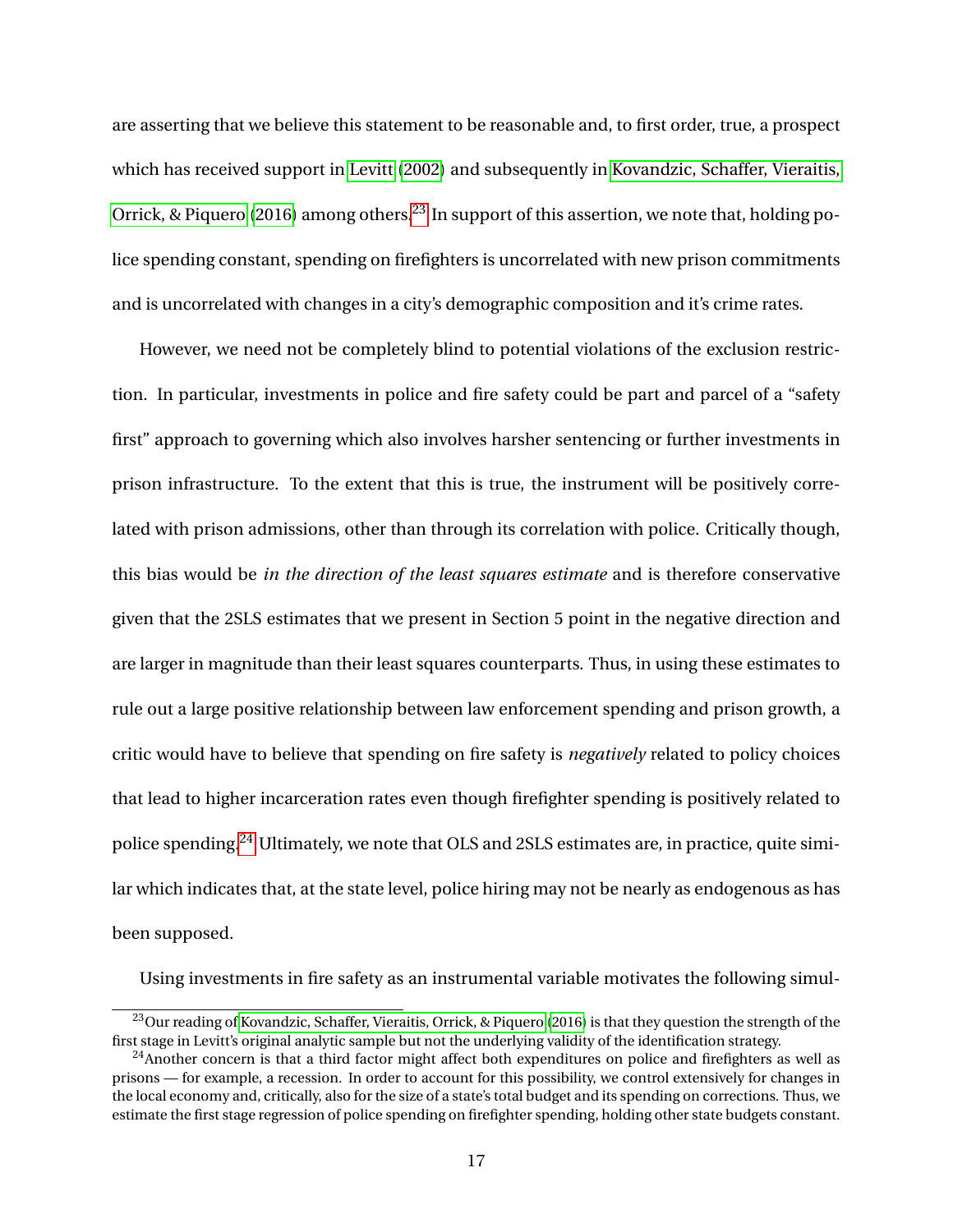are asserting that we believe this statement to be reasonable and, to first order, true, a prospect which has received support in Levitt (2002) and subsequently in Kovandzic, Schaffer, Vieraitis, Orrick, & Piquero (2016) among others.[23] In support of this assertion, we note that, holding police spending constant, spending on firefighters is uncorrelated with new prison commitments and is uncorrelated with changes in a city's demographic composition and it's crime rates.

However, we need not be completely blind to potential violations of the exclusion restriction. In particular, investments in police and fire safety could be part and parcel of a "safety first" approach to governing which also involves harsher sentencing or further investments in prison infrastructure. To the extent that this is true, the instrument will be positively correlated with prison admissions, other than through its correlation with police. Critically though, this bias would be *in the direction of the least squares estimate* and is therefore conservative given that the 2SLS estimates that we present in Section 5 point in the negative direction and are larger in magnitude than their least squares counterparts. Thus, in using these estimates to rule out a large positive relationship between law enforcement spending and prison growth, a critic would have to believe that spending on fire safety is *negatively* related to policy choices that lead to higher incarceration rates even though firefighter spending is positively related to police spending.[24] Ultimately, we note that OLS and 2SLS estimates are, in practice, quite similar which indicates that, at the state level, police hiring may not be nearly as endogenous as has been supposed.

Using investments in fire safety as an instrumental variable motivates the following simul-

---

[23] Our reading of Kovandzic, Schaffer, Vieraitis, Orrick, & Piquero (2016) is that they question the strength of the first stage in Levitt's original analytic sample but not the underlying validity of the identification strategy.

[24] Another concern is that a third factor might affect both expenditures on police and firefighters as well as prisons — for example, a recession. In order to account for this possibility, we control extensively for changes in the local economy and, critically, also for the size of a state's total budget and its spending on corrections. Thus, we estimate the first stage regression of police spending on firefighter spending, holding other state budgets constant.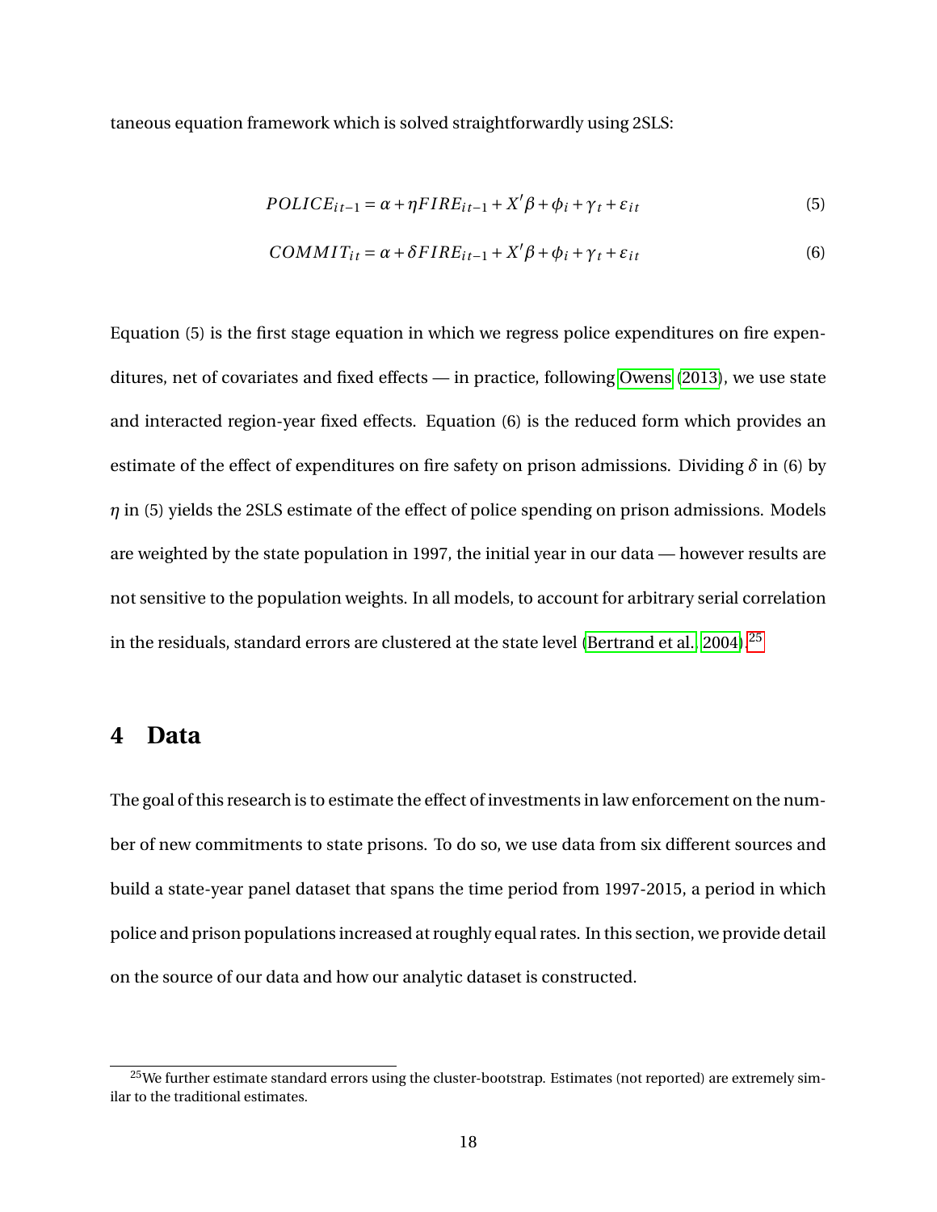taneous equation framework which is solved straightforwardly using 2SLS:

$$POLICE_{it-1} = \alpha + \eta FIRE_{it-1} + X'\beta + \phi_i + \gamma_t + \varepsilon_{it} \tag{5}$$

$$COMMIT_{it} = \alpha + \delta FIRE_{it-1} + X'\beta + \phi_i + \gamma_t + \varepsilon_{it} \tag{6}$$

Equation (5) is the first stage equation in which we regress police expenditures on fire expenditures, net of covariates and fixed effects — in practice, following Owens (2013), we use state and interacted region-year fixed effects. Equation (6) is the reduced form which provides an estimate of the effect of expenditures on fire safety on prison admissions. Dividing $\delta$ in (6) by $\eta$ in (5) yields the 2SLS estimate of the effect of police spending on prison admissions. Models are weighted by the state population in 1997, the initial year in our data — however results are not sensitive to the population weights. In all models, to account for arbitrary serial correlation in the residuals, standard errors are clustered at the state level (Bertrand et al., 2004).[25]

# 4 Data

The goal of this research is to estimate the effect of investments in law enforcement on the number of new commitments to state prisons. To do so, we use data from six different sources and build a state-year panel dataset that spans the time period from 1997-2015, a period in which police and prison populations increased at roughly equal rates. In this section, we provide detail on the source of our data and how our analytic dataset is constructed.

[25] We further estimate standard errors using the cluster-bootstrap. Estimates (not reported) are extremely similar to the traditional estimates.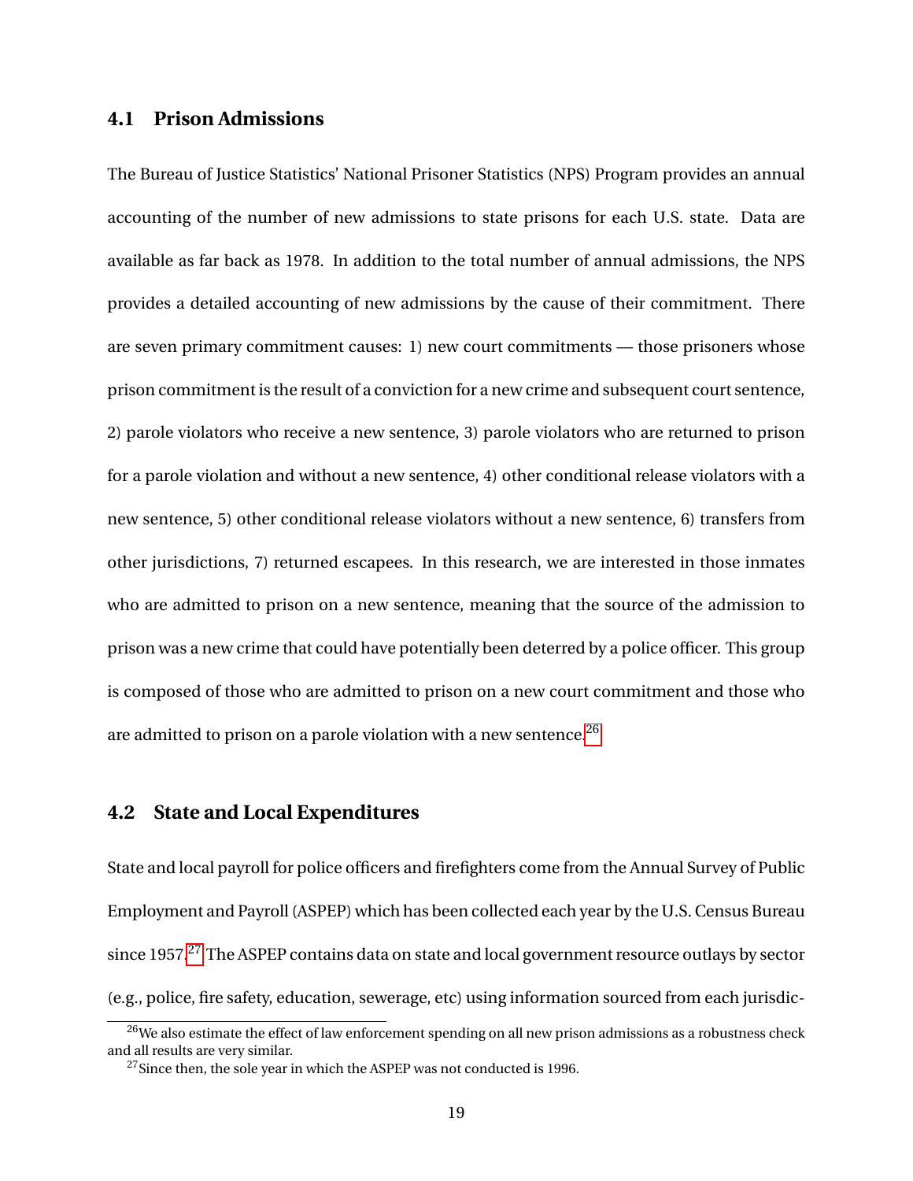### 4.1 Prison Admissions

The Bureau of Justice Statistics' National Prisoner Statistics (NPS) Program provides an annual accounting of the number of new admissions to state prisons for each U.S. state. Data are available as far back as 1978. In addition to the total number of annual admissions, the NPS provides a detailed accounting of new admissions by the cause of their commitment. There are seven primary commitment causes: 1) new court commitments — those prisoners whose prison commitment is the result of a conviction for a new crime and subsequent court sentence, 2) parole violators who receive a new sentence, 3) parole violators who are returned to prison for a parole violation and without a new sentence, 4) other conditional release violators with a new sentence, 5) other conditional release violators without a new sentence, 6) transfers from other jurisdictions, 7) returned escapees. In this research, we are interested in those inmates who are admitted to prison on a new sentence, meaning that the source of the admission to prison was a new crime that could have potentially been deterred by a police officer. This group is composed of those who are admitted to prison on a new court commitment and those who are admitted to prison on a parole violation with a new sentence.[26]

### 4.2 State and Local Expenditures

State and local payroll for police officers and firefighters come from the Annual Survey of Public Employment and Payroll (ASPEP) which has been collected each year by the U.S. Census Bureau since 1957.[27] The ASPEP contains data on state and local government resource outlays by sector (e.g., police, fire safety, education, sewerage, etc) using information sourced from each jurisdic-

[26] We also estimate the effect of law enforcement spending on all new prison admissions as a robustness check and all results are very similar.

[27] Since then, the sole year in which the ASPEP was not conducted is 1996.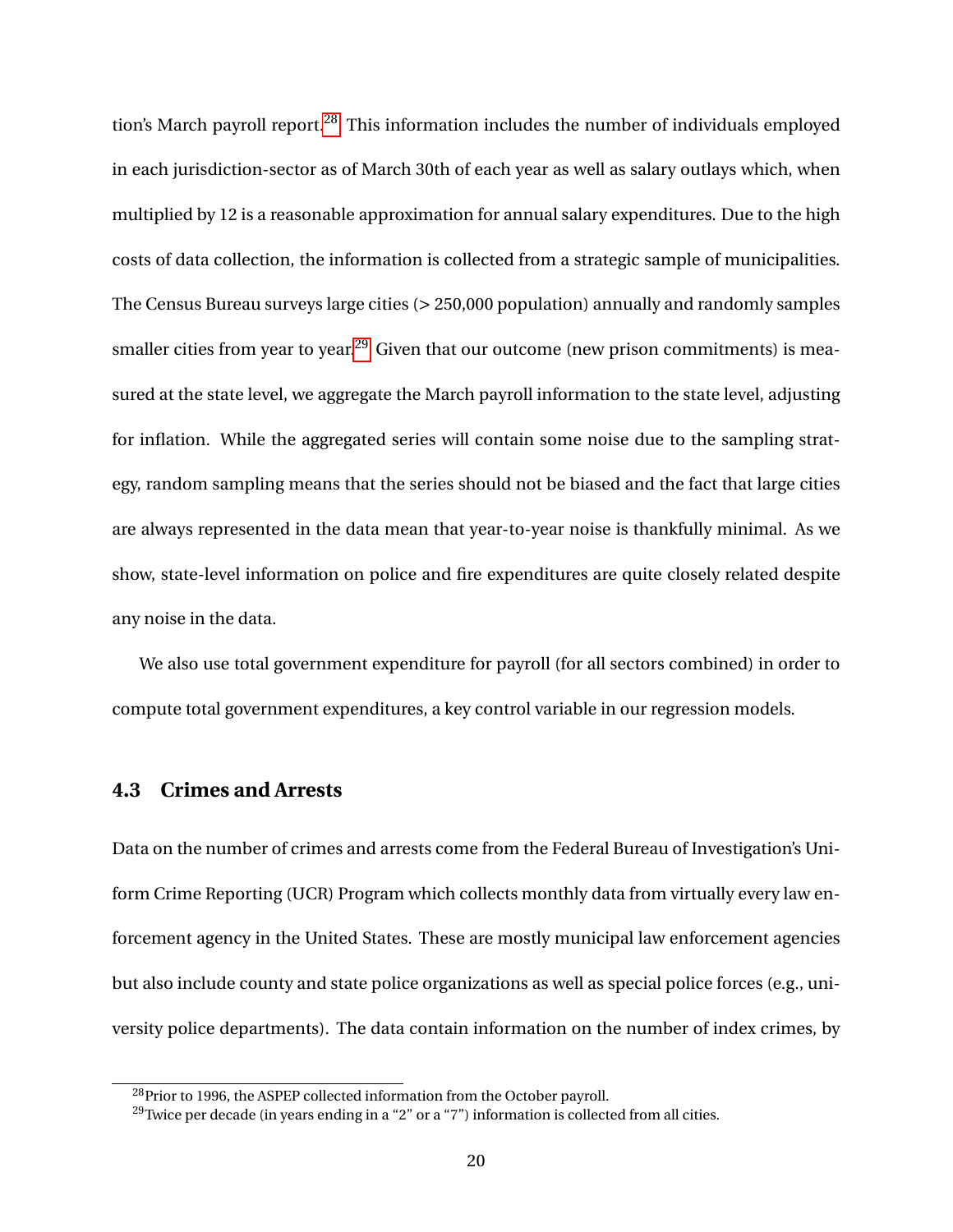tion's March payroll report.[28] This information includes the number of individuals employed in each jurisdiction-sector as of March 30th of each year as well as salary outlays which, when multiplied by 12 is a reasonable approximation for annual salary expenditures. Due to the high costs of data collection, the information is collected from a strategic sample of municipalities. The Census Bureau surveys large cities (> 250,000 population) annually and randomly samples smaller cities from year to year.[29] Given that our outcome (new prison commitments) is measured at the state level, we aggregate the March payroll information to the state level, adjusting for inflation. While the aggregated series will contain some noise due to the sampling strategy, random sampling means that the series should not be biased and the fact that large cities are always represented in the data mean that year-to-year noise is thankfully minimal. As we show, state-level information on police and fire expenditures are quite closely related despite any noise in the data.

We also use total government expenditure for payroll (for all sectors combined) in order to compute total government expenditures, a key control variable in our regression models.

## 4.3 Crimes and Arrests

Data on the number of crimes and arrests come from the Federal Bureau of Investigation's Uniform Crime Reporting (UCR) Program which collects monthly data from virtually every law enforcement agency in the United States. These are mostly municipal law enforcement agencies but also include county and state police organizations as well as special police forces (e.g., university police departments). The data contain information on the number of index crimes, by

---

[28] Prior to 1996, the ASPEP collected information from the October payroll.

[29] Twice per decade (in years ending in a "2" or a "7") information is collected from all cities.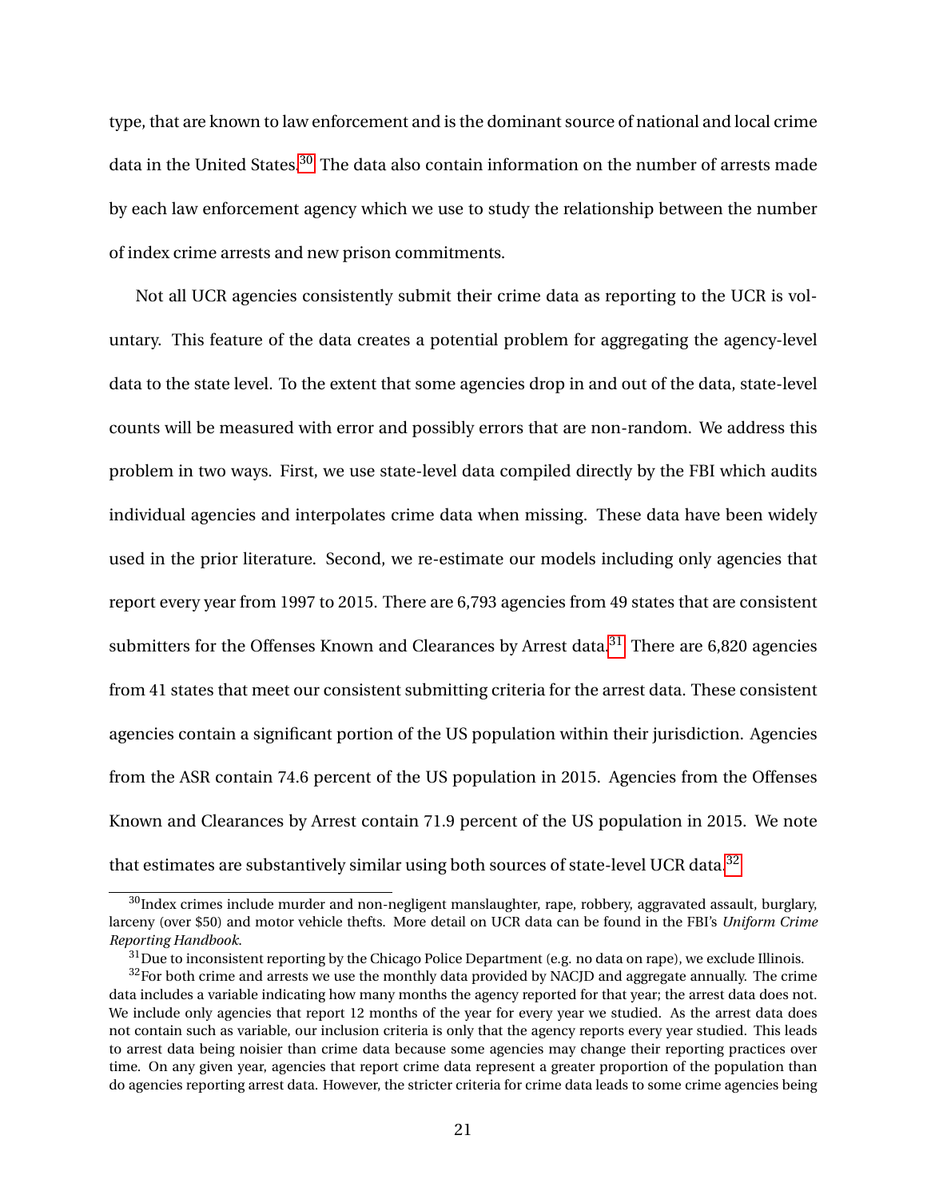type, that are known to law enforcement and is the dominant source of national and local crime data in the United States.[30] The data also contain information on the number of arrests made by each law enforcement agency which we use to study the relationship between the number of index crime arrests and new prison commitments.

Not all UCR agencies consistently submit their crime data as reporting to the UCR is voluntary. This feature of the data creates a potential problem for aggregating the agency-level data to the state level. To the extent that some agencies drop in and out of the data, state-level counts will be measured with error and possibly errors that are non-random. We address this problem in two ways. First, we use state-level data compiled directly by the FBI which audits individual agencies and interpolates crime data when missing. These data have been widely used in the prior literature. Second, we re-estimate our models including only agencies that report every year from 1997 to 2015. There are 6,793 agencies from 49 states that are consistent submitters for the Offenses Known and Clearances by Arrest data.[31] There are 6,820 agencies from 41 states that meet our consistent submitting criteria for the arrest data. These consistent agencies contain a significant portion of the US population within their jurisdiction. Agencies from the ASR contain 74.6 percent of the US population in 2015. Agencies from the Offenses Known and Clearances by Arrest contain 71.9 percent of the US population in 2015. We note that estimates are substantively similar using both sources of state-level UCR data.[32]

---

[30] Index crimes include murder and non-negligent manslaughter, rape, robbery, aggravated assault, burglary, larceny (over $50) and motor vehicle thefts. More detail on UCR data can be found in the FBI's *Uniform Crime Reporting Handbook*.

[31] Due to inconsistent reporting by the Chicago Police Department (e.g. no data on rape), we exclude Illinois.

[32] For both crime and arrests we use the monthly data provided by NACJD and aggregate annually. The crime data includes a variable indicating how many months the agency reported for that year; the arrest data does not. We include only agencies that report 12 months of the year for every year we studied. As the arrest data does not contain such as variable, our inclusion criteria is only that the agency reports every year studied. This leads to arrest data being noisier than crime data because some agencies may change their reporting practices over time. On any given year, agencies that report crime data represent a greater proportion of the population than do agencies reporting arrest data. However, the stricter criteria for crime data leads to some crime agencies being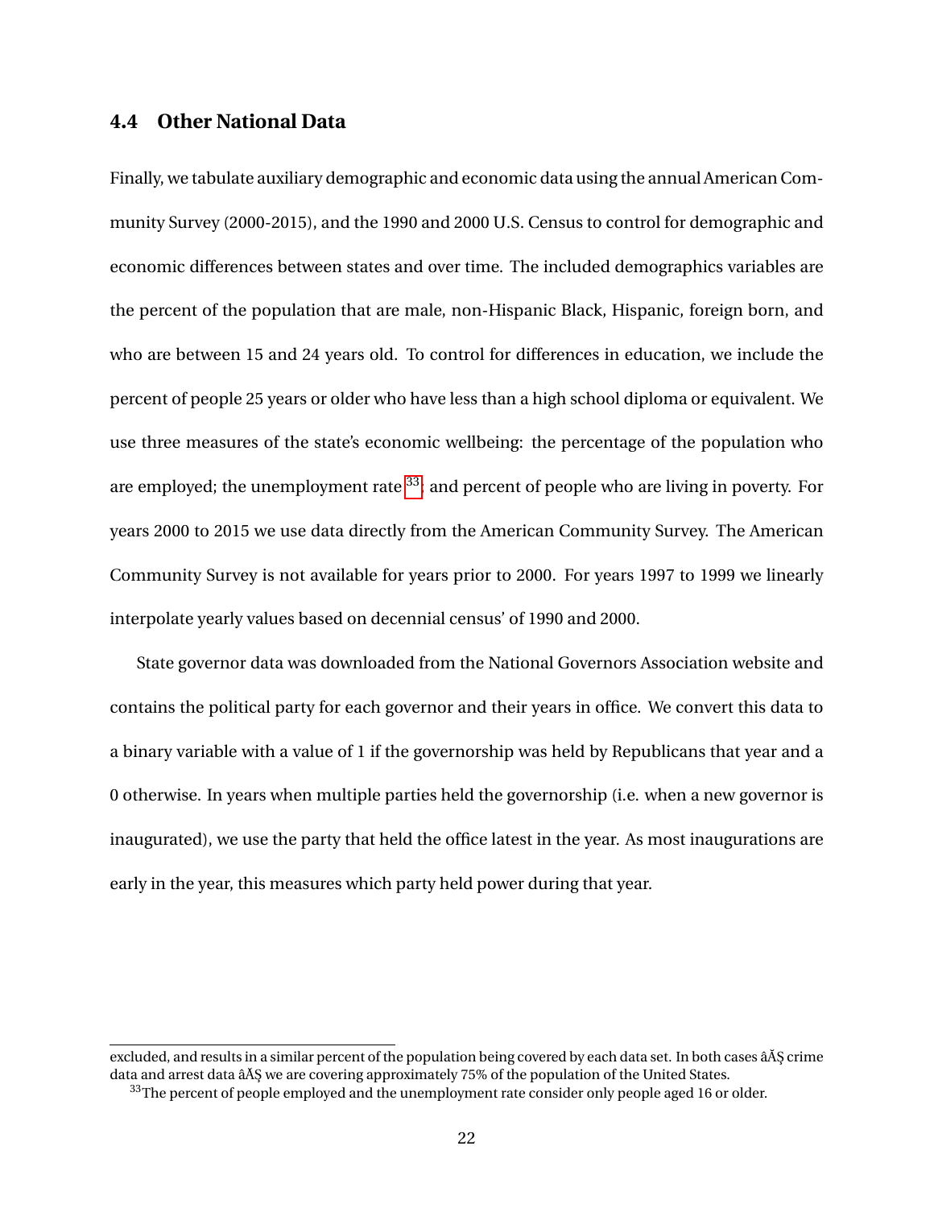## 4.4 Other National Data

Finally, we tabulate auxiliary demographic and economic data using the annual American Community Survey (2000-2015), and the 1990 and 2000 U.S. Census to control for demographic and economic differences between states and over time. The included demographics variables are the percent of the population that are male, non-Hispanic Black, Hispanic, foreign born, and who are between 15 and 24 years old. To control for differences in education, we include the percent of people 25 years or older who have less than a high school diploma or equivalent. We use three measures of the state's economic wellbeing: the percentage of the population who are employed; the unemployment rate[33]; and percent of people who are living in poverty. For years 2000 to 2015 we use data directly from the American Community Survey. The American Community Survey is not available for years prior to 2000. For years 1997 to 1999 we linearly interpolate yearly values based on decennial census' of 1990 and 2000.

State governor data was downloaded from the National Governors Association website and contains the political party for each governor and their years in office. We convert this data to a binary variable with a value of 1 if the governorship was held by Republicans that year and a 0 otherwise. In years when multiple parties held the governorship (i.e. when a new governor is inaugurated), we use the party that held the office latest in the year. As most inaugurations are early in the year, this measures which party held power during that year.

---

excluded, and results in a similar percent of the population being covered by each data set. In both cases âĂŞ crime data and arrest data âĂŞ we are covering approximately 75% of the population of the United States.

[33] The percent of people employed and the unemployment rate consider only people aged 16 or older.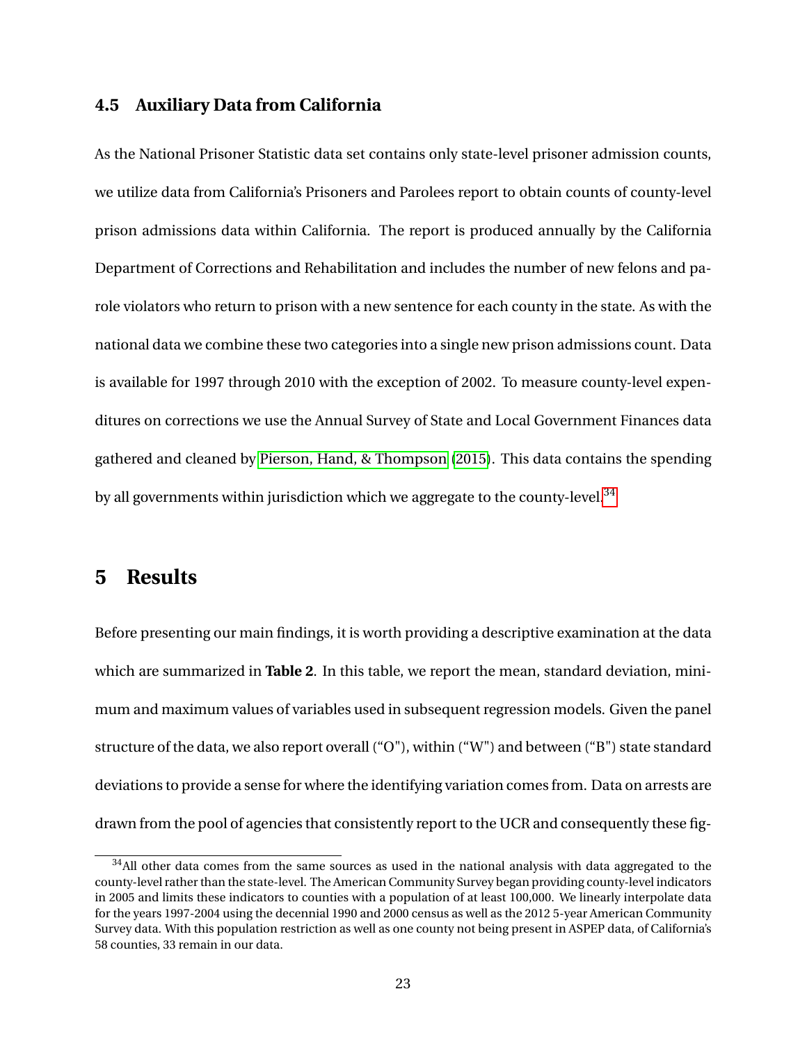### 4.5 Auxiliary Data from California

As the National Prisoner Statistic data set contains only state-level prisoner admission counts, we utilize data from California's Prisoners and Parolees report to obtain counts of county-level prison admissions data within California. The report is produced annually by the California Department of Corrections and Rehabilitation and includes the number of new felons and parole violators who return to prison with a new sentence for each county in the state. As with the national data we combine these two categories into a single new prison admissions count. Data is available for 1997 through 2010 with the exception of 2002. To measure county-level expenditures on corrections we use the Annual Survey of State and Local Government Finances data gathered and cleaned by Pierson, Hand, & Thompson (2015). This data contains the spending by all governments within jurisdiction which we aggregate to the county-level.[34]

## 5 Results

Before presenting our main findings, it is worth providing a descriptive examination at the data which are summarized in **Table 2**. In this table, we report the mean, standard deviation, minimum and maximum values of variables used in subsequent regression models. Given the panel structure of the data, we also report overall ("O"), within ("W") and between ("B") state standard deviations to provide a sense for where the identifying variation comes from. Data on arrests are drawn from the pool of agencies that consistently report to the UCR and consequently these fig-

[34] All other data comes from the same sources as used in the national analysis with data aggregated to the county-level rather than the state-level. The American Community Survey began providing county-level indicators in 2005 and limits these indicators to counties with a population of at least 100,000. We linearly interpolate data for the years 1997-2004 using the decennial 1990 and 2000 census as well as the 2012 5-year American Community Survey data. With this population restriction as well as one county not being present in ASPEP data, of California's 58 counties, 33 remain in our data.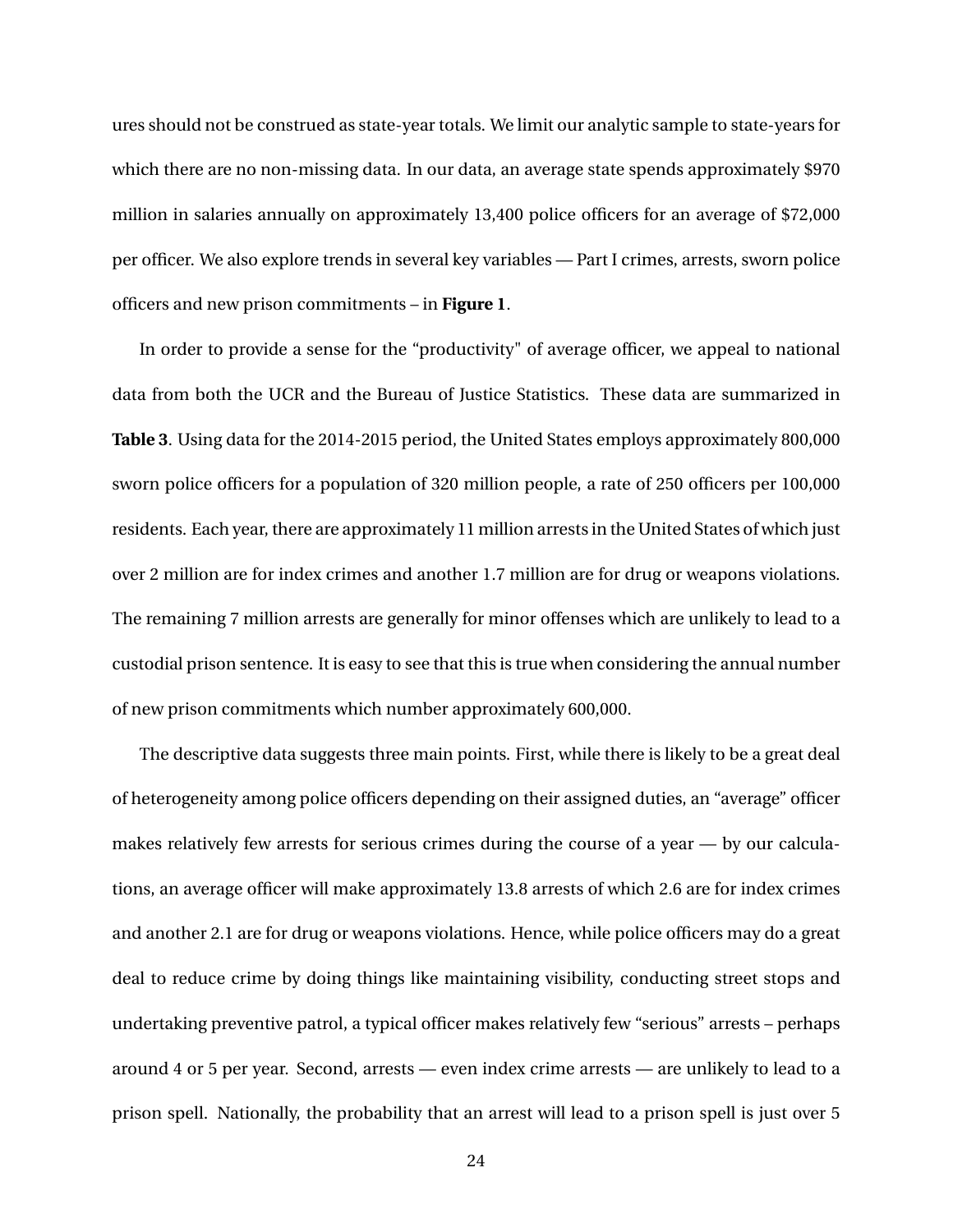ures should not be construed as state-year totals. We limit our analytic sample to state-years for which there are no non-missing data. In our data, an average state spends approximately $970 million in salaries annually on approximately 13,400 police officers for an average of $72,000 per officer. We also explore trends in several key variables — Part I crimes, arrests, sworn police officers and new prison commitments – in **Figure 1**.

In order to provide a sense for the "productivity" of average officer, we appeal to national data from both the UCR and the Bureau of Justice Statistics. These data are summarized in **Table 3**. Using data for the 2014-2015 period, the United States employs approximately 800,000 sworn police officers for a population of 320 million people, a rate of 250 officers per 100,000 residents. Each year, there are approximately 11 million arrests in the United States of which just over 2 million are for index crimes and another 1.7 million are for drug or weapons violations. The remaining 7 million arrests are generally for minor offenses which are unlikely to lead to a custodial prison sentence. It is easy to see that this is true when considering the annual number of new prison commitments which number approximately 600,000.

The descriptive data suggests three main points. First, while there is likely to be a great deal of heterogeneity among police officers depending on their assigned duties, an "average" officer makes relatively few arrests for serious crimes during the course of a year — by our calculations, an average officer will make approximately 13.8 arrests of which 2.6 are for index crimes and another 2.1 are for drug or weapons violations. Hence, while police officers may do a great deal to reduce crime by doing things like maintaining visibility, conducting street stops and undertaking preventive patrol, a typical officer makes relatively few "serious" arrests – perhaps around 4 or 5 per year. Second, arrests — even index crime arrests — are unlikely to lead to a prison spell. Nationally, the probability that an arrest will lead to a prison spell is just over 5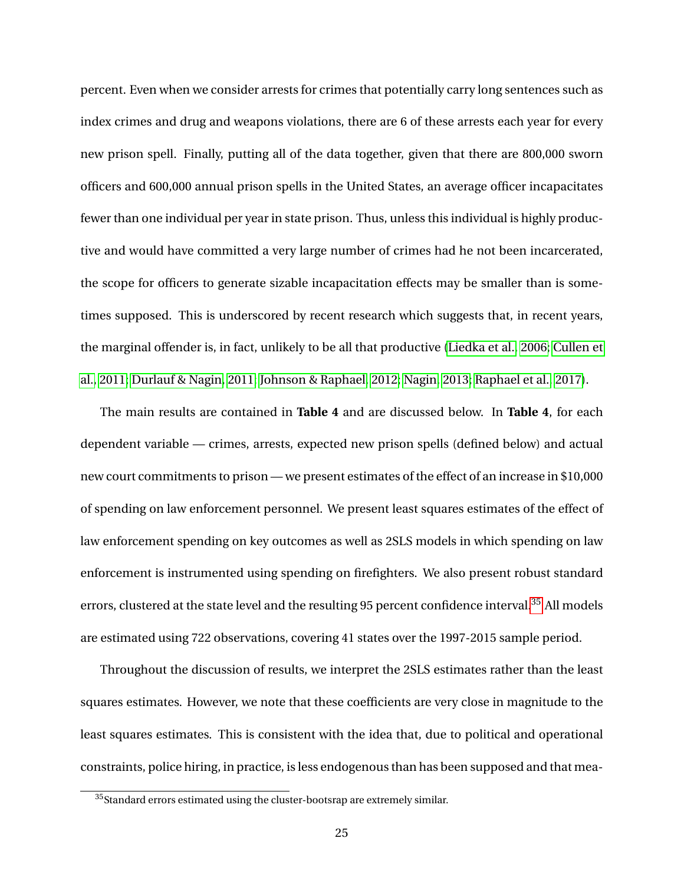percent. Even when we consider arrests for crimes that potentially carry long sentences such as index crimes and drug and weapons violations, there are 6 of these arrests each year for every new prison spell. Finally, putting all of the data together, given that there are 800,000 sworn officers and 600,000 annual prison spells in the United States, an average officer incapacitates fewer than one individual per year in state prison. Thus, unless this individual is highly productive and would have committed a very large number of crimes had he not been incarcerated, the scope for officers to generate sizable incapacitation effects may be smaller than is sometimes supposed. This is underscored by recent research which suggests that, in recent years, the marginal offender is, in fact, unlikely to be all that productive (Liedka et al., 2006; Cullen et al., 2011; Durlauf & Nagin, 2011; Johnson & Raphael, 2012; Nagin, 2013; Raphael et al., 2017).

The main results are contained in **Table 4** and are discussed below. In **Table 4**, for each dependent variable — crimes, arrests, expected new prison spells (defined below) and actual new court commitments to prison — we present estimates of the effect of an increase in $10,000 of spending on law enforcement personnel. We present least squares estimates of the effect of law enforcement spending on key outcomes as well as 2SLS models in which spending on law enforcement is instrumented using spending on firefighters. We also present robust standard errors, clustered at the state level and the resulting 95 percent confidence interval.[35] All models are estimated using 722 observations, covering 41 states over the 1997-2015 sample period.

Throughout the discussion of results, we interpret the 2SLS estimates rather than the least squares estimates. However, we note that these coefficients are very close in magnitude to the least squares estimates. This is consistent with the idea that, due to political and operational constraints, police hiring, in practice, is less endogenous than has been supposed and that mea-

[35] Standard errors estimated using the cluster-bootsrap are extremely similar.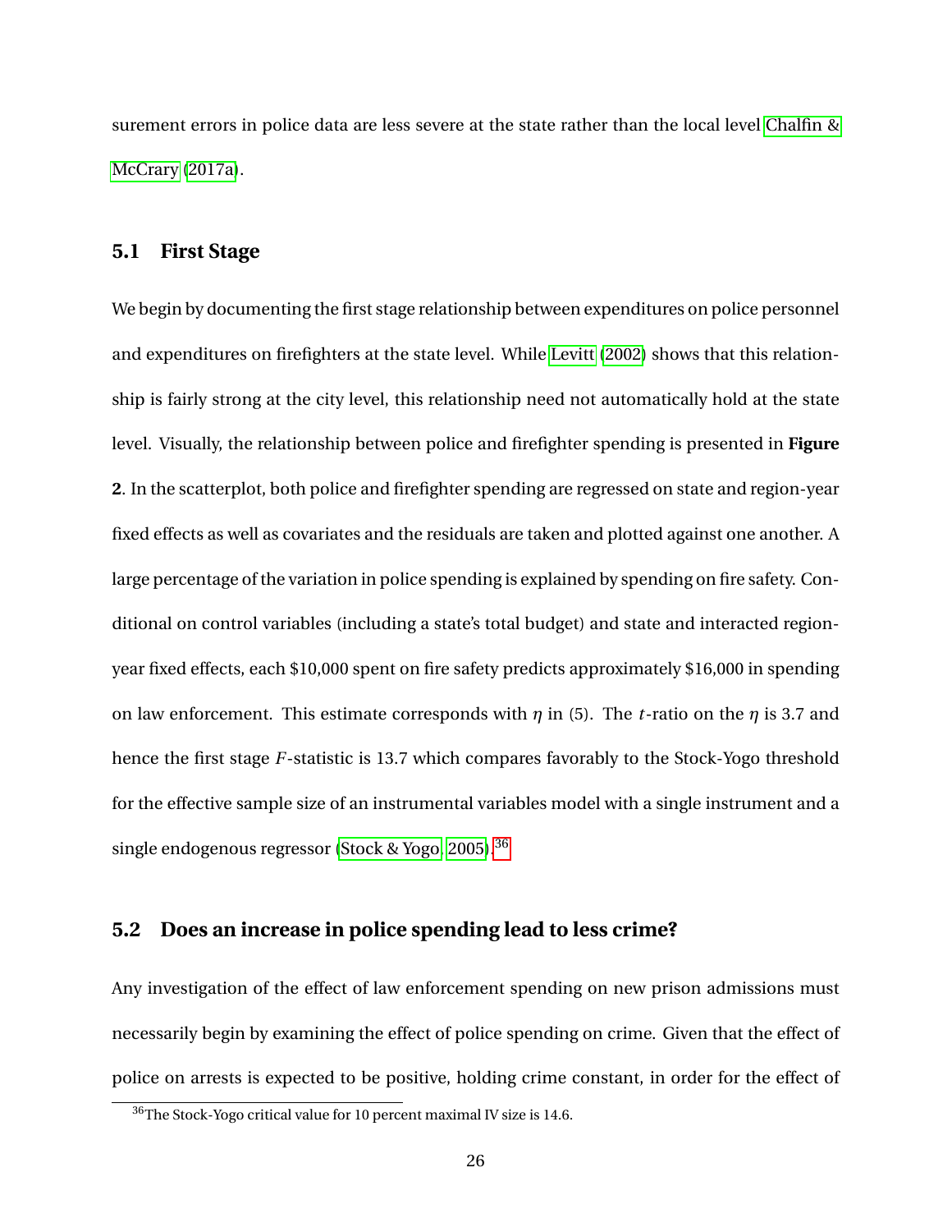surement errors in police data are less severe at the state rather than the local level Chalfin & McCrary (2017a).

### 5.1 First Stage

We begin by documenting the first stage relationship between expenditures on police personnel and expenditures on firefighters at the state level. While Levitt (2002) shows that this relationship is fairly strong at the city level, this relationship need not automatically hold at the state level. Visually, the relationship between police and firefighter spending is presented in **Figure 2**. In the scatterplot, both police and firefighter spending are regressed on state and region-year fixed effects as well as covariates and the residuals are taken and plotted against one another. A large percentage of the variation in police spending is explained by spending on fire safety. Conditional on control variables (including a state's total budget) and state and interacted region-year fixed effects, each $10,000 spent on fire safety predicts approximately $16,000 in spending on law enforcement. This estimate corresponds with $\eta$ in (5). The $t$-ratio on the $\eta$ is 3.7 and hence the first stage $F$-statistic is 13.7 which compares favorably to the Stock-Yogo threshold for the effective sample size of an instrumental variables model with a single instrument and a single endogenous regressor (Stock & Yogo, 2005).[36]

### 5.2 Does an increase in police spending lead to less crime?

Any investigation of the effect of law enforcement spending on new prison admissions must necessarily begin by examining the effect of police spending on crime. Given that the effect of police on arrests is expected to be positive, holding crime constant, in order for the effect of

[36] The Stock-Yogo critical value for 10 percent maximal IV size is 14.6.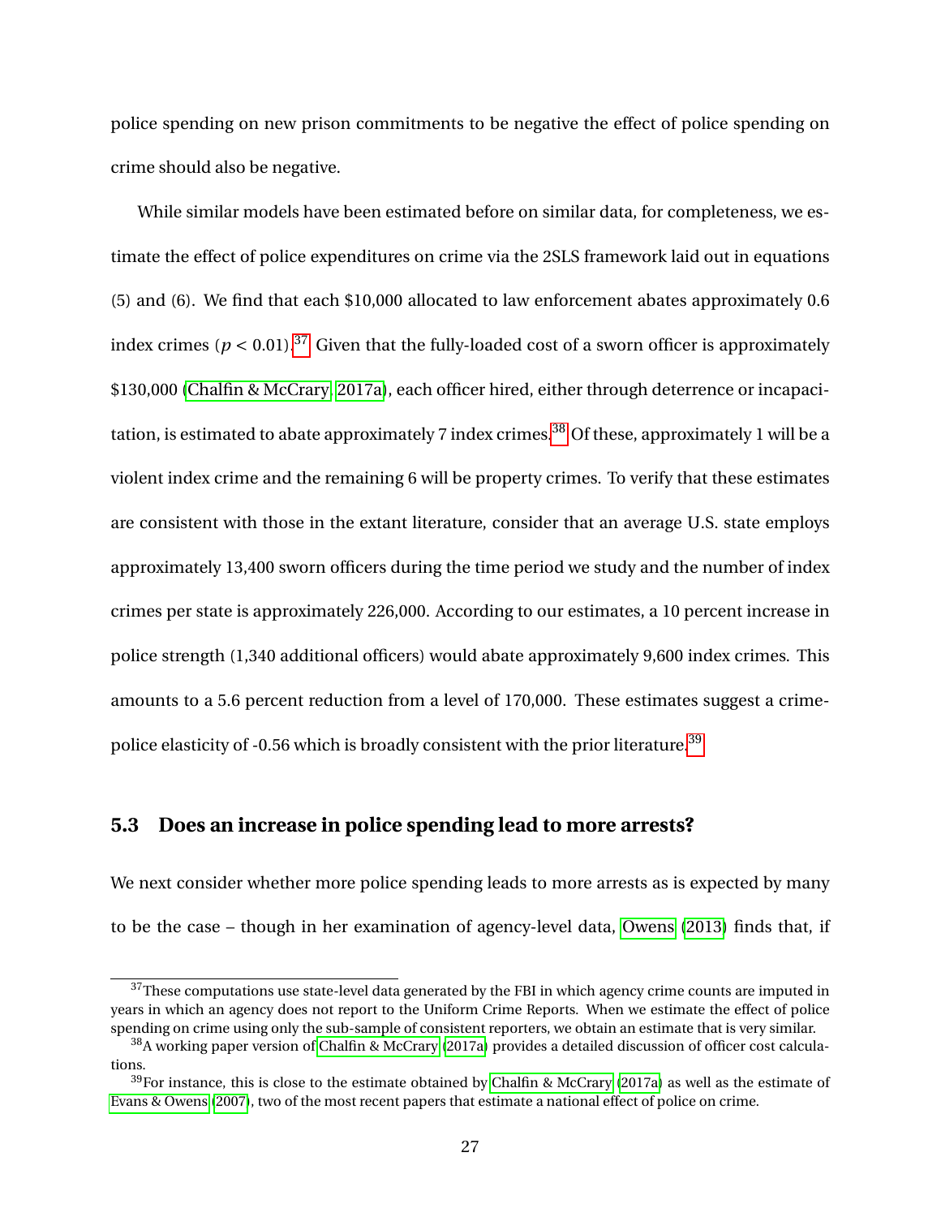police spending on new prison commitments to be negative the effect of police spending on crime should also be negative.

While similar models have been estimated before on similar data, for completeness, we estimate the effect of police expenditures on crime via the 2SLS framework laid out in equations (5) and (6). We find that each $10,000 allocated to law enforcement abates approximately 0.6 index crimes ($p < 0.01$).[37] Given that the fully-loaded cost of a sworn officer is approximately $130,000 (Chalfin & McCrary, 2017a), each officer hired, either through deterrence or incapacitation, is estimated to abate approximately 7 index crimes.[38] Of these, approximately 1 will be a violent index crime and the remaining 6 will be property crimes. To verify that these estimates are consistent with those in the extant literature, consider that an average U.S. state employs approximately 13,400 sworn officers during the time period we study and the number of index crimes per state is approximately 226,000. According to our estimates, a 10 percent increase in police strength (1,340 additional officers) would abate approximately 9,600 index crimes. This amounts to a 5.6 percent reduction from a level of 170,000. These estimates suggest a crime-police elasticity of -0.56 which is broadly consistent with the prior literature.[39]

### 5.3 Does an increase in police spending lead to more arrests?

We next consider whether more police spending leads to more arrests as is expected by many to be the case – though in her examination of agency-level data, Owens (2013) finds that, if

---

[37] These computations use state-level data generated by the FBI in which agency crime counts are imputed in years in which an agency does not report to the Uniform Crime Reports. When we estimate the effect of police spending on crime using only the sub-sample of consistent reporters, we obtain an estimate that is very similar.

[38] A working paper version of Chalfin & McCrary (2017a) provides a detailed discussion of officer cost calculations.

[39] For instance, this is close to the estimate obtained by Chalfin & McCrary (2017a) as well as the estimate of Evans & Owens (2007), two of the most recent papers that estimate a national effect of police on crime.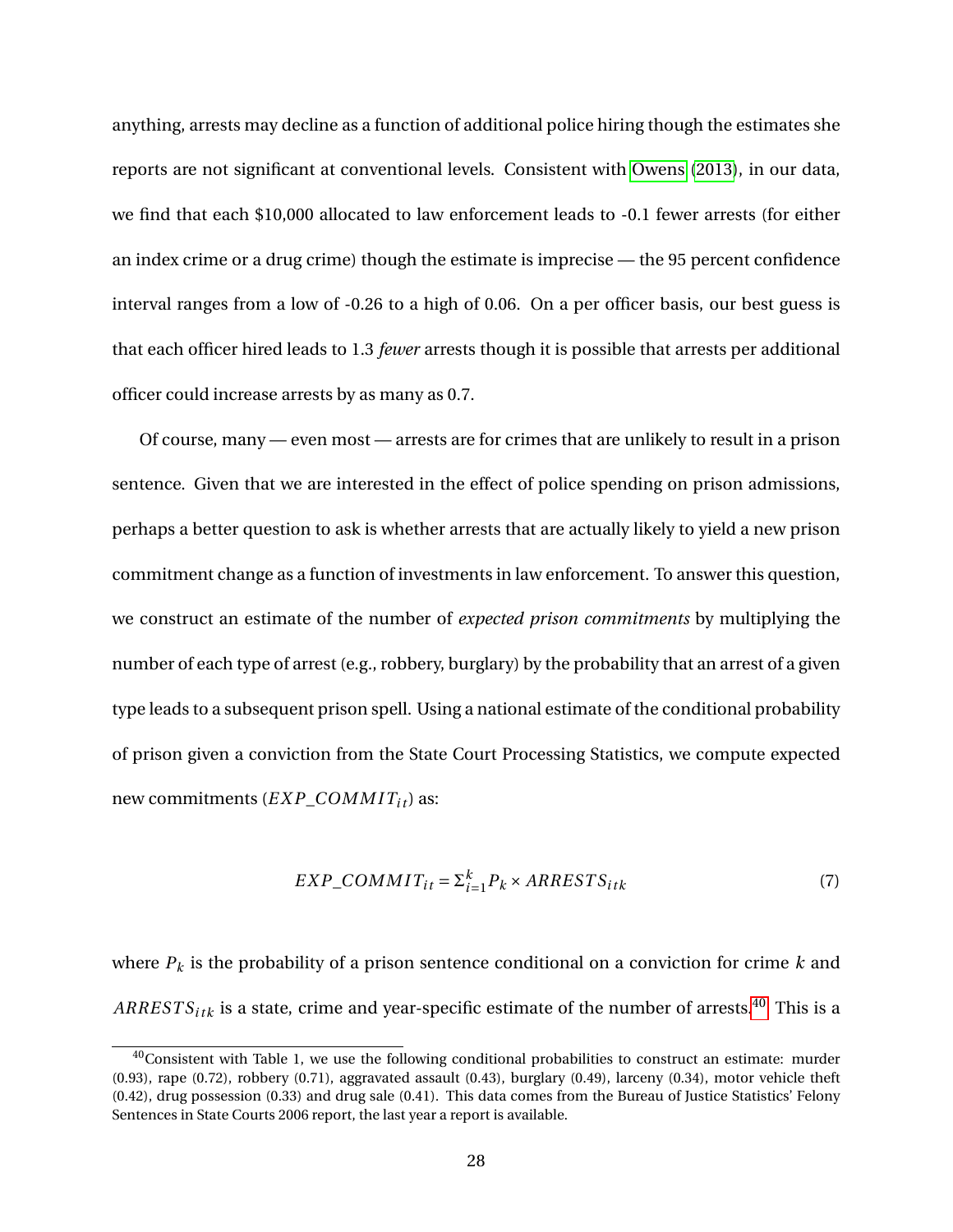anything, arrests may decline as a function of additional police hiring though the estimates she reports are not significant at conventional levels. Consistent with Owens (2013), in our data, we find that each $10,000 allocated to law enforcement leads to -0.1 fewer arrests (for either an index crime or a drug crime) though the estimate is imprecise — the 95 percent confidence interval ranges from a low of -0.26 to a high of 0.06. On a per officer basis, our best guess is that each officer hired leads to 1.3 *fewer* arrests though it is possible that arrests per additional officer could increase arrests by as many as 0.7.

Of course, many — even most — arrests are for crimes that are unlikely to result in a prison sentence. Given that we are interested in the effect of police spending on prison admissions, perhaps a better question to ask is whether arrests that are actually likely to yield a new prison commitment change as a function of investments in law enforcement. To answer this question, we construct an estimate of the number of *expected prison commitments* by multiplying the number of each type of arrest (e.g., robbery, burglary) by the probability that an arrest of a given type leads to a subsequent prison spell. Using a national estimate of the conditional probability of prison given a conviction from the State Court Processing Statistics, we compute expected new commitments ($EXP\_COMMIT_{it}$) as:

$$EXP\_COMMIT_{it} = \Sigma_{i=1}^{k} P_k \times ARRESTS_{itk} \tag{7}$$

where $P_k$ is the probability of a prison sentence conditional on a conviction for crime $k$ and $ARRESTS_{itk}$ is a state, crime and year-specific estimate of the number of arrests.[40] This is a

[40] Consistent with Table 1, we use the following conditional probabilities to construct an estimate: murder (0.93), rape (0.72), robbery (0.71), aggravated assault (0.43), burglary (0.49), larceny (0.34), motor vehicle theft (0.42), drug possession (0.33) and drug sale (0.41). This data comes from the Bureau of Justice Statistics' Felony Sentences in State Courts 2006 report, the last year a report is available.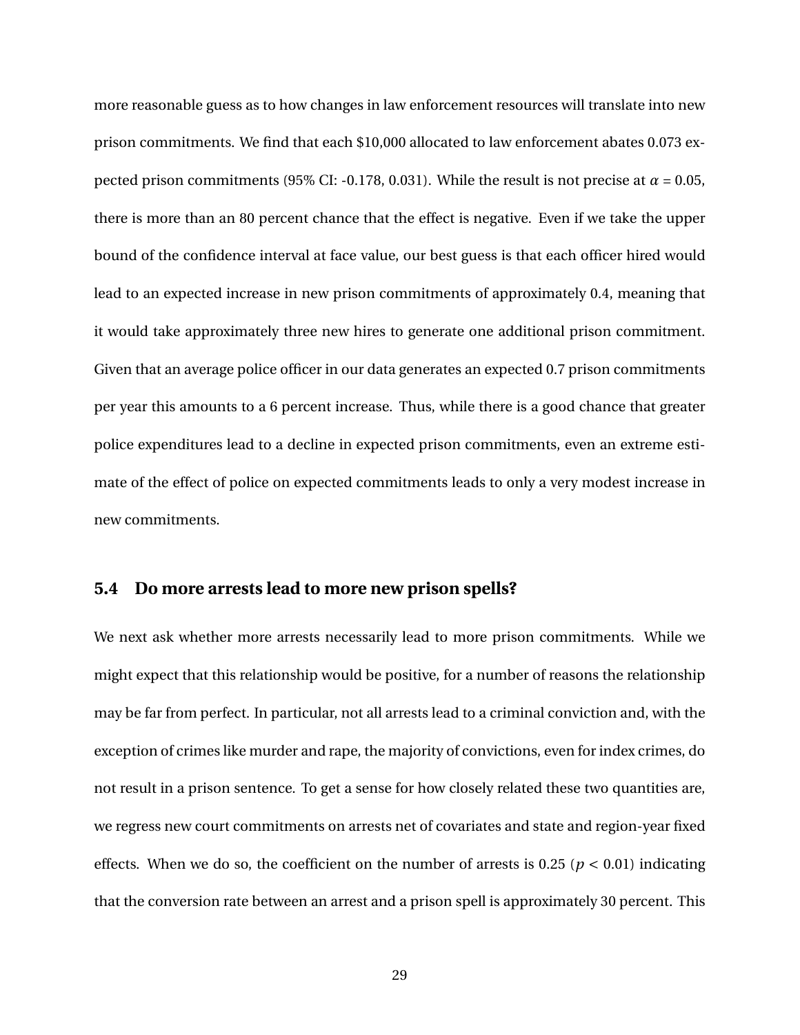more reasonable guess as to how changes in law enforcement resources will translate into new prison commitments. We find that each $10,000 allocated to law enforcement abates 0.073 expected prison commitments (95% CI: -0.178, 0.031). While the result is not precise at $\alpha = 0.05$, there is more than an 80 percent chance that the effect is negative. Even if we take the upper bound of the confidence interval at face value, our best guess is that each officer hired would lead to an expected increase in new prison commitments of approximately 0.4, meaning that it would take approximately three new hires to generate one additional prison commitment. Given that an average police officer in our data generates an expected 0.7 prison commitments per year this amounts to a 6 percent increase. Thus, while there is a good chance that greater police expenditures lead to a decline in expected prison commitments, even an extreme estimate of the effect of police on expected commitments leads to only a very modest increase in new commitments.

## 5.4 Do more arrests lead to more new prison spells?

We next ask whether more arrests necessarily lead to more prison commitments. While we might expect that this relationship would be positive, for a number of reasons the relationship may be far from perfect. In particular, not all arrests lead to a criminal conviction and, with the exception of crimes like murder and rape, the majority of convictions, even for index crimes, do not result in a prison sentence. To get a sense for how closely related these two quantities are, we regress new court commitments on arrests net of covariates and state and region-year fixed effects. When we do so, the coefficient on the number of arrests is 0.25 ($p < 0.01$) indicating that the conversion rate between an arrest and a prison spell is approximately 30 percent. This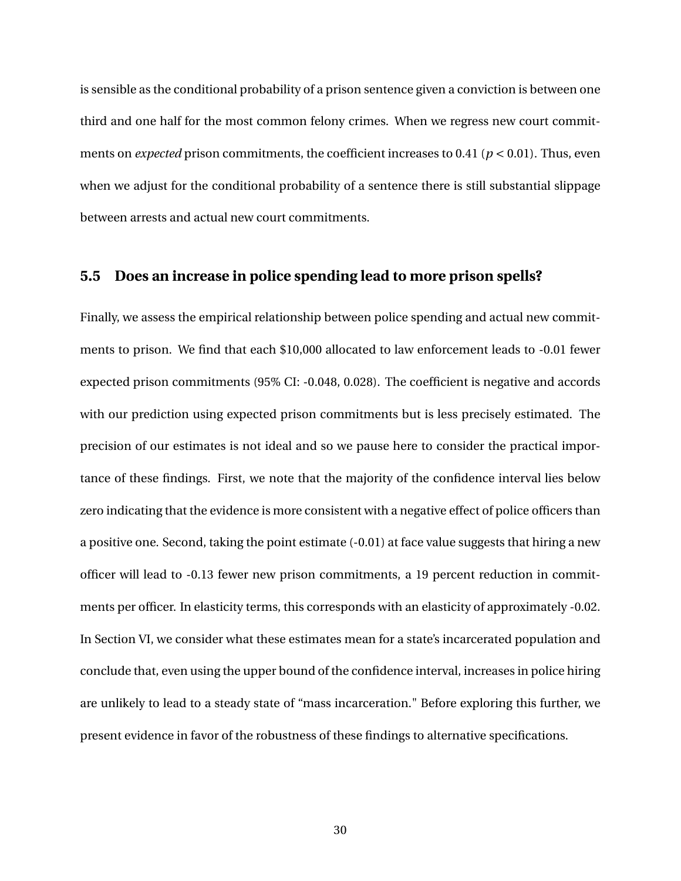is sensible as the conditional probability of a prison sentence given a conviction is between one third and one half for the most common felony crimes. When we regress new court commitments on *expected* prison commitments, the coefficient increases to 0.41 ($p < 0.01$). Thus, even when we adjust for the conditional probability of a sentence there is still substantial slippage between arrests and actual new court commitments.

### 5.5 Does an increase in police spending lead to more prison spells?

Finally, we assess the empirical relationship between police spending and actual new commitments to prison. We find that each $10,000 allocated to law enforcement leads to -0.01 fewer expected prison commitments (95% CI: -0.048, 0.028). The coefficient is negative and accords with our prediction using expected prison commitments but is less precisely estimated. The precision of our estimates is not ideal and so we pause here to consider the practical importance of these findings. First, we note that the majority of the confidence interval lies below zero indicating that the evidence is more consistent with a negative effect of police officers than a positive one. Second, taking the point estimate (-0.01) at face value suggests that hiring a new officer will lead to -0.13 fewer new prison commitments, a 19 percent reduction in commitments per officer. In elasticity terms, this corresponds with an elasticity of approximately -0.02. In Section VI, we consider what these estimates mean for a state's incarcerated population and conclude that, even using the upper bound of the confidence interval, increases in police hiring are unlikely to lead to a steady state of "mass incarceration." Before exploring this further, we present evidence in favor of the robustness of these findings to alternative specifications.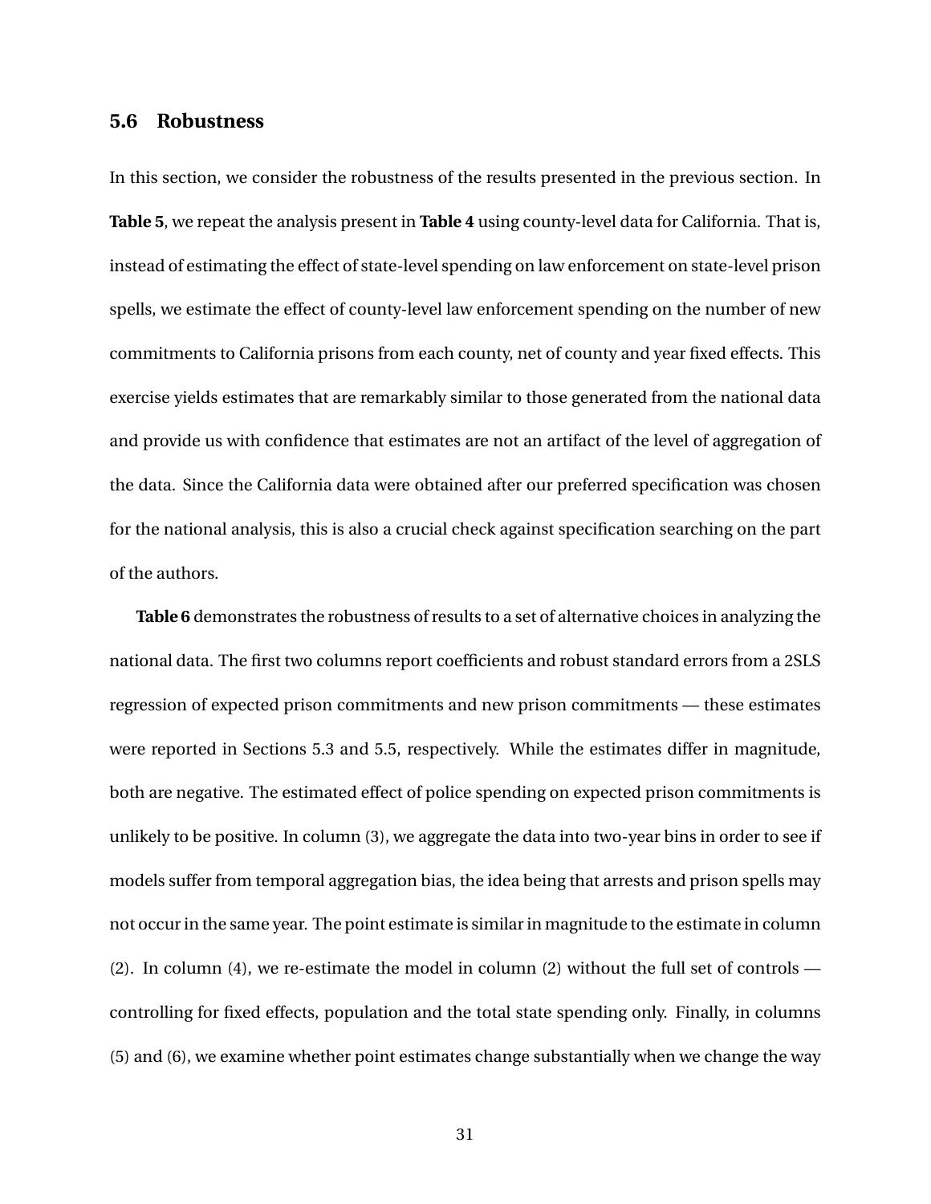### 5.6 Robustness

In this section, we consider the robustness of the results presented in the previous section. In **Table 5**, we repeat the analysis present in **Table 4** using county-level data for California. That is, instead of estimating the effect of state-level spending on law enforcement on state-level prison spells, we estimate the effect of county-level law enforcement spending on the number of new commitments to California prisons from each county, net of county and year fixed effects. This exercise yields estimates that are remarkably similar to those generated from the national data and provide us with confidence that estimates are not an artifact of the level of aggregation of the data. Since the California data were obtained after our preferred specification was chosen for the national analysis, this is also a crucial check against specification searching on the part of the authors.

**Table 6** demonstrates the robustness of results to a set of alternative choices in analyzing the national data. The first two columns report coefficients and robust standard errors from a 2SLS regression of expected prison commitments and new prison commitments — these estimates were reported in Sections 5.3 and 5.5, respectively. While the estimates differ in magnitude, both are negative. The estimated effect of police spending on expected prison commitments is unlikely to be positive. In column (3), we aggregate the data into two-year bins in order to see if models suffer from temporal aggregation bias, the idea being that arrests and prison spells may not occur in the same year. The point estimate is similar in magnitude to the estimate in column (2). In column (4), we re-estimate the model in column (2) without the full set of controls — controlling for fixed effects, population and the total state spending only. Finally, in columns (5) and (6), we examine whether point estimates change substantially when we change the way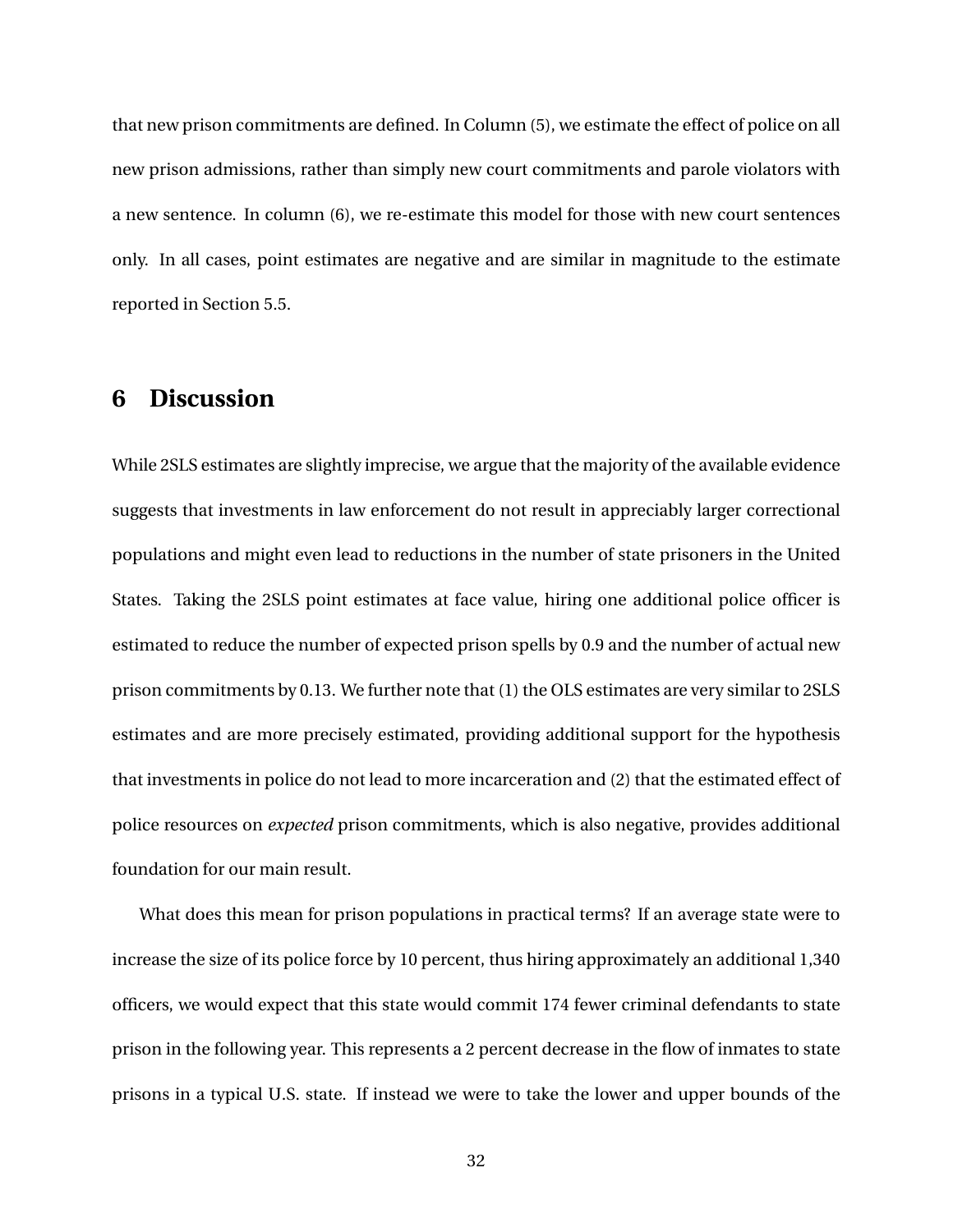that new prison commitments are defined. In Column (5), we estimate the effect of police on all new prison admissions, rather than simply new court commitments and parole violators with a new sentence. In column (6), we re-estimate this model for those with new court sentences only. In all cases, point estimates are negative and are similar in magnitude to the estimate reported in Section 5.5.

## 6 Discussion

While 2SLS estimates are slightly imprecise, we argue that the majority of the available evidence suggests that investments in law enforcement do not result in appreciably larger correctional populations and might even lead to reductions in the number of state prisoners in the United States. Taking the 2SLS point estimates at face value, hiring one additional police officer is estimated to reduce the number of expected prison spells by 0.9 and the number of actual new prison commitments by 0.13. We further note that (1) the OLS estimates are very similar to 2SLS estimates and are more precisely estimated, providing additional support for the hypothesis that investments in police do not lead to more incarceration and (2) that the estimated effect of police resources on *expected* prison commitments, which is also negative, provides additional foundation for our main result.

What does this mean for prison populations in practical terms? If an average state were to increase the size of its police force by 10 percent, thus hiring approximately an additional 1,340 officers, we would expect that this state would commit 174 fewer criminal defendants to state prison in the following year. This represents a 2 percent decrease in the flow of inmates to state prisons in a typical U.S. state. If instead we were to take the lower and upper bounds of the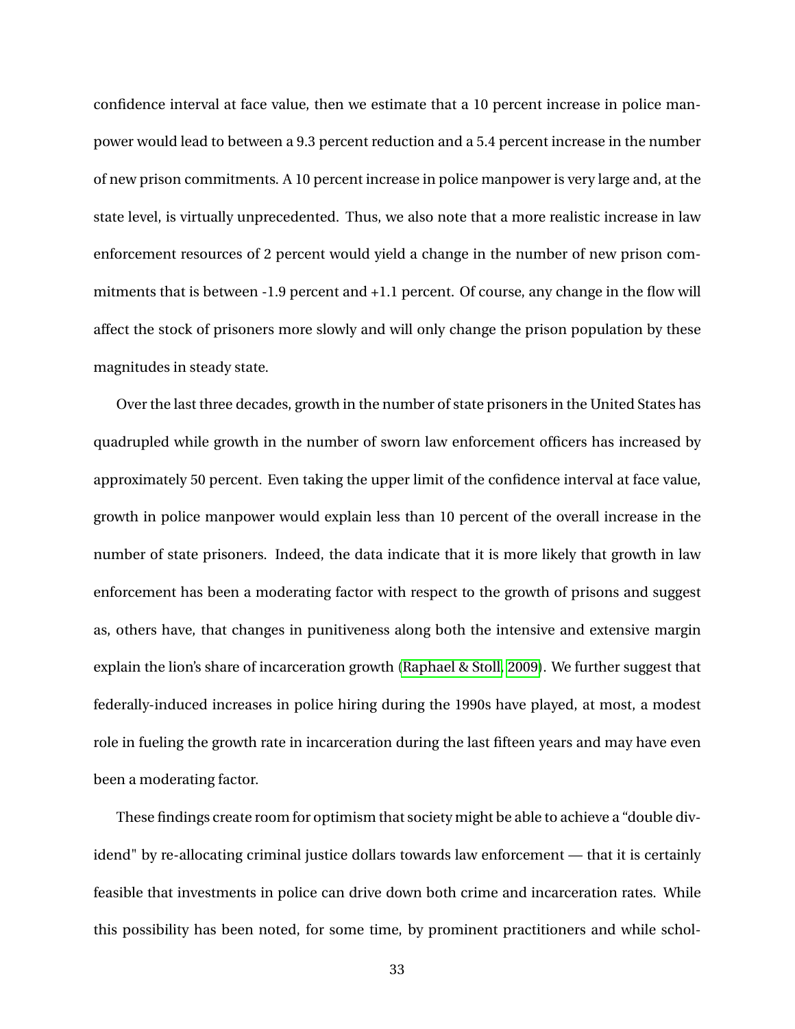confidence interval at face value, then we estimate that a 10 percent increase in police manpower would lead to between a 9.3 percent reduction and a 5.4 percent increase in the number of new prison commitments. A 10 percent increase in police manpower is very large and, at the state level, is virtually unprecedented. Thus, we also note that a more realistic increase in law enforcement resources of 2 percent would yield a change in the number of new prison commitments that is between -1.9 percent and +1.1 percent. Of course, any change in the flow will affect the stock of prisoners more slowly and will only change the prison population by these magnitudes in steady state.

Over the last three decades, growth in the number of state prisoners in the United States has quadrupled while growth in the number of sworn law enforcement officers has increased by approximately 50 percent. Even taking the upper limit of the confidence interval at face value, growth in police manpower would explain less than 10 percent of the overall increase in the number of state prisoners. Indeed, the data indicate that it is more likely that growth in law enforcement has been a moderating factor with respect to the growth of prisons and suggest as, others have, that changes in punitiveness along both the intensive and extensive margin explain the lion's share of incarceration growth (Raphael & Stoll, 2009). We further suggest that federally-induced increases in police hiring during the 1990s have played, at most, a modest role in fueling the growth rate in incarceration during the last fifteen years and may have even been a moderating factor.

These findings create room for optimism that society might be able to achieve a "double dividend" by re-allocating criminal justice dollars towards law enforcement — that it is certainly feasible that investments in police can drive down both crime and incarceration rates. While this possibility has been noted, for some time, by prominent practitioners and while schol-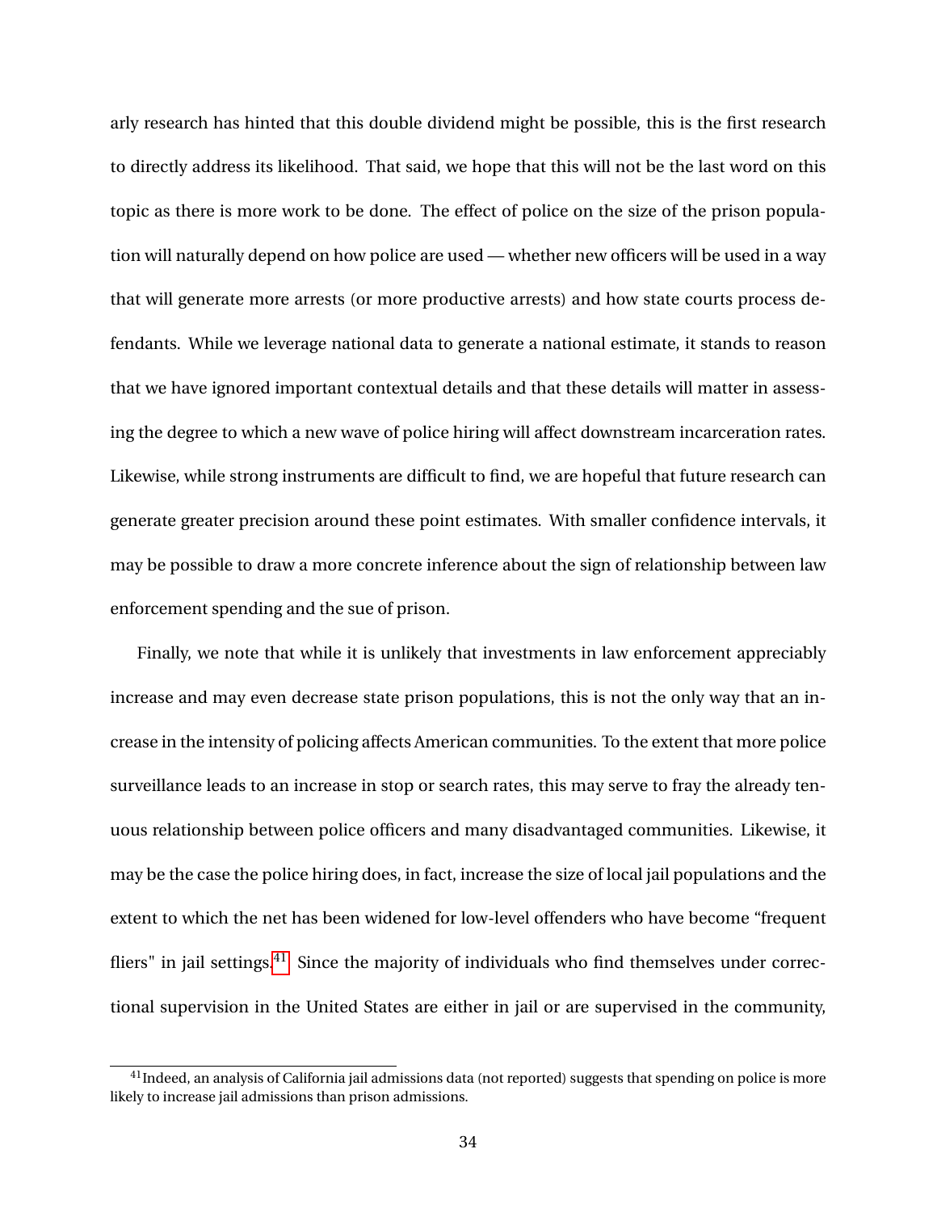arly research has hinted that this double dividend might be possible, this is the first research to directly address its likelihood. That said, we hope that this will not be the last word on this topic as there is more work to be done. The effect of police on the size of the prison population will naturally depend on how police are used — whether new officers will be used in a way that will generate more arrests (or more productive arrests) and how state courts process defendants. While we leverage national data to generate a national estimate, it stands to reason that we have ignored important contextual details and that these details will matter in assessing the degree to which a new wave of police hiring will affect downstream incarceration rates. Likewise, while strong instruments are difficult to find, we are hopeful that future research can generate greater precision around these point estimates. With smaller confidence intervals, it may be possible to draw a more concrete inference about the sign of relationship between law enforcement spending and the sue of prison.

Finally, we note that while it is unlikely that investments in law enforcement appreciably increase and may even decrease state prison populations, this is not the only way that an increase in the intensity of policing affects American communities. To the extent that more police surveillance leads to an increase in stop or search rates, this may serve to fray the already tenuous relationship between police officers and many disadvantaged communities. Likewise, it may be the case the police hiring does, in fact, increase the size of local jail populations and the extent to which the net has been widened for low-level offenders who have become "frequent fliers" in jail settings.[41] Since the majority of individuals who find themselves under correctional supervision in the United States are either in jail or are supervised in the community,

[41] Indeed, an analysis of California jail admissions data (not reported) suggests that spending on police is more likely to increase jail admissions than prison admissions.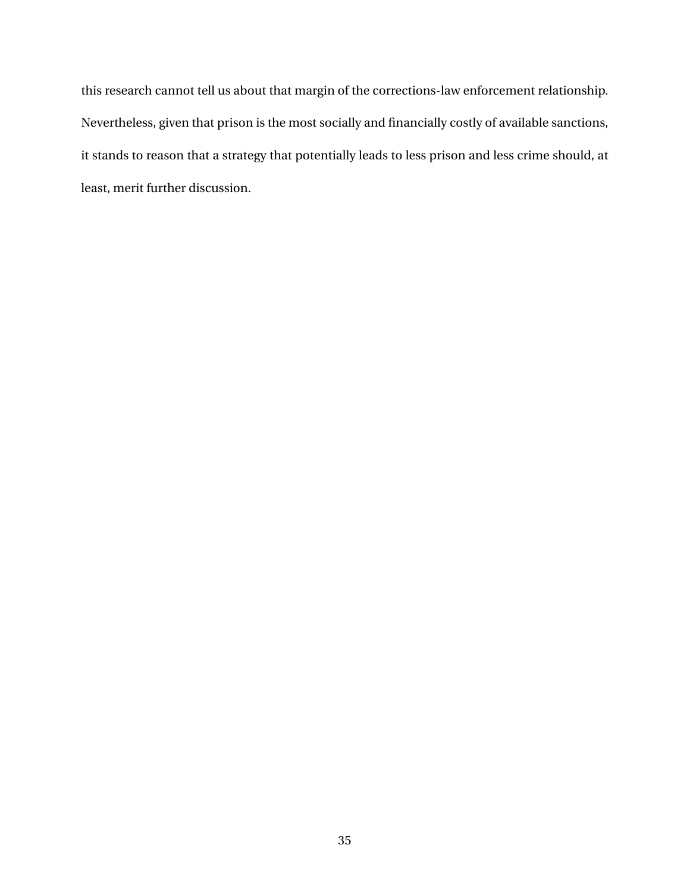this research cannot tell us about that margin of the corrections-law enforcement relationship. Nevertheless, given that prison is the most socially and financially costly of available sanctions, it stands to reason that a strategy that potentially leads to less prison and less crime should, at least, merit further discussion.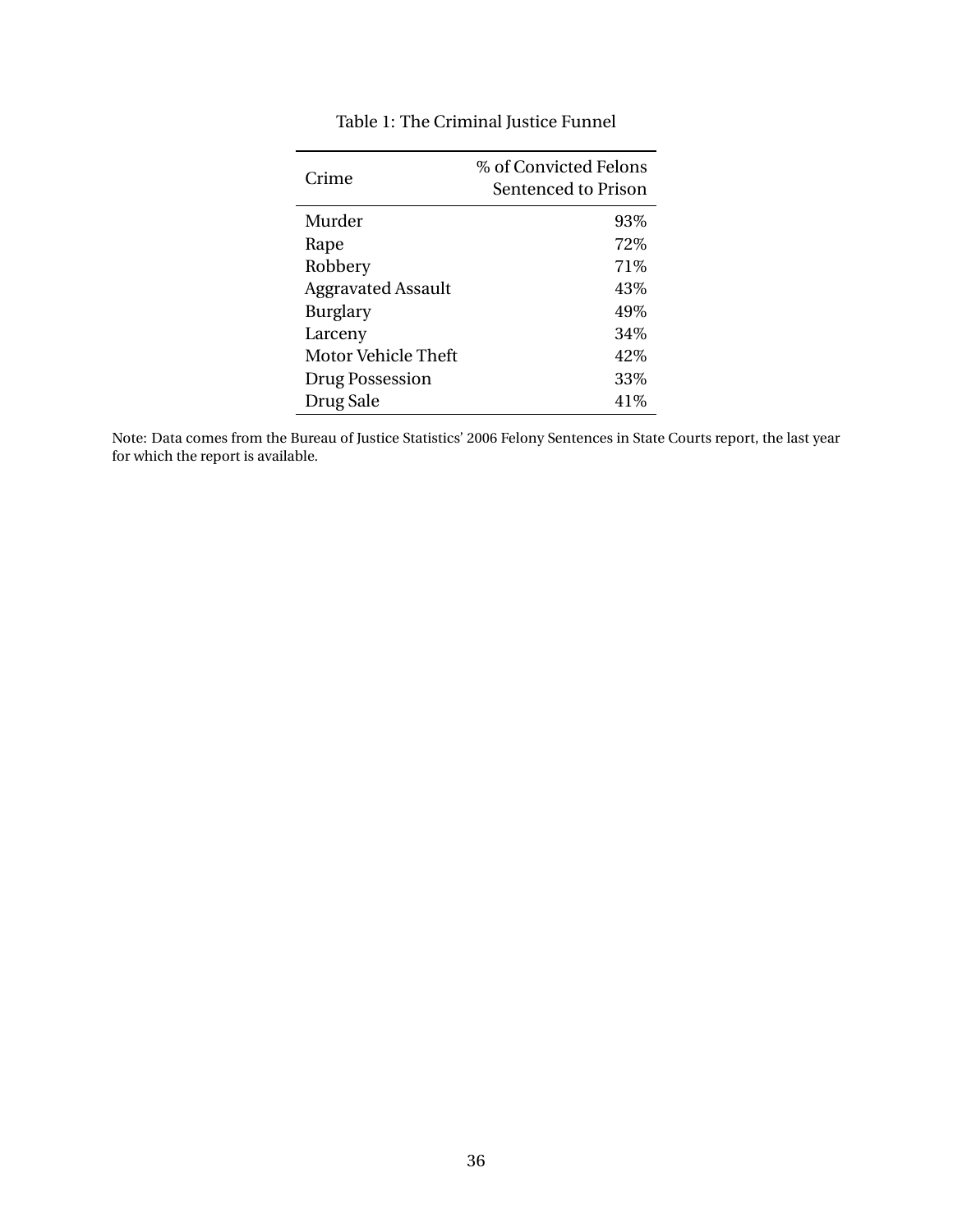Table 1: The Criminal Justice Funnel

| Crime | % of Convicted Felons Sentenced to Prison |
| --- | --- |
| Murder | 93% |
| Rape | 72% |
| Robbery | 71% |
| Aggravated Assault | 43% |
| Burglary | 49% |
| Larceny | 34% |
| Motor Vehicle Theft | 42% |
| Drug Possession | 33% |
| Drug Sale | 41% |

Note: Data comes from the Bureau of Justice Statistics' 2006 Felony Sentences in State Courts report, the last year for which the report is available.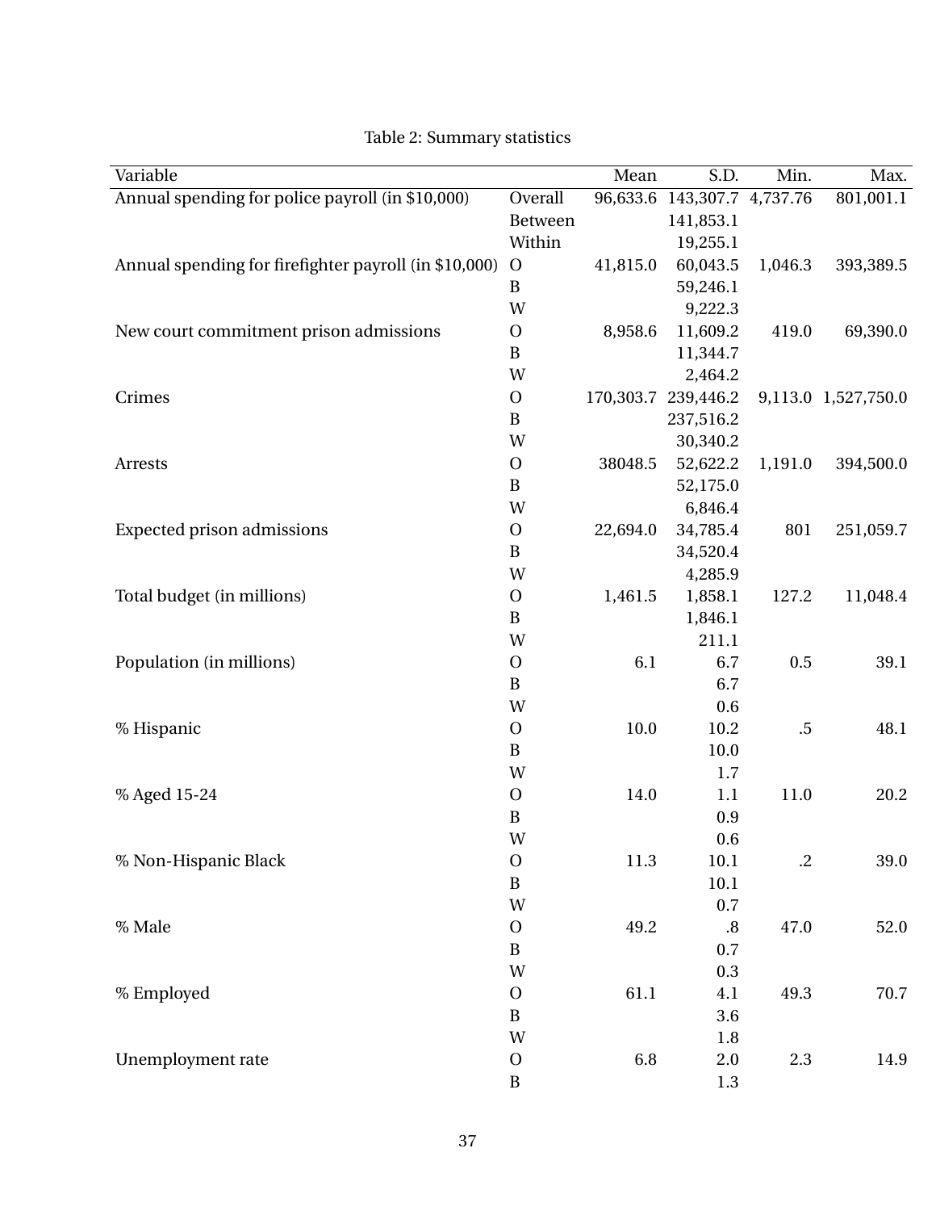Table 2: Summary statistics

| Variable | | Mean | S.D. | Min. | Max. |
|---|---|---|---|---|---|
| Annual spending for police payroll (in $10,000) | Overall | 96,633.6 | 143,307.7 | 4,737.76 | 801,001.1 |
| | Between | | 141,853.1 | | |
| | Within | | 19,255.1 | | |
| Annual spending for firefighter payroll (in $10,000) | O | 41,815.0 | 60,043.5 | 1,046.3 | 393,389.5 |
| | B | | 59,246.1 | | |
| | W | | 9,222.3 | | |
| New court commitment prison admissions | O | 8,958.6 | 11,609.2 | 419.0 | 69,390.0 |
| | B | | 11,344.7 | | |
| | W | | 2,464.2 | | |
| Crimes | O | 170,303.7 | 239,446.2 | 9,113.0 | 1,527,750.0 |
| | B | | 237,516.2 | | |
| | W | | 30,340.2 | | |
| Arrests | O | 38048.5 | 52,622.2 | 1,191.0 | 394,500.0 |
| | B | | 52,175.0 | | |
| | W | | 6,846.4 | | |
| Expected prison admissions | O | 22,694.0 | 34,785.4 | 801 | 251,059.7 |
| | B | | 34,520.4 | | |
| | W | | 4,285.9 | | |
| Total budget (in millions) | O | 1,461.5 | 1,858.1 | 127.2 | 11,048.4 |
| | B | | 1,846.1 | | |
| | W | | 211.1 | | |
| Population (in millions) | O | 6.1 | 6.7 | 0.5 | 39.1 |
| | B | | 6.7 | | |
| | W | | 0.6 | | |
| % Hispanic | O | 10.0 | 10.2 | .5 | 48.1 |
| | B | | 10.0 | | |
| | W | | 1.7 | | |
| % Aged 15-24 | O | 14.0 | 1.1 | 11.0 | 20.2 |
| | B | | 0.9 | | |
| | W | | 0.6 | | |
| % Non-Hispanic Black | O | 11.3 | 10.1 | .2 | 39.0 |
| | B | | 10.1 | | |
| | W | | 0.7 | | |
| % Male | O | 49.2 | .8 | 47.0 | 52.0 |
| | B | | 0.7 | | |
| | W | | 0.3 | | |
| % Employed | O | 61.1 | 4.1 | 49.3 | 70.7 |
| | B | | 3.6 | | |
| | W | | 1.8 | | |
| Unemployment rate | O | 6.8 | 2.0 | 2.3 | 14.9 |
| | B | | 1.3 | | |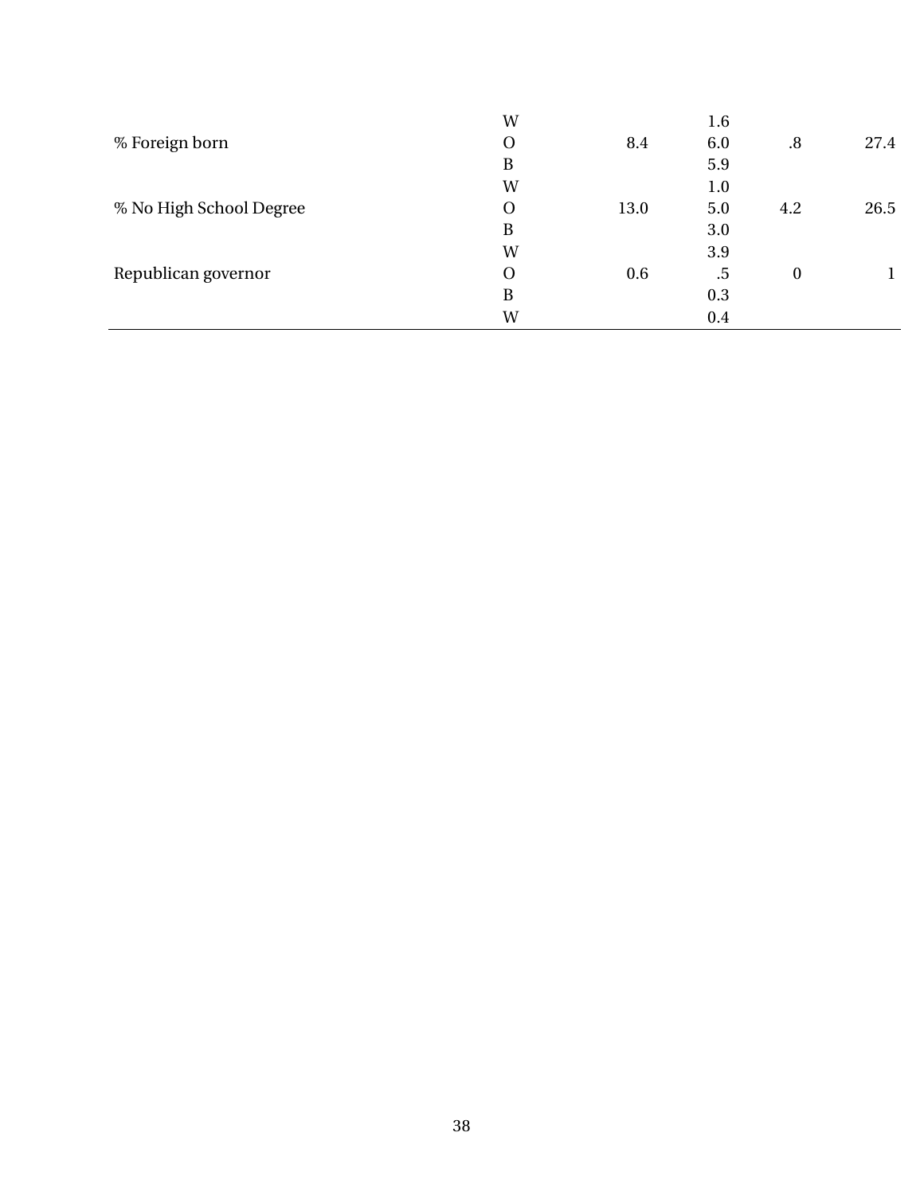| | | | | | |
|---|---|---|---|---|---|
| | W | | 1.6 | | |
| % Foreign born | O | 8.4 | 6.0 | .8 | 27.4 |
| | B | | 5.9 | | |
| | W | | 1.0 | | |
| % No High School Degree | O | 13.0 | 5.0 | 4.2 | 26.5 |
| | B | | 3.0 | | |
| | W | | 3.9 | | |
| Republican governor | O | 0.6 | .5 | 0 | 1 |
| | B | | 0.3 | | |
| | W | | 0.4 | | |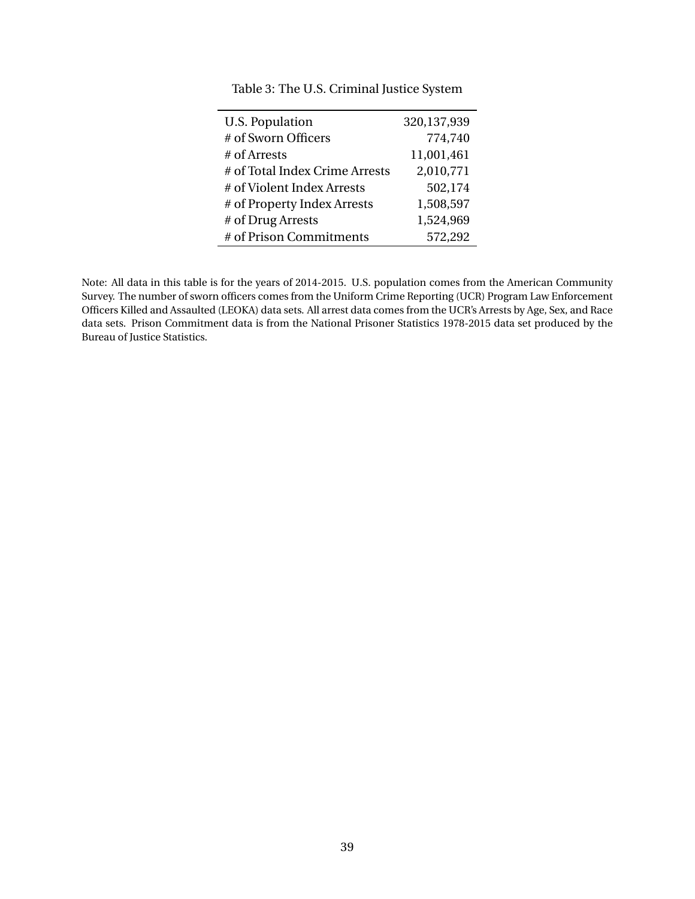Table 3: The U.S. Criminal Justice System

| | |
|---|---:|
| U.S. Population | 320,137,939 |
| # of Sworn Officers | 774,740 |
| # of Arrests | 11,001,461 |
| # of Total Index Crime Arrests | 2,010,771 |
| # of Violent Index Arrests | 502,174 |
| # of Property Index Arrests | 1,508,597 |
| # of Drug Arrests | 1,524,969 |
| # of Prison Commitments | 572,292 |

Note: All data in this table is for the years of 2014-2015. U.S. population comes from the American Community Survey. The number of sworn officers comes from the Uniform Crime Reporting (UCR) Program Law Enforcement Officers Killed and Assaulted (LEOKA) data sets. All arrest data comes from the UCR's Arrests by Age, Sex, and Race data sets. Prison Commitment data is from the National Prisoner Statistics 1978-2015 data set produced by the Bureau of Justice Statistics.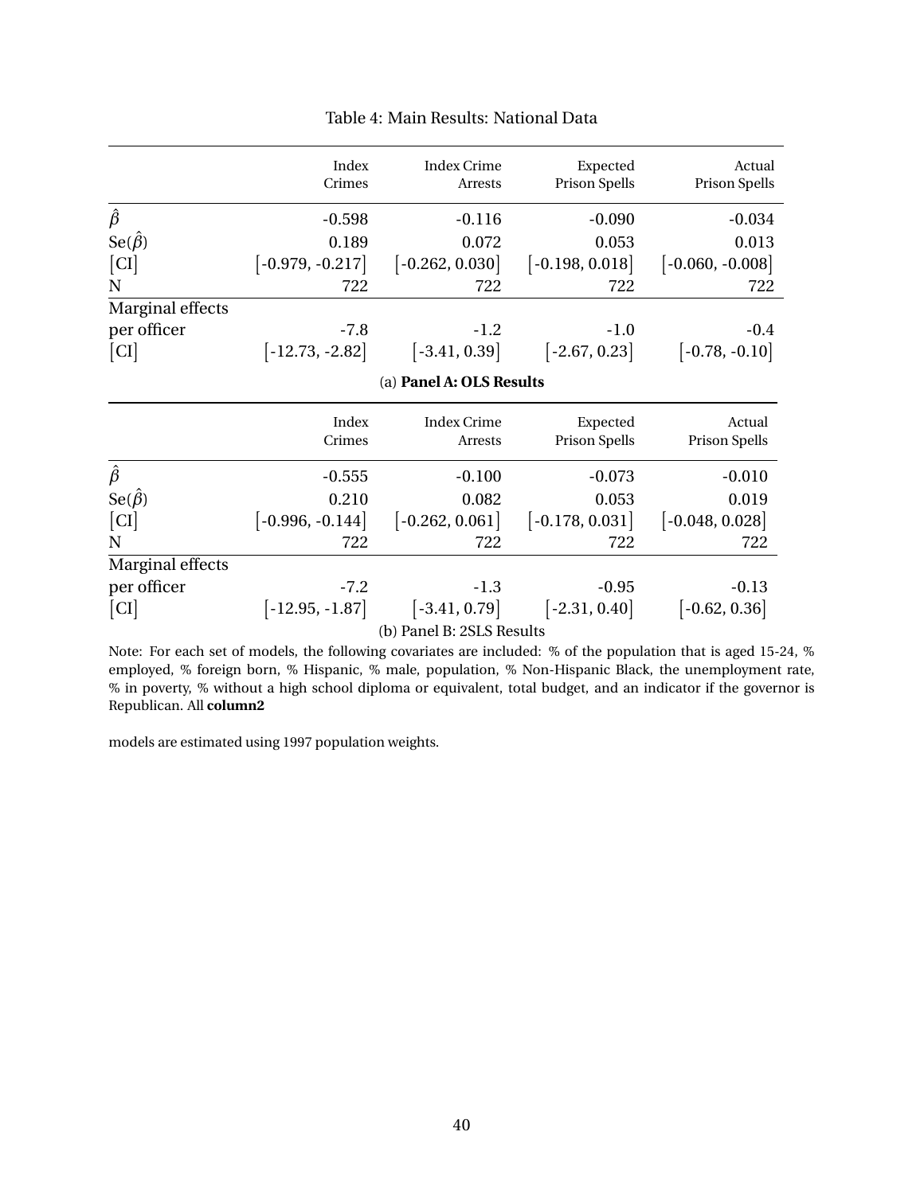Table 4: Main Results: National Data

| | Index Crimes | Index Crime Arrests | Expected Prison Spells | Actual Prison Spells |
|---|---|---|---|---|
| $\hat{\beta}$ | -0.598 | -0.116 | -0.090 | -0.034 |
| Se($\hat{\beta}$) | 0.189 | 0.072 | 0.053 | 0.013 |
| [CI] | [-0.979, -0.217] | [-0.262, 0.030] | [-0.198, 0.018] | [-0.060, -0.008] |
| N | 722 | 722 | 722 | 722 |
| Marginal effects | | | | |
| per officer | -7.8 | -1.2 | -1.0 | -0.4 |
| [CI] | [-12.73, -2.82] | [-3.41, 0.39] | [-2.67, 0.23] | [-0.78, -0.10] |

(a) **Panel A: OLS Results**

| | Index Crimes | Index Crime Arrests | Expected Prison Spells | Actual Prison Spells |
|---|---|---|---|---|
| $\hat{\beta}$ | -0.555 | -0.100 | -0.073 | -0.010 |
| Se($\hat{\beta}$) | 0.210 | 0.082 | 0.053 | 0.019 |
| [CI] | [-0.996, -0.144] | [-0.262, 0.061] | [-0.178, 0.031] | [-0.048, 0.028] |
| N | 722 | 722 | 722 | 722 |
| Marginal effects | | | | |
| per officer | -7.2 | -1.3 | -0.95 | -0.13 |
| [CI] | [-12.95, -1.87] | [-3.41, 0.79] | [-2.31, 0.40] | [-0.62, 0.36] |

(b) Panel B: 2SLS Results

Note: For each set of models, the following covariates are included: % of the population that is aged 15-24, % employed, % foreign born, % Hispanic, % male, population, % Non-Hispanic Black, the unemployment rate, % in poverty, % without a high school diploma or equivalent, total budget, and an indicator if the governor is Republican. All **column2**

models are estimated using 1997 population weights.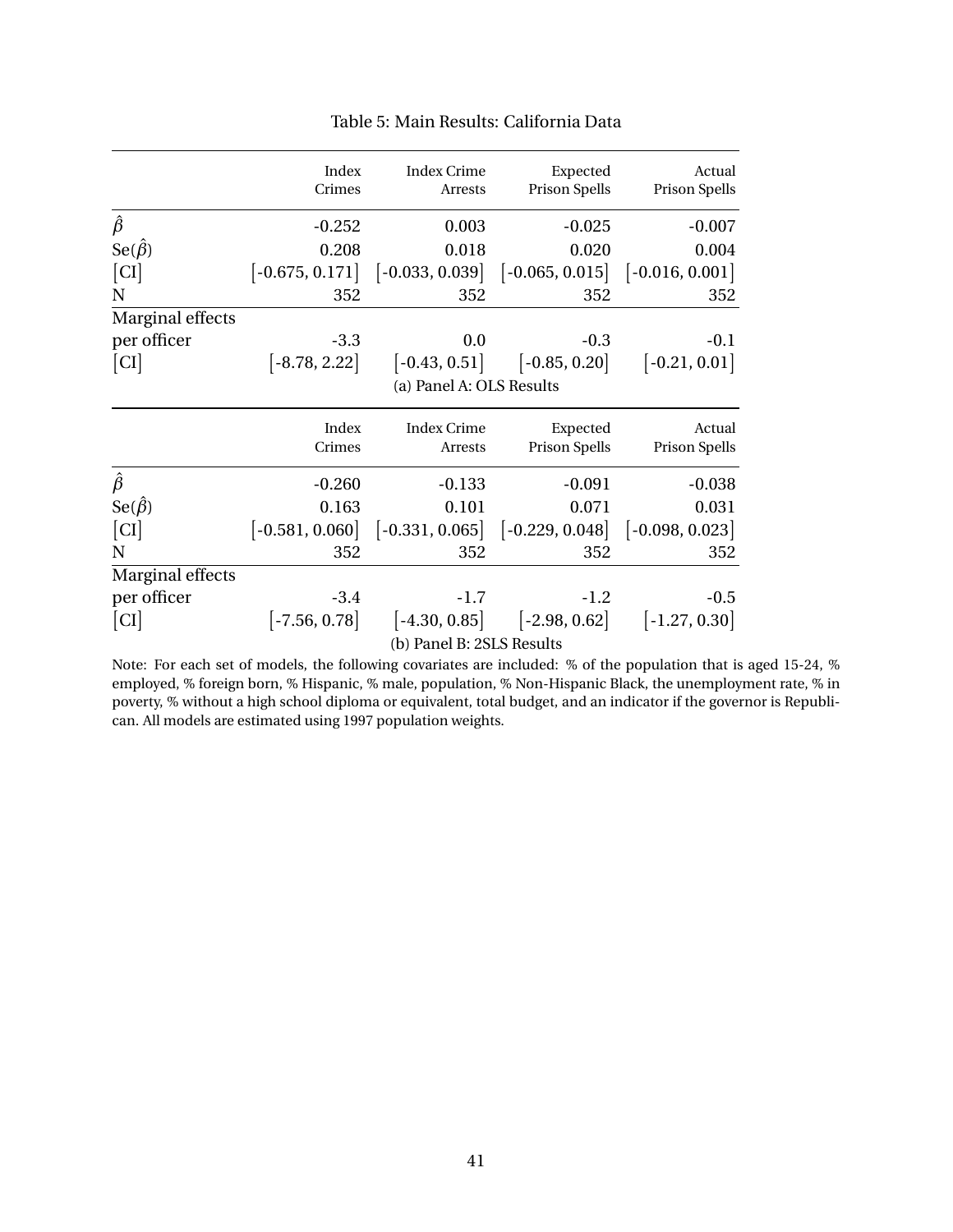Table 5: Main Results: California Data

| | Index Crimes | Index Crime Arrests | Expected Prison Spells | Actual Prison Spells |
|---|---|---|---|---|
| $\hat{\beta}$ | -0.252 | 0.003 | -0.025 | -0.007 |
| Se($\hat{\beta}$) | 0.208 | 0.018 | 0.020 | 0.004 |
| [CI] | [-0.675, 0.171] | [-0.033, 0.039] | [-0.065, 0.015] | [-0.016, 0.001] |
| N | 352 | 352 | 352 | 352 |
| Marginal effects | | | | |
| per officer | -3.3 | 0.0 | -0.3 | -0.1 |
| [CI] | [-8.78, 2.22] | [-0.43, 0.51] | [-0.85, 0.20] | [-0.21, 0.01] |

(a) Panel A: OLS Results

| | Index Crimes | Index Crime Arrests | Expected Prison Spells | Actual Prison Spells |
|---|---|---|---|---|
| $\hat{\beta}$ | -0.260 | -0.133 | -0.091 | -0.038 |
| Se($\hat{\beta}$) | 0.163 | 0.101 | 0.071 | 0.031 |
| [CI] | [-0.581, 0.060] | [-0.331, 0.065] | [-0.229, 0.048] | [-0.098, 0.023] |
| N | 352 | 352 | 352 | 352 |
| Marginal effects | | | | |
| per officer | -3.4 | -1.7 | -1.2 | -0.5 |
| [CI] | [-7.56, 0.78] | [-4.30, 0.85] | [-2.98, 0.62] | [-1.27, 0.30] |

(b) Panel B: 2SLS Results

Note: For each set of models, the following covariates are included: % of the population that is aged 15-24, % employed, % foreign born, % Hispanic, % male, population, % Non-Hispanic Black, the unemployment rate, % in poverty, % without a high school diploma or equivalent, total budget, and an indicator if the governor is Republican. All models are estimated using 1997 population weights.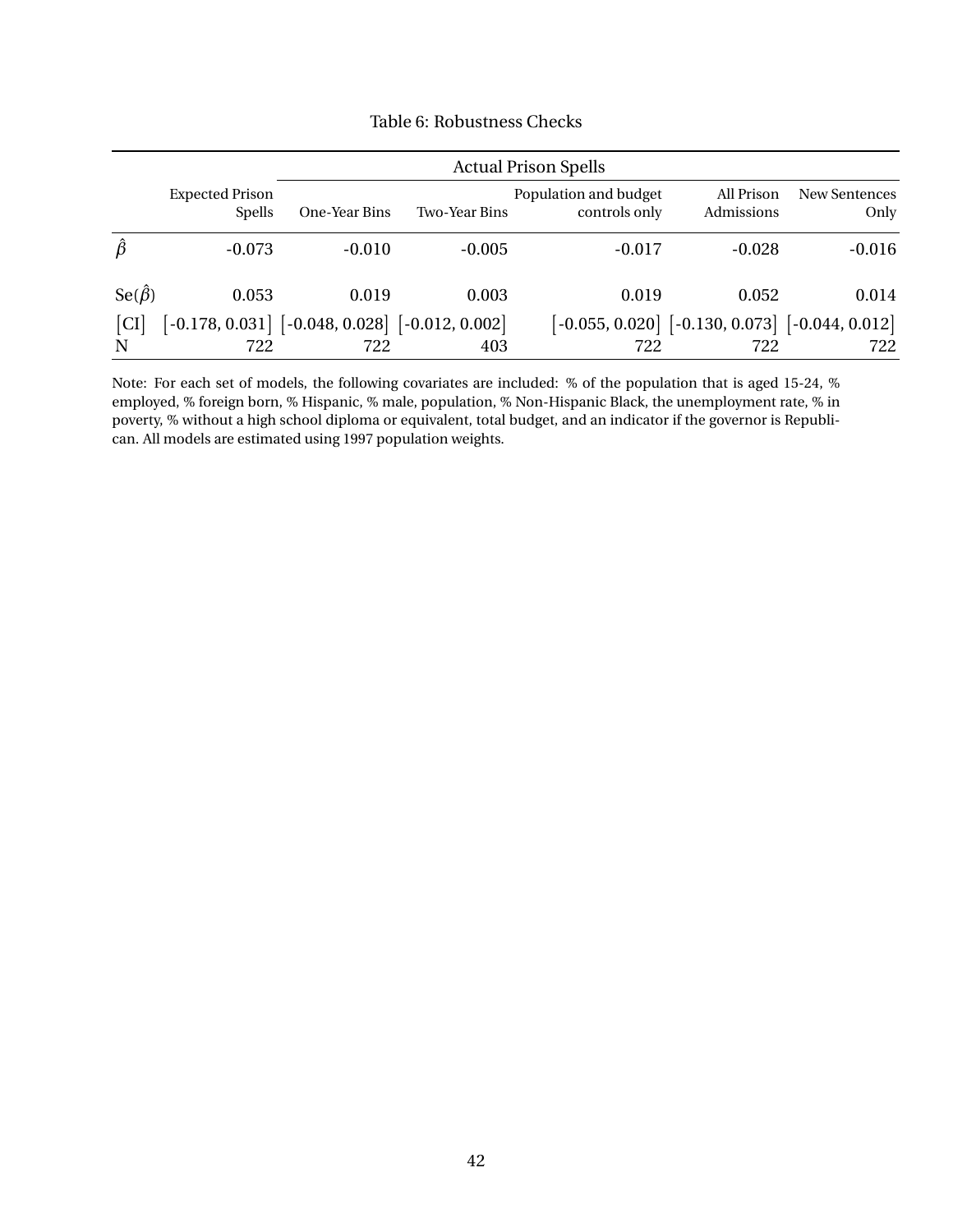Table 6: Robustness Checks

| | Expected Prison Spells | Actual Prison Spells | | | | |
|---|---|---|---|---|---|---|
| | | One-Year Bins | Two-Year Bins | Population and budget controls only | All Prison Admissions | New Sentences Only |
| $\hat{\beta}$ | -0.073 | -0.010 | -0.005 | -0.017 | -0.028 | -0.016 |
| Se($\hat{\beta}$) | 0.053 | 0.019 | 0.003 | 0.019 | 0.052 | 0.014 |
| [CI] | [-0.178, 0.031] | [-0.048, 0.028] | [-0.012, 0.002] | [-0.055, 0.020] | [-0.130, 0.073] | [-0.044, 0.012] |
| N | 722 | 722 | 403 | 722 | 722 | 722 |

Note: For each set of models, the following covariates are included: % of the population that is aged 15-24, % employed, % foreign born, % Hispanic, % male, population, % Non-Hispanic Black, the unemployment rate, % in poverty, % without a high school diploma or equivalent, total budget, and an indicator if the governor is Republican. All models are estimated using 1997 population weights.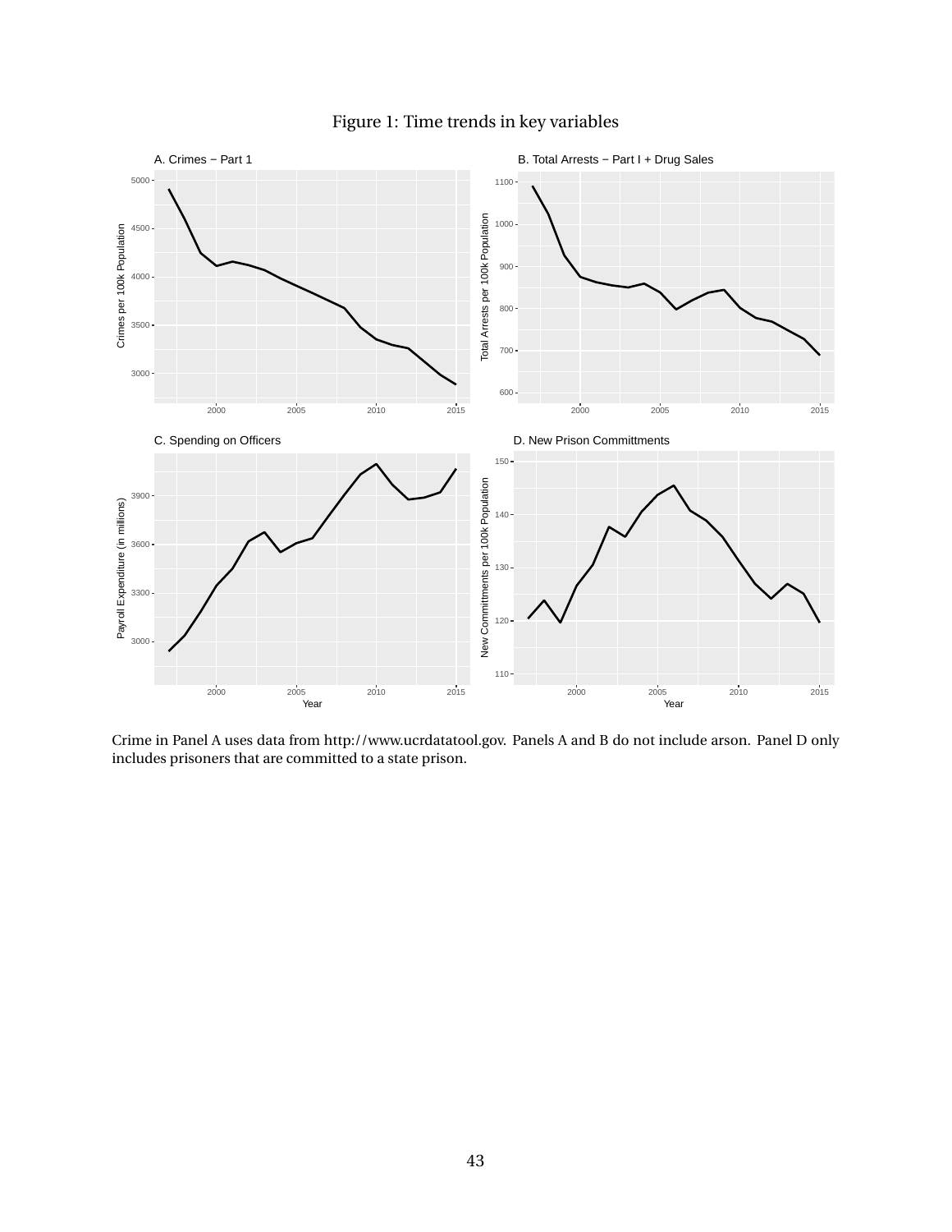Figure 1: Time trends in key variables

A. Crimes − Part 1

B. Total Arrests − Part I + Drug Sales

C. Spending on Officers

D. New Prison Committments

Crime in Panel A uses data from http://www.ucrdatatool.gov. Panels A and B do not include arson. Panel D only includes prisoners that are committed to a state prison.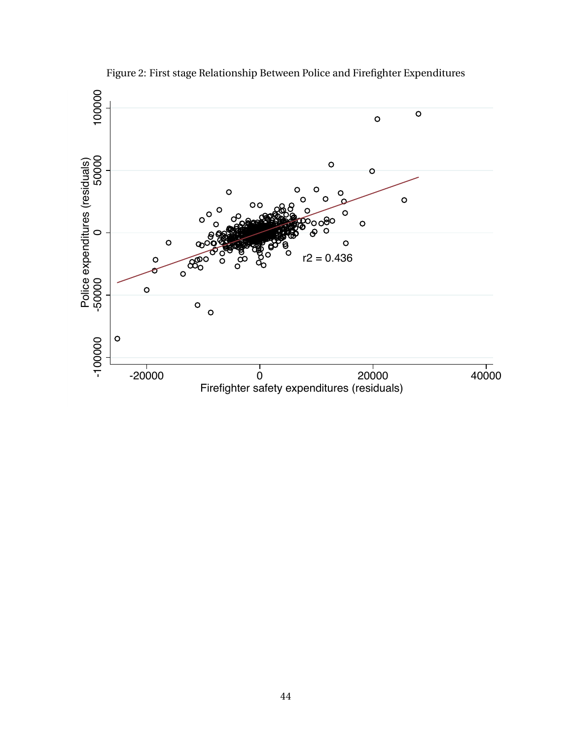Figure 2: First stage Relationship Between Police and Firefighter Expenditures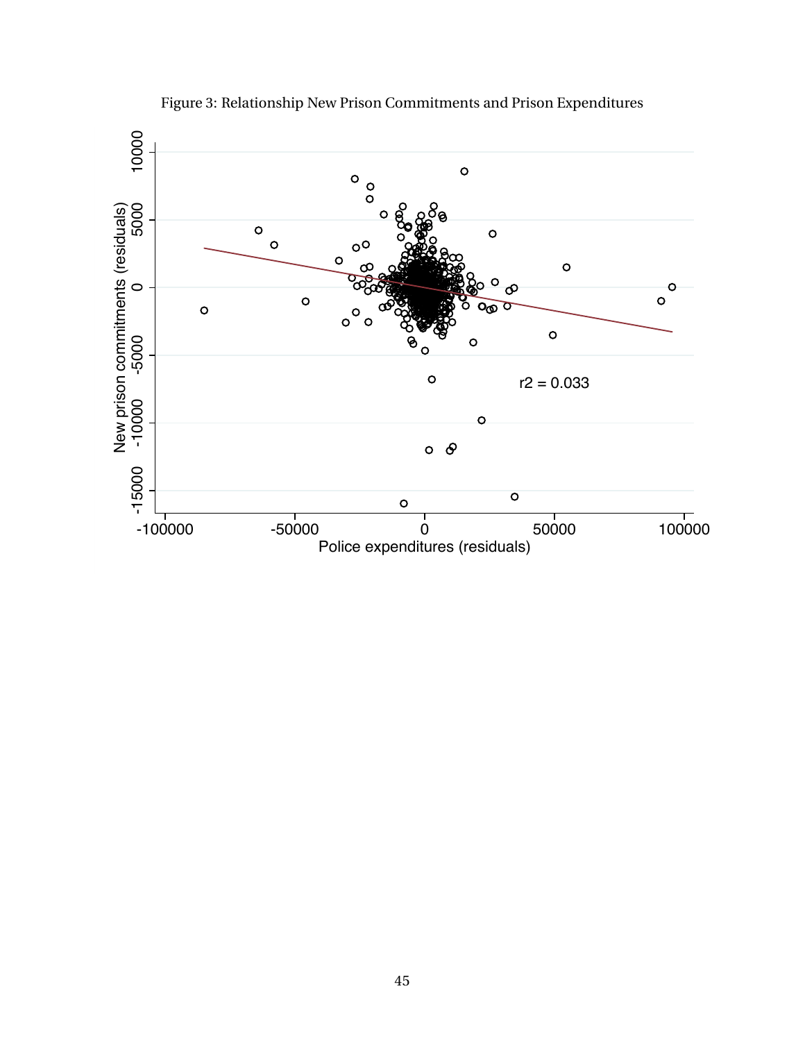Figure 3: Relationship New Prison Commitments and Prison Expenditures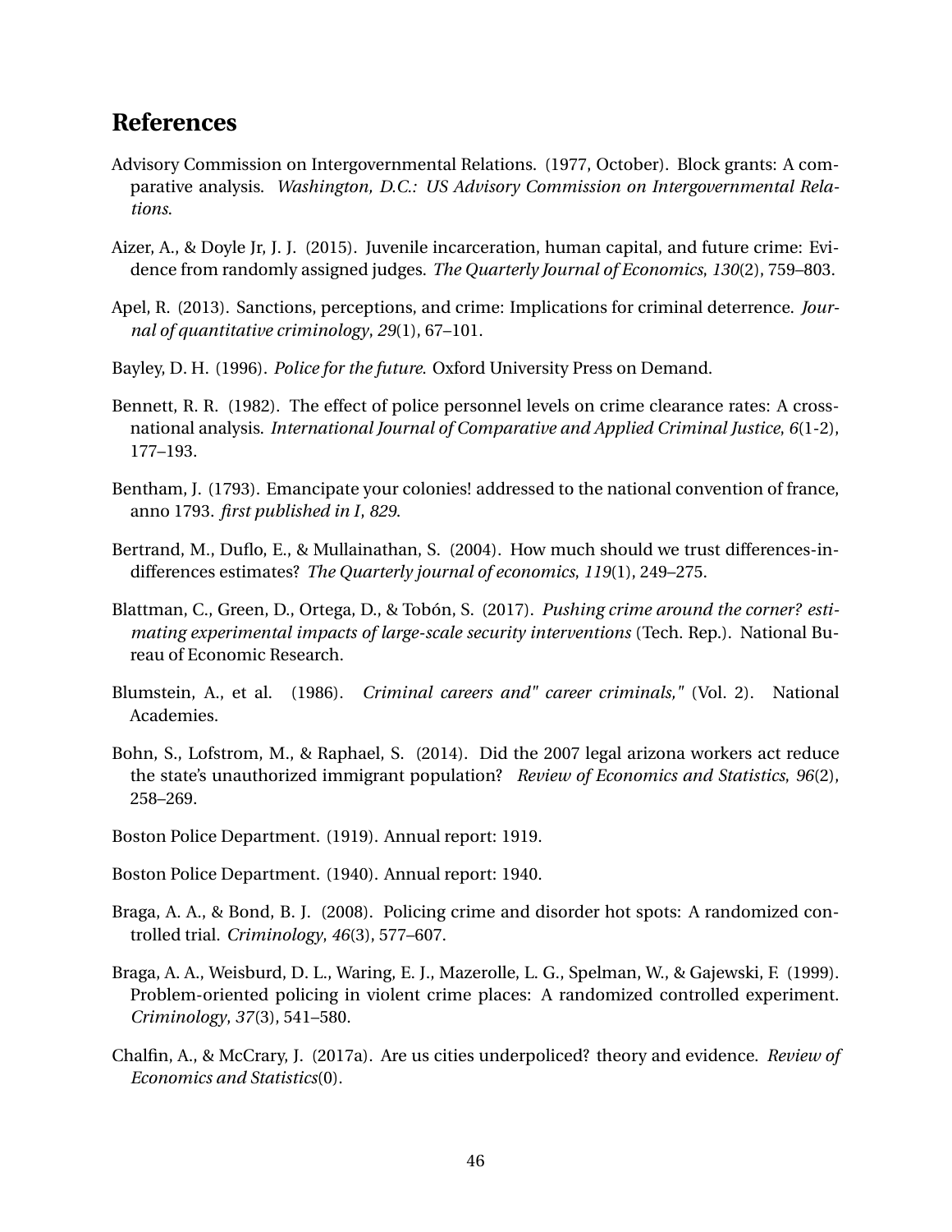## References

Advisory Commission on Intergovernmental Relations. (1977, October). Block grants: A comparative analysis. *Washington, D.C.: US Advisory Commission on Intergovernmental Relations.*

Aizer, A., & Doyle Jr, J. J. (2015). Juvenile incarceration, human capital, and future crime: Evidence from randomly assigned judges. *The Quarterly Journal of Economics*, *130*(2), 759–803.

Apel, R. (2013). Sanctions, perceptions, and crime: Implications for criminal deterrence. *Journal of quantitative criminology*, *29*(1), 67–101.

Bayley, D. H. (1996). *Police for the future*. Oxford University Press on Demand.

Bennett, R. R. (1982). The effect of police personnel levels on crime clearance rates: A cross-national analysis. *International Journal of Comparative and Applied Criminal Justice*, *6*(1-2), 177–193.

Bentham, J. (1793). Emancipate your colonies! addressed to the national convention of france, anno 1793. *first published in I*, *829*.

Bertrand, M., Duflo, E., & Mullainathan, S. (2004). How much should we trust differences-in-differences estimates? *The Quarterly journal of economics*, *119*(1), 249–275.

Blattman, C., Green, D., Ortega, D., & Tobón, S. (2017). *Pushing crime around the corner? estimating experimental impacts of large-scale security interventions* (Tech. Rep.). National Bureau of Economic Research.

Blumstein, A., et al. (1986). *Criminal careers and" career criminals,"* (Vol. 2). National Academies.

Bohn, S., Lofstrom, M., & Raphael, S. (2014). Did the 2007 legal arizona workers act reduce the state's unauthorized immigrant population? *Review of Economics and Statistics*, *96*(2), 258–269.

Boston Police Department. (1919). Annual report: 1919.

Boston Police Department. (1940). Annual report: 1940.

Braga, A. A., & Bond, B. J. (2008). Policing crime and disorder hot spots: A randomized controlled trial. *Criminology*, *46*(3), 577–607.

Braga, A. A., Weisburd, D. L., Waring, E. J., Mazerolle, L. G., Spelman, W., & Gajewski, F. (1999). Problem-oriented policing in violent crime places: A randomized controlled experiment. *Criminology*, *37*(3), 541–580.

Chalfin, A., & McCrary, J. (2017a). Are us cities underpoliced? theory and evidence. *Review of Economics and Statistics*(0).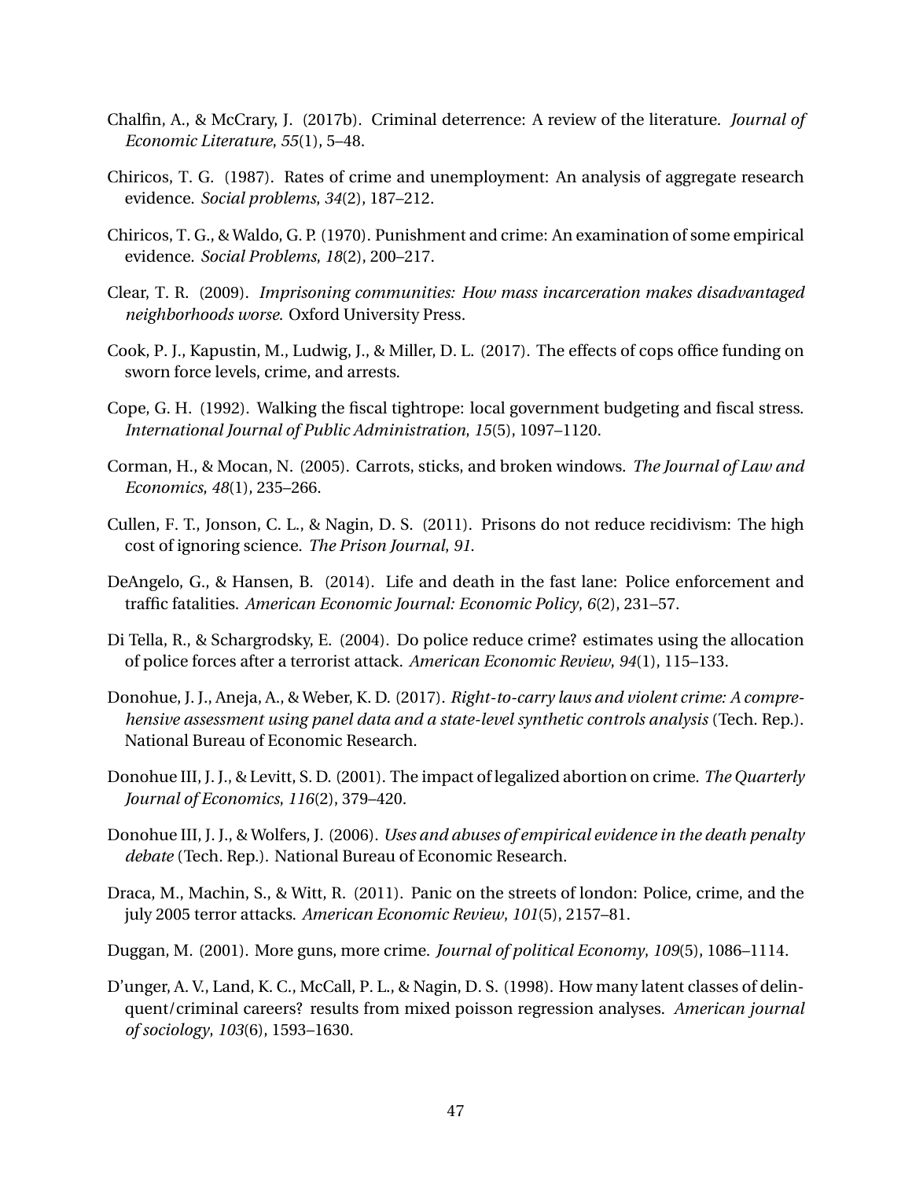Chalfin, A., & McCrary, J. (2017b). Criminal deterrence: A review of the literature. *Journal of Economic Literature*, *55*(1), 5–48.

Chiricos, T. G. (1987). Rates of crime and unemployment: An analysis of aggregate research evidence. *Social problems*, *34*(2), 187–212.

Chiricos, T. G., & Waldo, G. P. (1970). Punishment and crime: An examination of some empirical evidence. *Social Problems*, *18*(2), 200–217.

Clear, T. R. (2009). *Imprisoning communities: How mass incarceration makes disadvantaged neighborhoods worse*. Oxford University Press.

Cook, P. J., Kapustin, M., Ludwig, J., & Miller, D. L. (2017). The effects of cops office funding on sworn force levels, crime, and arrests.

Cope, G. H. (1992). Walking the fiscal tightrope: local government budgeting and fiscal stress. *International Journal of Public Administration*, *15*(5), 1097–1120.

Corman, H., & Mocan, N. (2005). Carrots, sticks, and broken windows. *The Journal of Law and Economics*, *48*(1), 235–266.

Cullen, F. T., Jonson, C. L., & Nagin, D. S. (2011). Prisons do not reduce recidivism: The high cost of ignoring science. *The Prison Journal*, *91*.

DeAngelo, G., & Hansen, B. (2014). Life and death in the fast lane: Police enforcement and traffic fatalities. *American Economic Journal: Economic Policy*, *6*(2), 231–57.

Di Tella, R., & Schargrodsky, E. (2004). Do police reduce crime? estimates using the allocation of police forces after a terrorist attack. *American Economic Review*, *94*(1), 115–133.

Donohue, J. J., Aneja, A., & Weber, K. D. (2017). *Right-to-carry laws and violent crime: A comprehensive assessment using panel data and a state-level synthetic controls analysis* (Tech. Rep.). National Bureau of Economic Research.

Donohue III, J. J., & Levitt, S. D. (2001). The impact of legalized abortion on crime. *The Quarterly Journal of Economics*, *116*(2), 379–420.

Donohue III, J. J., & Wolfers, J. (2006). *Uses and abuses of empirical evidence in the death penalty debate* (Tech. Rep.). National Bureau of Economic Research.

Draca, M., Machin, S., & Witt, R. (2011). Panic on the streets of london: Police, crime, and the july 2005 terror attacks. *American Economic Review*, *101*(5), 2157–81.

Duggan, M. (2001). More guns, more crime. *Journal of political Economy*, *109*(5), 1086–1114.

D'unger, A. V., Land, K. C., McCall, P. L., & Nagin, D. S. (1998). How many latent classes of delinquent/criminal careers? results from mixed poisson regression analyses. *American journal of sociology*, *103*(6), 1593–1630.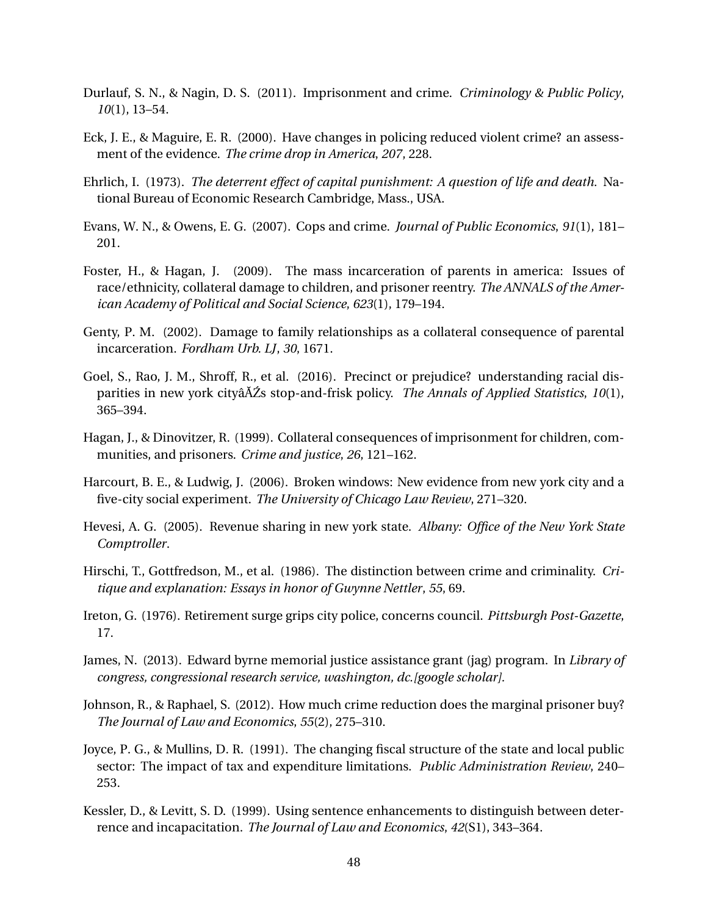Durlauf, S. N., & Nagin, D. S. (2011). Imprisonment and crime. *Criminology & Public Policy*, *10*(1), 13–54.

Eck, J. E., & Maguire, E. R. (2000). Have changes in policing reduced violent crime? an assessment of the evidence. *The crime drop in America*, *207*, 228.

Ehrlich, I. (1973). *The deterrent effect of capital punishment: A question of life and death*. National Bureau of Economic Research Cambridge, Mass., USA.

Evans, W. N., & Owens, E. G. (2007). Cops and crime. *Journal of Public Economics*, *91*(1), 181–201.

Foster, H., & Hagan, J. (2009). The mass incarceration of parents in america: Issues of race/ethnicity, collateral damage to children, and prisoner reentry. *The ANNALS of the American Academy of Political and Social Science*, *623*(1), 179–194.

Genty, P. M. (2002). Damage to family relationships as a collateral consequence of parental incarceration. *Fordham Urb. LJ*, *30*, 1671.

Goel, S., Rao, J. M., Shroff, R., et al. (2016). Precinct or prejudice? understanding racial disparities in new york cityâĂŹs stop-and-frisk policy. *The Annals of Applied Statistics*, *10*(1), 365–394.

Hagan, J., & Dinovitzer, R. (1999). Collateral consequences of imprisonment for children, communities, and prisoners. *Crime and justice*, *26*, 121–162.

Harcourt, B. E., & Ludwig, J. (2006). Broken windows: New evidence from new york city and a five-city social experiment. *The University of Chicago Law Review*, 271–320.

Hevesi, A. G. (2005). Revenue sharing in new york state. *Albany: Office of the New York State Comptroller*.

Hirschi, T., Gottfredson, M., et al. (1986). The distinction between crime and criminality. *Critique and explanation: Essays in honor of Gwynne Nettler*, *55*, 69.

Ireton, G. (1976). Retirement surge grips city police, concerns council. *Pittsburgh Post-Gazette*, 17.

James, N. (2013). Edward byrne memorial justice assistance grant (jag) program. In *Library of congress, congressional research service, washington, dc.[google scholar]*.

Johnson, R., & Raphael, S. (2012). How much crime reduction does the marginal prisoner buy? *The Journal of Law and Economics*, *55*(2), 275–310.

Joyce, P. G., & Mullins, D. R. (1991). The changing fiscal structure of the state and local public sector: The impact of tax and expenditure limitations. *Public Administration Review*, 240–253.

Kessler, D., & Levitt, S. D. (1999). Using sentence enhancements to distinguish between deterrence and incapacitation. *The Journal of Law and Economics*, *42*(S1), 343–364.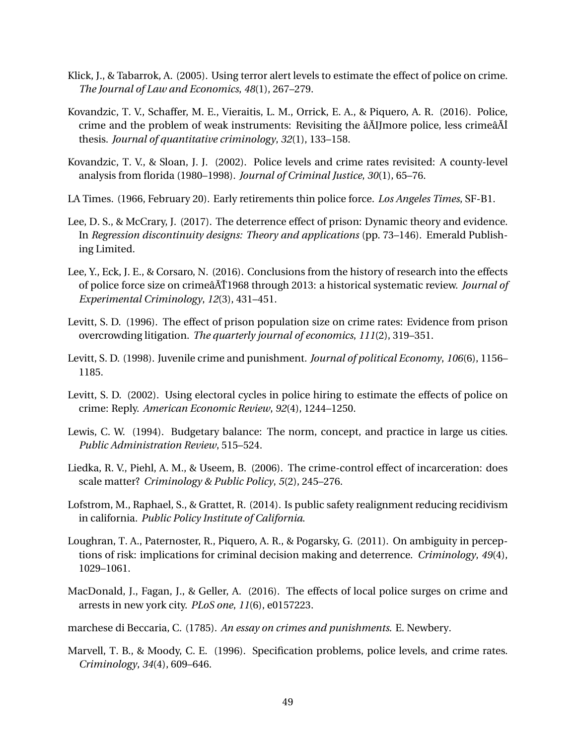Klick, J., & Tabarrok, A. (2005). Using terror alert levels to estimate the effect of police on crime. *The Journal of Law and Economics*, *48*(1), 267–279.

Kovandzic, T. V., Schaffer, M. E., Vieraitis, L. M., Orrick, E. A., & Piquero, A. R. (2016). Police, crime and the problem of weak instruments: Revisiting the âĂIJmore police, less crimeâĂİ thesis. *Journal of quantitative criminology*, *32*(1), 133–158.

Kovandzic, T. V., & Sloan, J. J. (2002). Police levels and crime rates revisited: A county-level analysis from florida (1980–1998). *Journal of Criminal Justice*, *30*(1), 65–76.

LA Times. (1966, February 20). Early retirements thin police force. *Los Angeles Times*, SF-B1.

Lee, D. S., & McCrary, J. (2017). The deterrence effect of prison: Dynamic theory and evidence. In *Regression discontinuity designs: Theory and applications* (pp. 73–146). Emerald Publishing Limited.

Lee, Y., Eck, J. E., & Corsaro, N. (2016). Conclusions from the history of research into the effects of police force size on crimeâĂŤ1968 through 2013: a historical systematic review. *Journal of Experimental Criminology*, *12*(3), 431–451.

Levitt, S. D. (1996). The effect of prison population size on crime rates: Evidence from prison overcrowding litigation. *The quarterly journal of economics*, *111*(2), 319–351.

Levitt, S. D. (1998). Juvenile crime and punishment. *Journal of political Economy*, *106*(6), 1156–1185.

Levitt, S. D. (2002). Using electoral cycles in police hiring to estimate the effects of police on crime: Reply. *American Economic Review*, *92*(4), 1244–1250.

Lewis, C. W. (1994). Budgetary balance: The norm, concept, and practice in large us cities. *Public Administration Review*, 515–524.

Liedka, R. V., Piehl, A. M., & Useem, B. (2006). The crime-control effect of incarceration: does scale matter? *Criminology & Public Policy*, *5*(2), 245–276.

Lofstrom, M., Raphael, S., & Grattet, R. (2014). Is public safety realignment reducing recidivism in california. *Public Policy Institute of California*.

Loughran, T. A., Paternoster, R., Piquero, A. R., & Pogarsky, G. (2011). On ambiguity in perceptions of risk: implications for criminal decision making and deterrence. *Criminology*, *49*(4), 1029–1061.

MacDonald, J., Fagan, J., & Geller, A. (2016). The effects of local police surges on crime and arrests in new york city. *PLoS one*, *11*(6), e0157223.

marchese di Beccaria, C. (1785). *An essay on crimes and punishments*. E. Newbery.

Marvell, T. B., & Moody, C. E. (1996). Specification problems, police levels, and crime rates. *Criminology*, *34*(4), 609–646.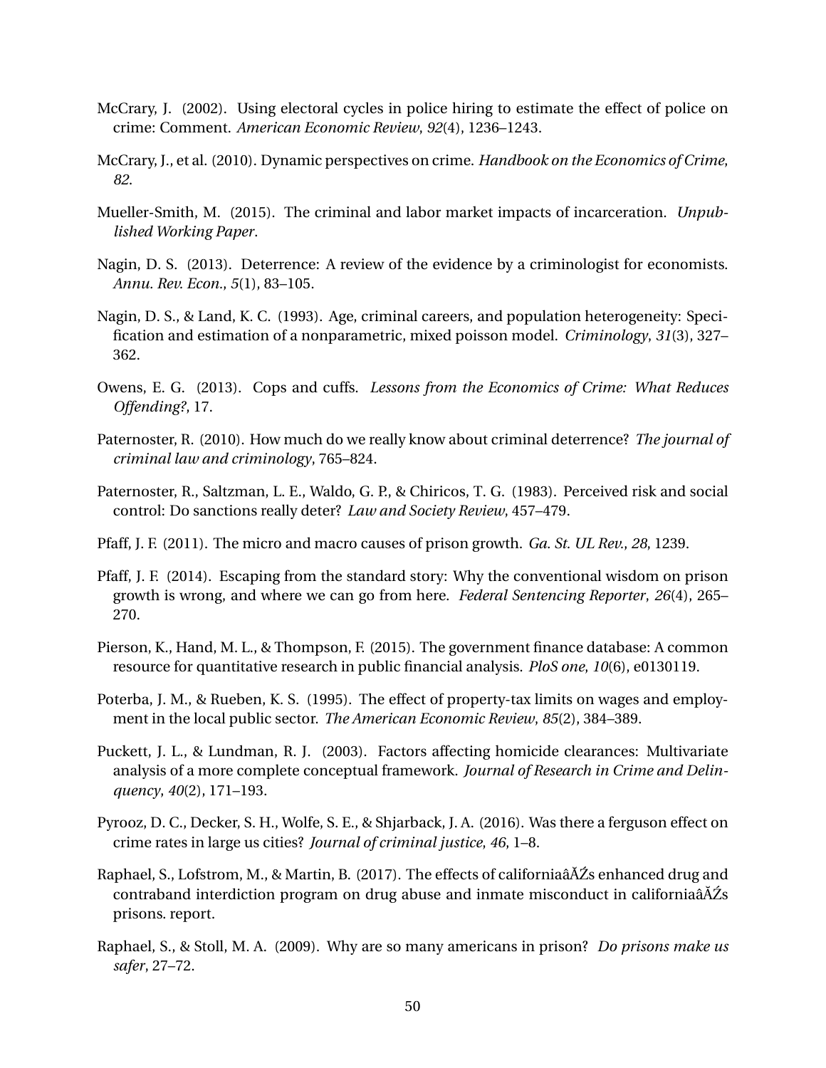McCrary, J. (2002). Using electoral cycles in police hiring to estimate the effect of police on crime: Comment. *American Economic Review*, *92*(4), 1236–1243.

McCrary, J., et al. (2010). Dynamic perspectives on crime. *Handbook on the Economics of Crime*, *82*.

Mueller-Smith, M. (2015). The criminal and labor market impacts of incarceration. *Unpublished Working Paper*.

Nagin, D. S. (2013). Deterrence: A review of the evidence by a criminologist for economists. *Annu. Rev. Econ.*, *5*(1), 83–105.

Nagin, D. S., & Land, K. C. (1993). Age, criminal careers, and population heterogeneity: Specification and estimation of a nonparametric, mixed poisson model. *Criminology*, *31*(3), 327–362.

Owens, E. G. (2013). Cops and cuffs. *Lessons from the Economics of Crime: What Reduces Offending?*, 17.

Paternoster, R. (2010). How much do we really know about criminal deterrence? *The journal of criminal law and criminology*, 765–824.

Paternoster, R., Saltzman, L. E., Waldo, G. P., & Chiricos, T. G. (1983). Perceived risk and social control: Do sanctions really deter? *Law and Society Review*, 457–479.

Pfaff, J. F. (2011). The micro and macro causes of prison growth. *Ga. St. UL Rev.*, *28*, 1239.

Pfaff, J. F. (2014). Escaping from the standard story: Why the conventional wisdom on prison growth is wrong, and where we can go from here. *Federal Sentencing Reporter*, *26*(4), 265–270.

Pierson, K., Hand, M. L., & Thompson, F. (2015). The government finance database: A common resource for quantitative research in public financial analysis. *PloS one*, *10*(6), e0130119.

Poterba, J. M., & Rueben, K. S. (1995). The effect of property-tax limits on wages and employment in the local public sector. *The American Economic Review*, *85*(2), 384–389.

Puckett, J. L., & Lundman, R. J. (2003). Factors affecting homicide clearances: Multivariate analysis of a more complete conceptual framework. *Journal of Research in Crime and Delinquency*, *40*(2), 171–193.

Pyrooz, D. C., Decker, S. H., Wolfe, S. E., & Shjarback, J. A. (2016). Was there a ferguson effect on crime rates in large us cities? *Journal of criminal justice*, *46*, 1–8.

Raphael, S., Lofstrom, M., & Martin, B. (2017). The effects of californiaâĂŹs enhanced drug and contraband interdiction program on drug abuse and inmate misconduct in californiaâĂŹs prisons. report.

Raphael, S., & Stoll, M. A. (2009). Why are so many americans in prison? *Do prisons make us safer*, 27–72.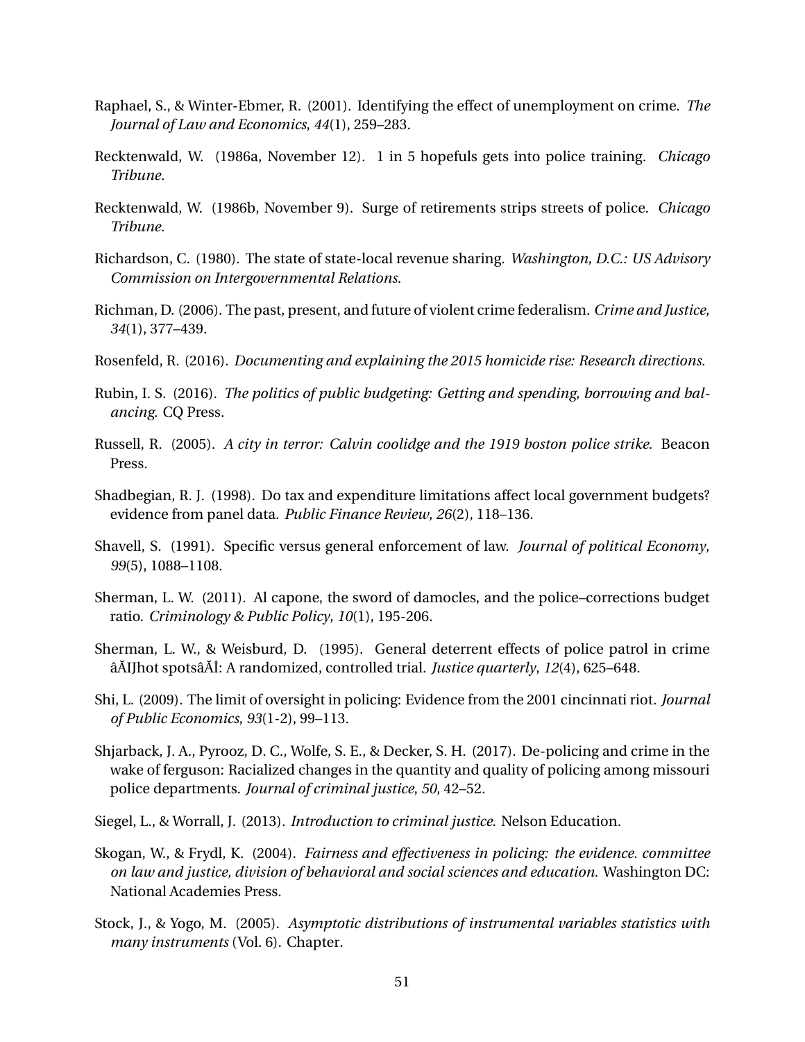Raphael, S., & Winter-Ebmer, R. (2001). Identifying the effect of unemployment on crime. *The Journal of Law and Economics*, *44*(1), 259–283.

Recktenwald, W. (1986a, November 12). 1 in 5 hopefuls gets into police training. *Chicago Tribune*.

Recktenwald, W. (1986b, November 9). Surge of retirements strips streets of police. *Chicago Tribune*.

Richardson, C. (1980). The state of state-local revenue sharing. *Washington, D.C.: US Advisory Commission on Intergovernmental Relations*.

Richman, D. (2006). The past, present, and future of violent crime federalism. *Crime and Justice*, *34*(1), 377–439.

Rosenfeld, R. (2016). *Documenting and explaining the 2015 homicide rise: Research directions.*

Rubin, I. S. (2016). *The politics of public budgeting: Getting and spending, borrowing and balancing.* CQ Press.

Russell, R. (2005). *A city in terror: Calvin coolidge and the 1919 boston police strike.* Beacon Press.

Shadbegian, R. J. (1998). Do tax and expenditure limitations affect local government budgets? evidence from panel data. *Public Finance Review*, *26*(2), 118–136.

Shavell, S. (1991). Specific versus general enforcement of law. *Journal of political Economy*, *99*(5), 1088–1108.

Sherman, L. W. (2011). Al capone, the sword of damocles, and the police–corrections budget ratio. *Criminology & Public Policy*, *10*(1), 195-206.

Sherman, L. W., & Weisburd, D. (1995). General deterrent effects of police patrol in crime âĂIJhot spotsâĂİ: A randomized, controlled trial. *Justice quarterly*, *12*(4), 625–648.

Shi, L. (2009). The limit of oversight in policing: Evidence from the 2001 cincinnati riot. *Journal of Public Economics*, *93*(1-2), 99–113.

Shjarback, J. A., Pyrooz, D. C., Wolfe, S. E., & Decker, S. H. (2017). De-policing and crime in the wake of ferguson: Racialized changes in the quantity and quality of policing among missouri police departments. *Journal of criminal justice*, *50*, 42–52.

Siegel, L., & Worrall, J. (2013). *Introduction to criminal justice.* Nelson Education.

Skogan, W., & Frydl, K. (2004). *Fairness and effectiveness in policing: the evidence. committee on law and justice, division of behavioral and social sciences and education.* Washington DC: National Academies Press.

Stock, J., & Yogo, M. (2005). *Asymptotic distributions of instrumental variables statistics with many instruments* (Vol. 6). Chapter.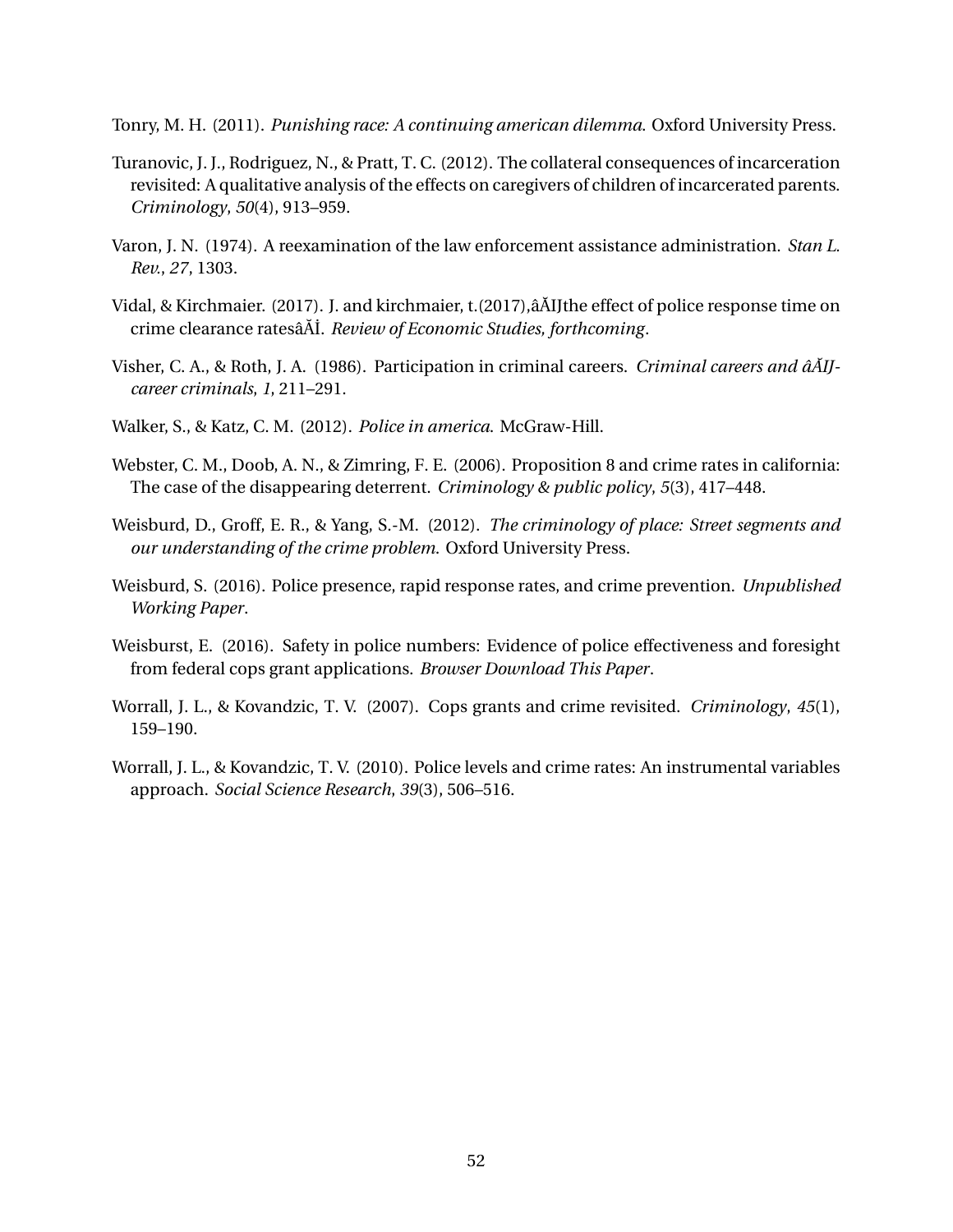Tonry, M. H. (2011). *Punishing race: A continuing american dilemma.* Oxford University Press.

Turanovic, J. J., Rodriguez, N., & Pratt, T. C. (2012). The collateral consequences of incarceration revisited: A qualitative analysis of the effects on caregivers of children of incarcerated parents. *Criminology*, *50*(4), 913–959.

Varon, J. N. (1974). A reexamination of the law enforcement assistance administration. *Stan L. Rev.*, *27*, 1303.

Vidal, & Kirchmaier. (2017). J. and kirchmaier, t.(2017),âĂIJthe effect of police response time on crime clearance ratesâĂİ. *Review of Economic Studies, forthcoming*.

Visher, C. A., & Roth, J. A. (1986). Participation in criminal careers. *Criminal careers and âĂIJ-career criminals*, *1*, 211–291.

Walker, S., & Katz, C. M. (2012). *Police in america.* McGraw-Hill.

Webster, C. M., Doob, A. N., & Zimring, F. E. (2006). Proposition 8 and crime rates in california: The case of the disappearing deterrent. *Criminology & public policy*, *5*(3), 417–448.

Weisburd, D., Groff, E. R., & Yang, S.-M. (2012). *The criminology of place: Street segments and our understanding of the crime problem.* Oxford University Press.

Weisburd, S. (2016). Police presence, rapid response rates, and crime prevention. *Unpublished Working Paper*.

Weisburst, E. (2016). Safety in police numbers: Evidence of police effectiveness and foresight from federal cops grant applications. *Browser Download This Paper*.

Worrall, J. L., & Kovandzic, T. V. (2007). Cops grants and crime revisited. *Criminology*, *45*(1), 159–190.

Worrall, J. L., & Kovandzic, T. V. (2010). Police levels and crime rates: An instrumental variables approach. *Social Science Research*, *39*(3), 506–516.